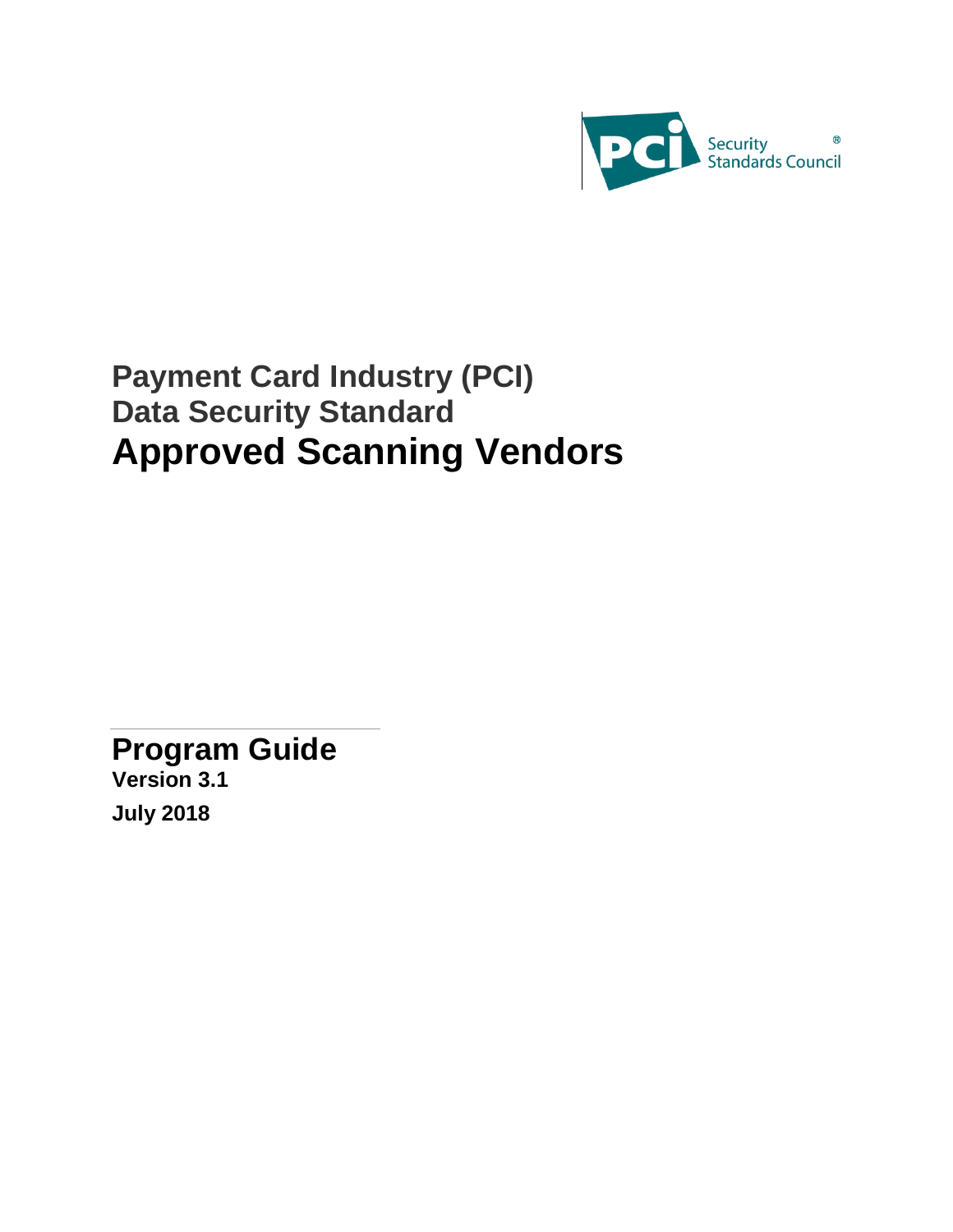PCI Security Standards Council®

# Payment Card Industry (PCI) Data Security Standard

# Approved Scanning Vendors

## Program Guide

**Version 3.1**

**July 2018**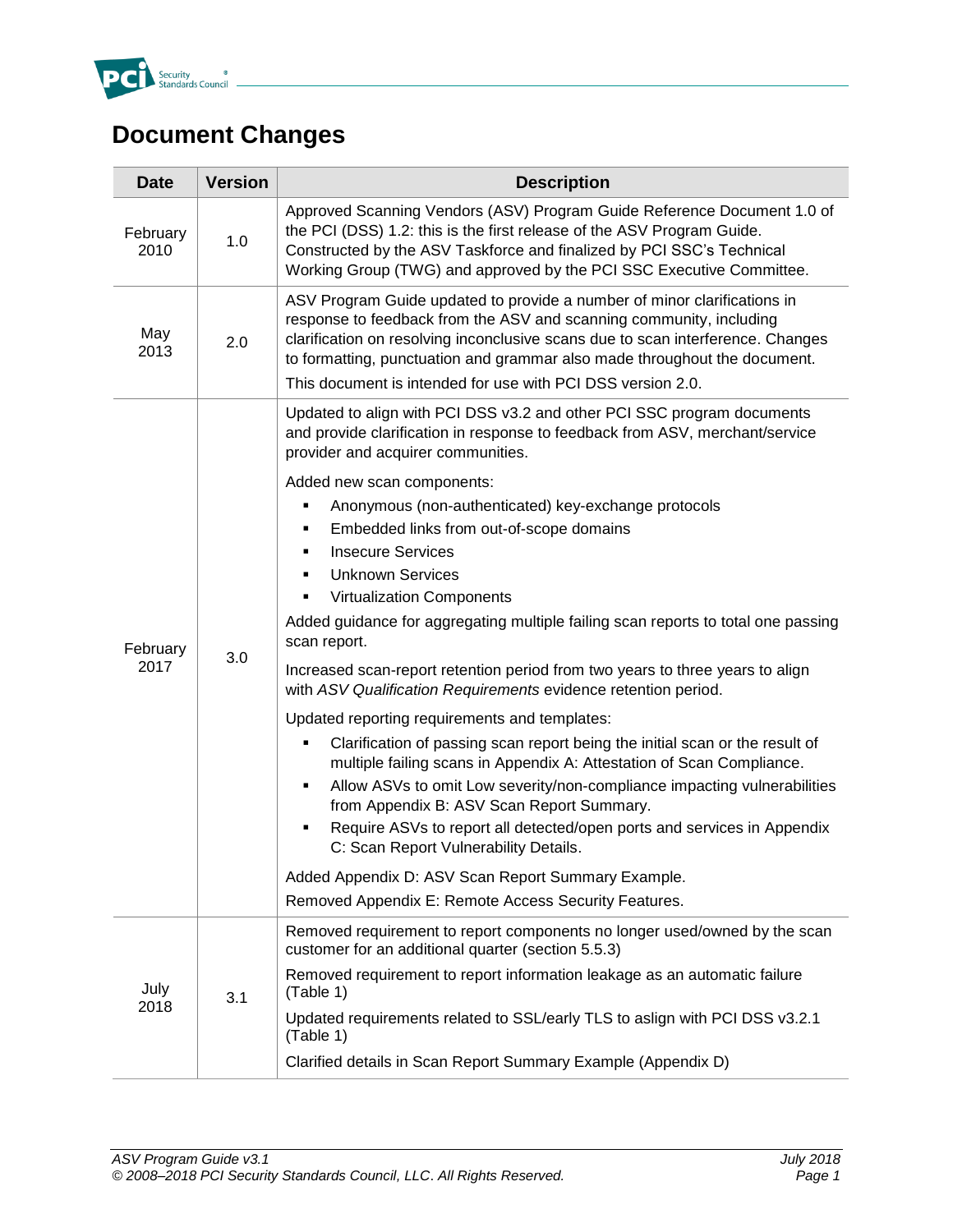# Document Changes

| Date | Version | Description |
|---|---|---|
| February 2010 | 1.0 | Approved Scanning Vendors (ASV) Program Guide Reference Document 1.0 of the PCI (DSS) 1.2: this is the first release of the ASV Program Guide. Constructed by the ASV Taskforce and finalized by PCI SSC's Technical Working Group (TWG) and approved by the PCI SSC Executive Committee. |
| May 2013 | 2.0 | ASV Program Guide updated to provide a number of minor clarifications in response to feedback from the ASV and scanning community, including clarification on resolving inconclusive scans due to scan interference. Changes to formatting, punctuation and grammar also made throughout the document.<br><br>This document is intended for use with PCI DSS version 2.0. |
| February 2017 | 3.0 | Updated to align with PCI DSS v3.2 and other PCI SSC program documents and provide clarification in response to feedback from ASV, merchant/service provider and acquirer communities.<br><br>Added new scan components:<br>▪ Anonymous (non-authenticated) key-exchange protocols<br>▪ Embedded links from out-of-scope domains<br>▪ Insecure Services<br>▪ Unknown Services<br>▪ Virtualization Components<br><br>Added guidance for aggregating multiple failing scan reports to total one passing scan report.<br><br>Increased scan-report retention period from two years to three years to align with *ASV Qualification Requirements* evidence retention period.<br><br>Updated reporting requirements and templates:<br>▪ Clarification of passing scan report being the initial scan or the result of multiple failing scans in Appendix A: Attestation of Scan Compliance.<br>▪ Allow ASVs to omit Low severity/non-compliance impacting vulnerabilities from Appendix B: ASV Scan Report Summary.<br>▪ Require ASVs to report all detected/open ports and services in Appendix C: Scan Report Vulnerability Details.<br><br>Added Appendix D: ASV Scan Report Summary Example.<br><br>Removed Appendix E: Remote Access Security Features. |
| July 2018 | 3.1 | Removed requirement to report components no longer used/owned by the scan customer for an additional quarter (section 5.5.3)<br><br>Removed requirement to report information leakage as an automatic failure (Table 1)<br><br>Updated requirements related to SSL/early TLS to aslign with PCI DSS v3.2.1 (Table 1)<br><br>Clarified details in Scan Report Summary Example (Appendix D) |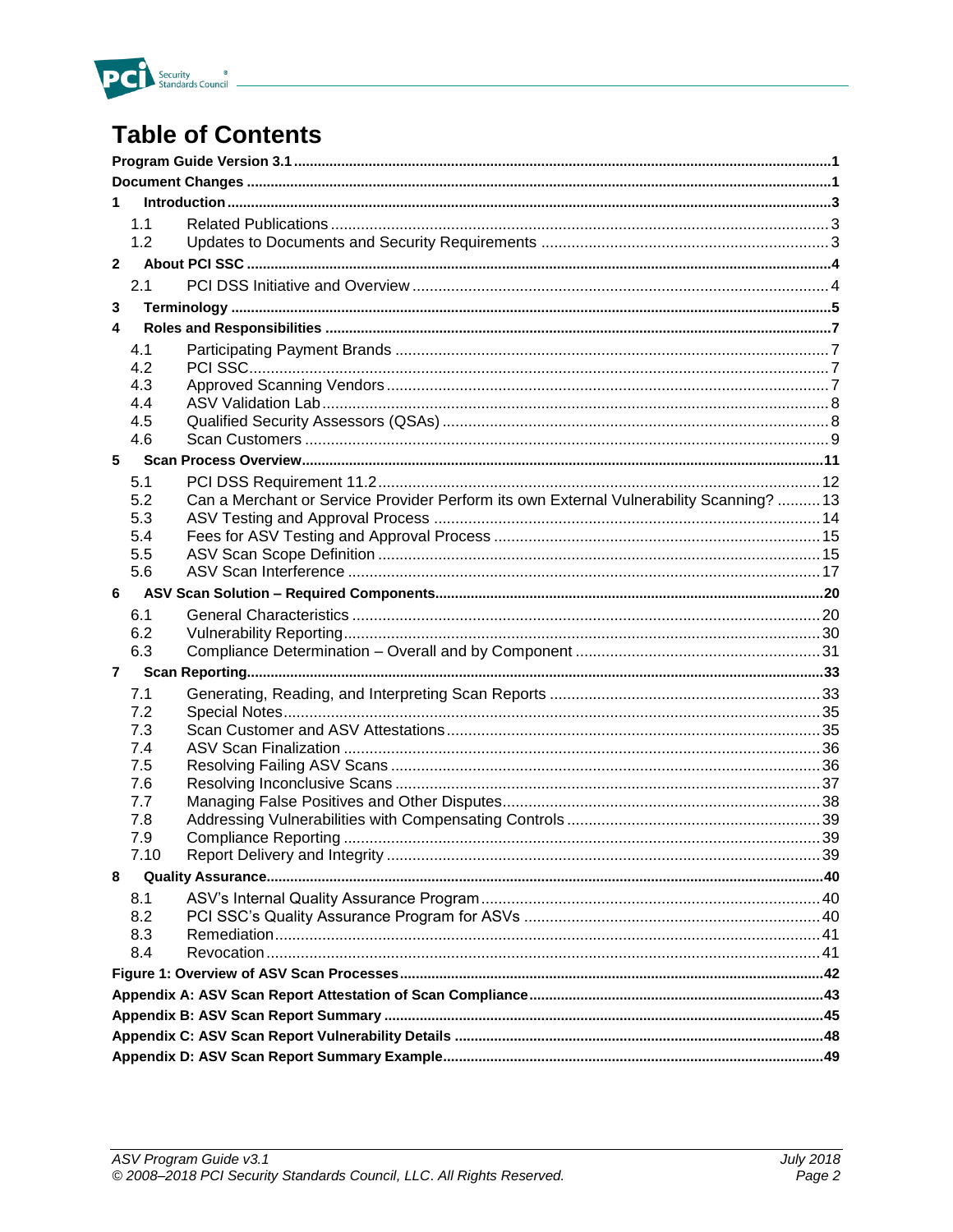# Table of Contents

| | | |
|---|---|---|
| **Program Guide Version 3.1** | | **1** |
| **Document Changes** | | **1** |
| **1** | **Introduction** | **3** |
| 1.1 | Related Publications | 3 |
| 1.2 | Updates to Documents and Security Requirements | 3 |
| **2** | **About PCI SSC** | **4** |
| 2.1 | PCI DSS Initiative and Overview | 4 |
| **3** | **Terminology** | **5** |
| **4** | **Roles and Responsibilities** | **7** |
| 4.1 | Participating Payment Brands | 7 |
| 4.2 | PCI SSC | 7 |
| 4.3 | Approved Scanning Vendors | 7 |
| 4.4 | ASV Validation Lab | 8 |
| 4.5 | Qualified Security Assessors (QSAs) | 8 |
| 4.6 | Scan Customers | 9 |
| **5** | **Scan Process Overview** | **11** |
| 5.1 | PCI DSS Requirement 11.2 | 12 |
| 5.2 | Can a Merchant or Service Provider Perform its own External Vulnerability Scanning? | 13 |
| 5.3 | ASV Testing and Approval Process | 14 |
| 5.4 | Fees for ASV Testing and Approval Process | 15 |
| 5.5 | ASV Scan Scope Definition | 15 |
| 5.6 | ASV Scan Interference | 17 |
| **6** | **ASV Scan Solution – Required Components** | **20** |
| 6.1 | General Characteristics | 20 |
| 6.2 | Vulnerability Reporting | 30 |
| 6.3 | Compliance Determination – Overall and by Component | 31 |
| **7** | **Scan Reporting** | **33** |
| 7.1 | Generating, Reading, and Interpreting Scan Reports | 33 |
| 7.2 | Special Notes | 35 |
| 7.3 | Scan Customer and ASV Attestations | 35 |
| 7.4 | ASV Scan Finalization | 36 |
| 7.5 | Resolving Failing ASV Scans | 36 |
| 7.6 | Resolving Inconclusive Scans | 37 |
| 7.7 | Managing False Positives and Other Disputes | 38 |
| 7.8 | Addressing Vulnerabilities with Compensating Controls | 39 |
| 7.9 | Compliance Reporting | 39 |
| 7.10 | Report Delivery and Integrity | 39 |
| **8** | **Quality Assurance** | **40** |
| 8.1 | ASV's Internal Quality Assurance Program | 40 |
| 8.2 | PCI SSC's Quality Assurance Program for ASVs | 40 |
| 8.3 | Remediation | 41 |
| 8.4 | Revocation | 41 |
| **Figure 1: Overview of ASV Scan Processes** | | **42** |
| **Appendix A: ASV Scan Report Attestation of Scan Compliance** | | **43** |
| **Appendix B: ASV Scan Report Summary** | | **45** |
| **Appendix C: ASV Scan Report Vulnerability Details** | | **48** |
| **Appendix D: ASV Scan Report Summary Example** | | **49** |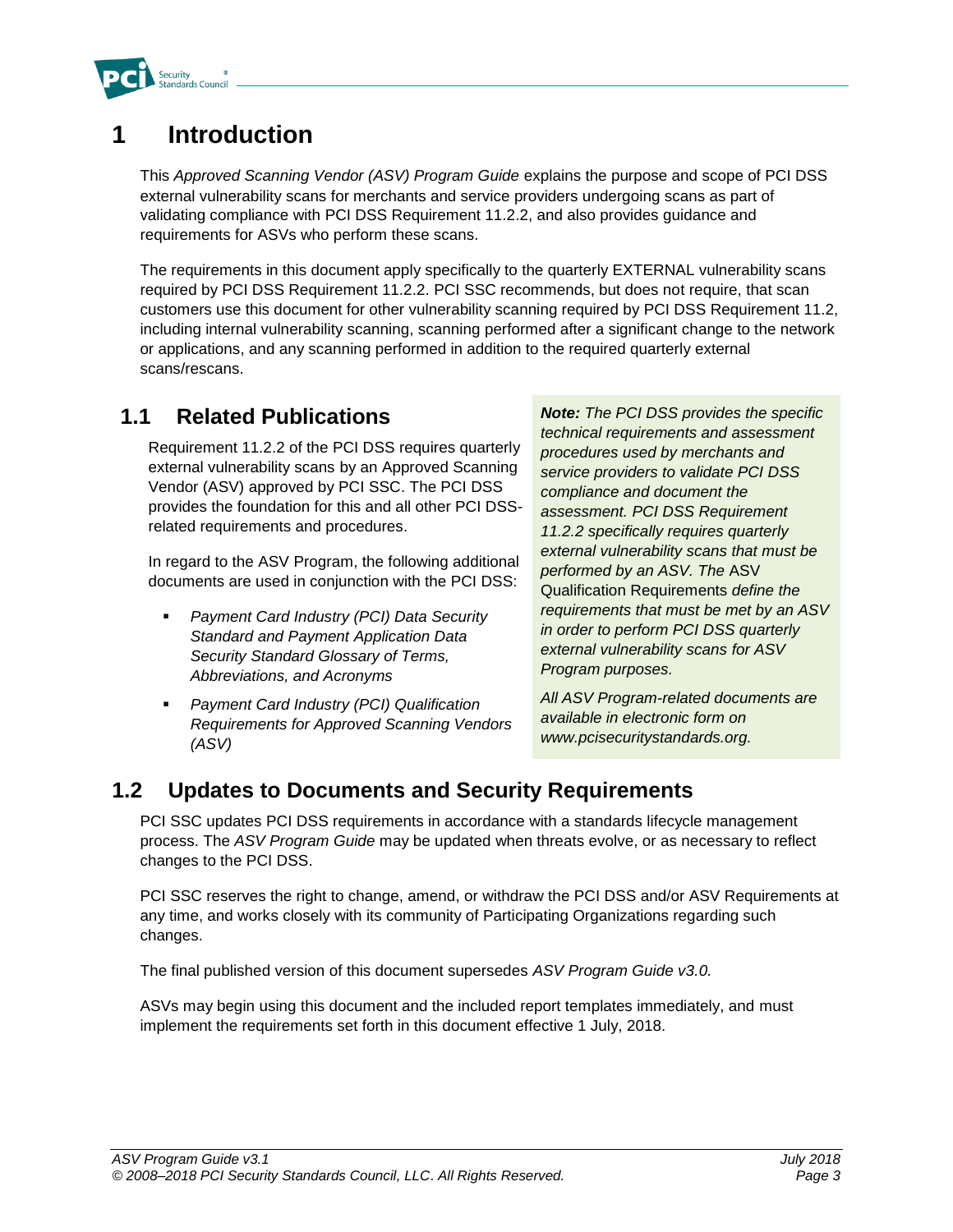# 1 Introduction

This *Approved Scanning Vendor (ASV) Program Guide* explains the purpose and scope of PCI DSS external vulnerability scans for merchants and service providers undergoing scans as part of validating compliance with PCI DSS Requirement 11.2.2, and also provides guidance and requirements for ASVs who perform these scans.

The requirements in this document apply specifically to the quarterly EXTERNAL vulnerability scans required by PCI DSS Requirement 11.2.2. PCI SSC recommends, but does not require, that scan customers use this document for other vulnerability scanning required by PCI DSS Requirement 11.2, including internal vulnerability scanning, scanning performed after a significant change to the network or applications, and any scanning performed in addition to the required quarterly external scans/rescans.

## 1.1 Related Publications

Requirement 11.2.2 of the PCI DSS requires quarterly external vulnerability scans by an Approved Scanning Vendor (ASV) approved by PCI SSC. The PCI DSS provides the foundation for this and all other PCI DSS-related requirements and procedures.

In regard to the ASV Program, the following additional documents are used in conjunction with the PCI DSS:

- *Payment Card Industry (PCI) Data Security Standard and Payment Application Data Security Standard Glossary of Terms, Abbreviations, and Acronyms*
- *Payment Card Industry (PCI) Qualification Requirements for Approved Scanning Vendors (ASV)*

> ***Note:*** *The PCI DSS provides the specific technical requirements and assessment procedures used by merchants and service providers to validate PCI DSS compliance and document the assessment. PCI DSS Requirement 11.2.2 specifically requires quarterly external vulnerability scans that must be performed by an ASV. The* ASV Qualification Requirements *define the requirements that must be met by an ASV in order to perform PCI DSS quarterly external vulnerability scans for ASV Program purposes.*
>
> *All ASV Program-related documents are available in electronic form on www.pcisecuritystandards.org.*

## 1.2 Updates to Documents and Security Requirements

PCI SSC updates PCI DSS requirements in accordance with a standards lifecycle management process. The *ASV Program Guide* may be updated when threats evolve, or as necessary to reflect changes to the PCI DSS.

PCI SSC reserves the right to change, amend, or withdraw the PCI DSS and/or ASV Requirements at any time, and works closely with its community of Participating Organizations regarding such changes.

The final published version of this document supersedes *ASV Program Guide v3.0.*

ASVs may begin using this document and the included report templates immediately, and must implement the requirements set forth in this document effective 1 July, 2018.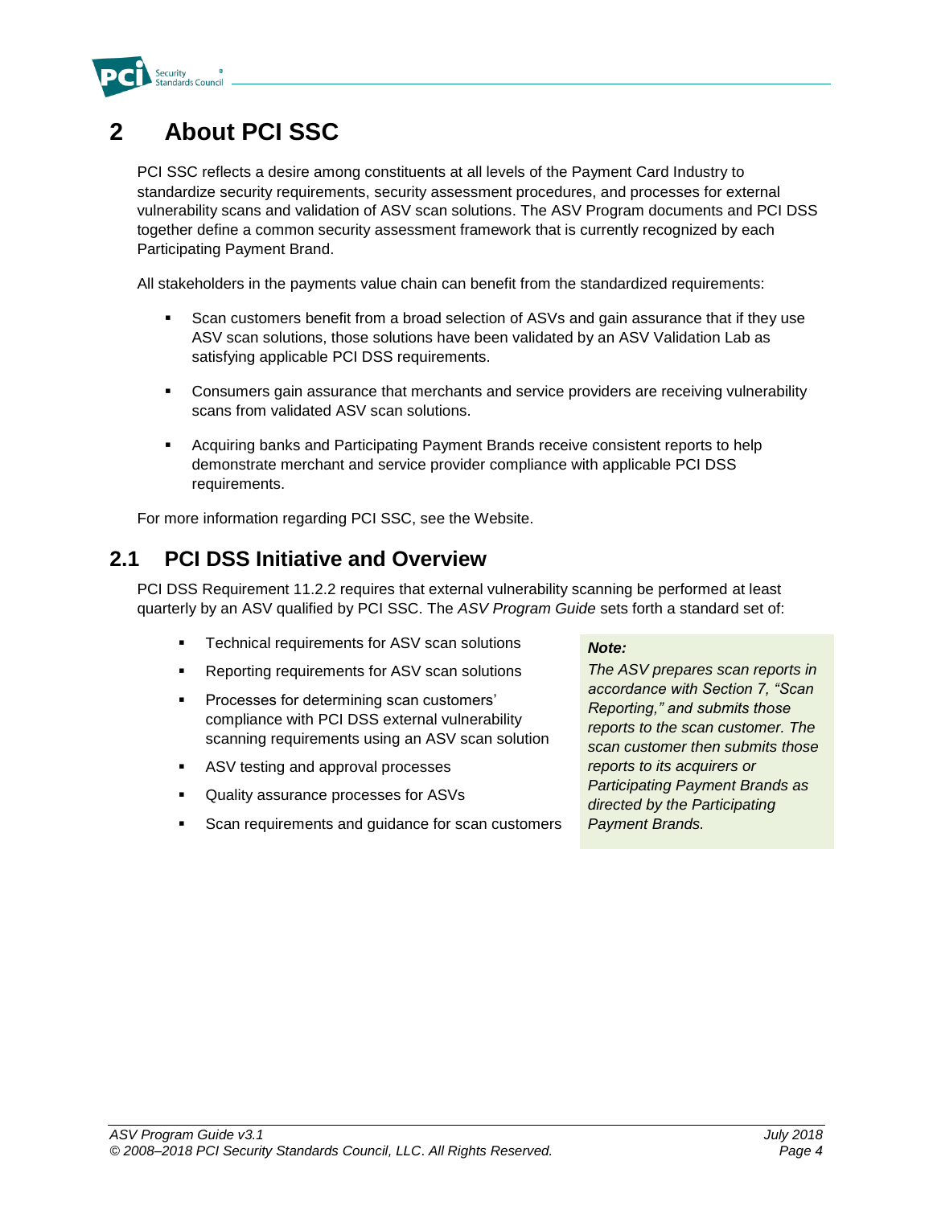# 2 About PCI SSC

PCI SSC reflects a desire among constituents at all levels of the Payment Card Industry to standardize security requirements, security assessment procedures, and processes for external vulnerability scans and validation of ASV scan solutions. The ASV Program documents and PCI DSS together define a common security assessment framework that is currently recognized by each Participating Payment Brand.

All stakeholders in the payments value chain can benefit from the standardized requirements:

- Scan customers benefit from a broad selection of ASVs and gain assurance that if they use ASV scan solutions, those solutions have been validated by an ASV Validation Lab as satisfying applicable PCI DSS requirements.
- Consumers gain assurance that merchants and service providers are receiving vulnerability scans from validated ASV scan solutions.
- Acquiring banks and Participating Payment Brands receive consistent reports to help demonstrate merchant and service provider compliance with applicable PCI DSS requirements.

For more information regarding PCI SSC, see the Website.

## 2.1 PCI DSS Initiative and Overview

PCI DSS Requirement 11.2.2 requires that external vulnerability scanning be performed at least quarterly by an ASV qualified by PCI SSC. The *ASV Program Guide* sets forth a standard set of:

- Technical requirements for ASV scan solutions
- Reporting requirements for ASV scan solutions
- Processes for determining scan customers' compliance with PCI DSS external vulnerability scanning requirements using an ASV scan solution
- ASV testing and approval processes
- Quality assurance processes for ASVs
- Scan requirements and guidance for scan customers

***Note:***

*The ASV prepares scan reports in accordance with Section 7, "Scan Reporting," and submits those reports to the scan customer. The scan customer then submits those reports to its acquirers or Participating Payment Brands as directed by the Participating Payment Brands.*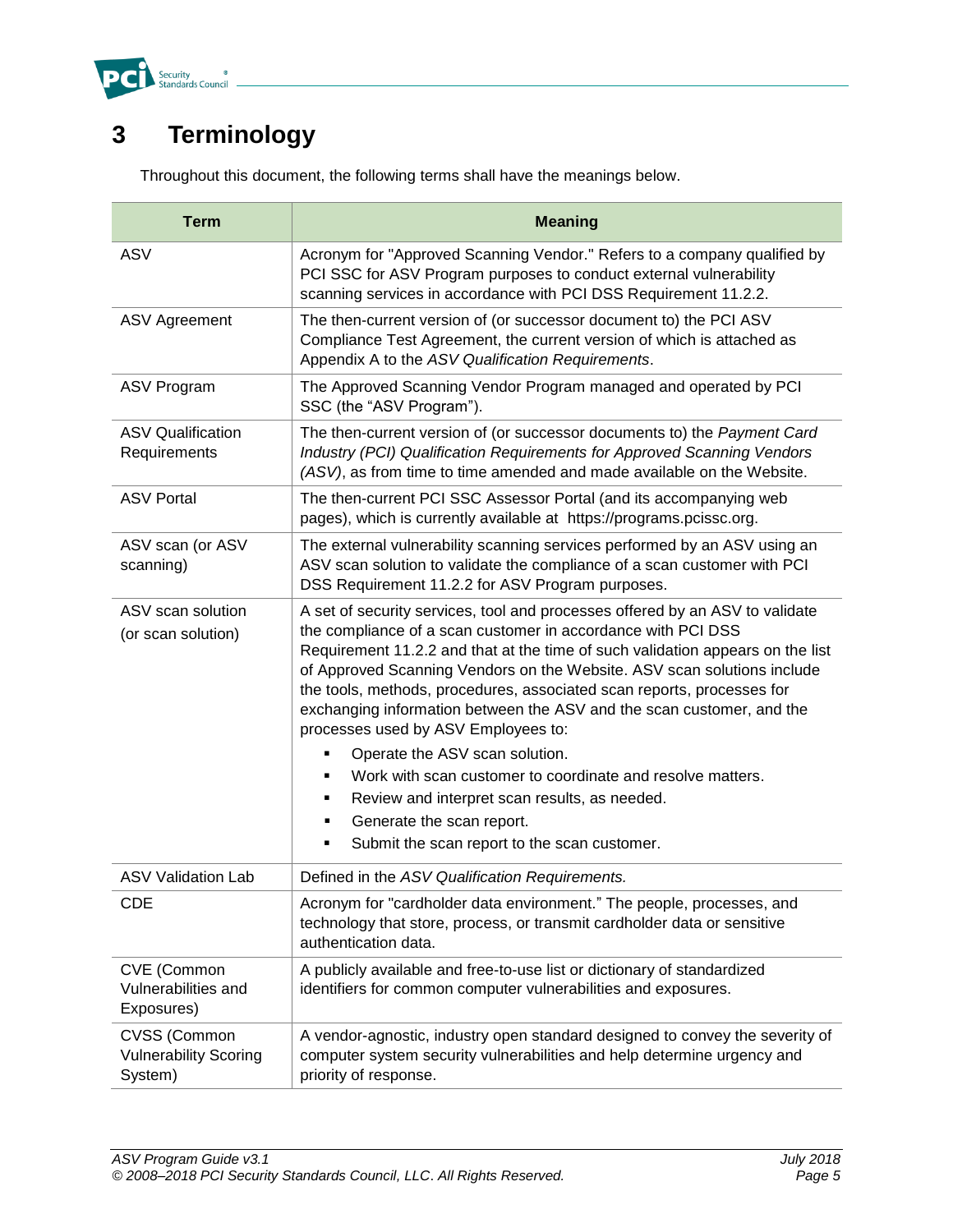# 3 Terminology

Throughout this document, the following terms shall have the meanings below.

| Term | Meaning |
|---|---|
| ASV | Acronym for "Approved Scanning Vendor." Refers to a company qualified by PCI SSC for ASV Program purposes to conduct external vulnerability scanning services in accordance with PCI DSS Requirement 11.2.2. |
| ASV Agreement | The then-current version of (or successor document to) the PCI ASV Compliance Test Agreement, the current version of which is attached as Appendix A to the *ASV Qualification Requirements*. |
| ASV Program | The Approved Scanning Vendor Program managed and operated by PCI SSC (the "ASV Program"). |
| ASV Qualification Requirements | The then-current version of (or successor documents to) the *Payment Card Industry (PCI) Qualification Requirements for Approved Scanning Vendors (ASV)*, as from time to time amended and made available on the Website. |
| ASV Portal | The then-current PCI SSC Assessor Portal (and its accompanying web pages), which is currently available at https://programs.pcissc.org. |
| ASV scan (or ASV scanning) | The external vulnerability scanning services performed by an ASV using an ASV scan solution to validate the compliance of a scan customer with PCI DSS Requirement 11.2.2 for ASV Program purposes. |
| ASV scan solution (or scan solution) | A set of security services, tool and processes offered by an ASV to validate the compliance of a scan customer in accordance with PCI DSS Requirement 11.2.2 and that at the time of such validation appears on the list of Approved Scanning Vendors on the Website. ASV scan solutions include the tools, methods, procedures, associated scan reports, processes for exchanging information between the ASV and the scan customer, and the processes used by ASV Employees to:<br>▪ Operate the ASV scan solution.<br>▪ Work with scan customer to coordinate and resolve matters.<br>▪ Review and interpret scan results, as needed.<br>▪ Generate the scan report.<br>▪ Submit the scan report to the scan customer. |
| ASV Validation Lab | Defined in the *ASV Qualification Requirements.* |
| CDE | Acronym for "cardholder data environment." The people, processes, and technology that store, process, or transmit cardholder data or sensitive authentication data. |
| CVE (Common Vulnerabilities and Exposures) | A publicly available and free-to-use list or dictionary of standardized identifiers for common computer vulnerabilities and exposures. |
| CVSS (Common Vulnerability Scoring System) | A vendor-agnostic, industry open standard designed to convey the severity of computer system security vulnerabilities and help determine urgency and priority of response. |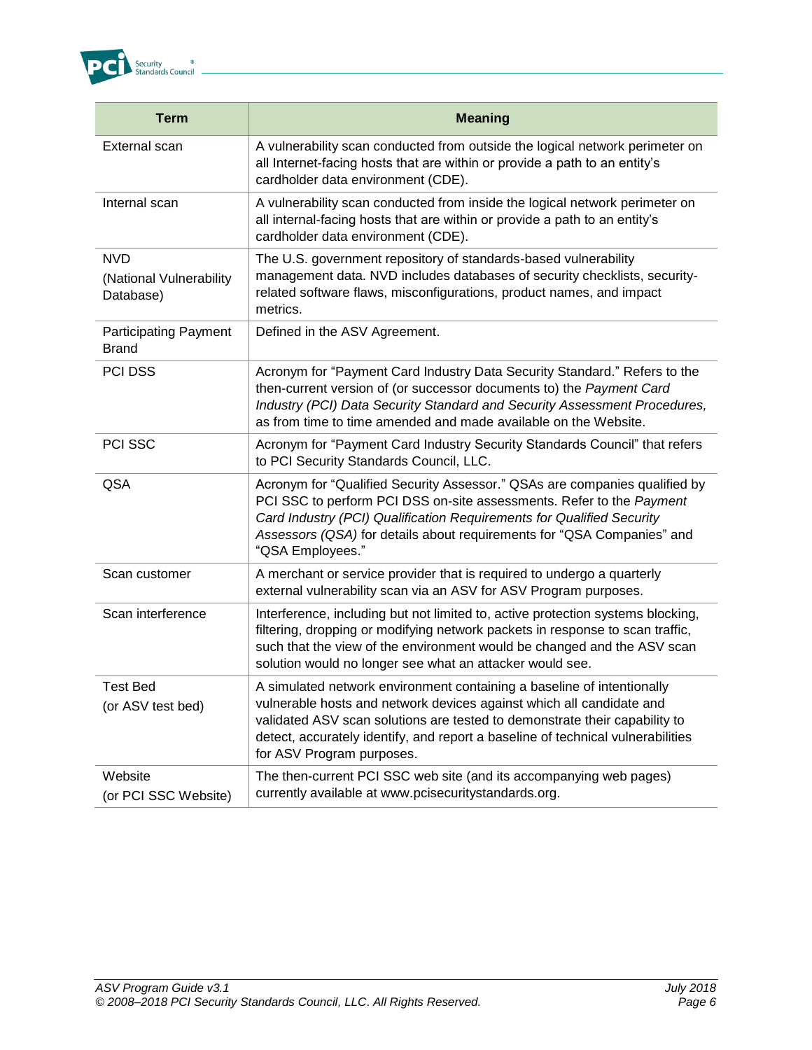| Term | Meaning |
|---|---|
| External scan | A vulnerability scan conducted from outside the logical network perimeter on all Internet-facing hosts that are within or provide a path to an entity's cardholder data environment (CDE). |
| Internal scan | A vulnerability scan conducted from inside the logical network perimeter on all internal-facing hosts that are within or provide a path to an entity's cardholder data environment (CDE). |
| NVD (National Vulnerability Database) | The U.S. government repository of standards-based vulnerability management data. NVD includes databases of security checklists, security-related software flaws, misconfigurations, product names, and impact metrics. |
| Participating Payment Brand | Defined in the ASV Agreement. |
| PCI DSS | Acronym for "Payment Card Industry Data Security Standard." Refers to the then-current version of (or successor documents to) the *Payment Card Industry (PCI) Data Security Standard and Security Assessment Procedures,* as from time to time amended and made available on the Website. |
| PCI SSC | Acronym for "Payment Card Industry Security Standards Council" that refers to PCI Security Standards Council, LLC. |
| QSA | Acronym for "Qualified Security Assessor." QSAs are companies qualified by PCI SSC to perform PCI DSS on-site assessments. Refer to the *Payment Card Industry (PCI) Qualification Requirements for Qualified Security Assessors (QSA)* for details about requirements for "QSA Companies" and "QSA Employees." |
| Scan customer | A merchant or service provider that is required to undergo a quarterly external vulnerability scan via an ASV for ASV Program purposes. |
| Scan interference | Interference, including but not limited to, active protection systems blocking, filtering, dropping or modifying network packets in response to scan traffic, such that the view of the environment would be changed and the ASV scan solution would no longer see what an attacker would see. |
| Test Bed (or ASV test bed) | A simulated network environment containing a baseline of intentionally vulnerable hosts and network devices against which all candidate and validated ASV scan solutions are tested to demonstrate their capability to detect, accurately identify, and report a baseline of technical vulnerabilities for ASV Program purposes. |
| Website (or PCI SSC Website) | The then-current PCI SSC web site (and its accompanying web pages) currently available at www.pcisecuritystandards.org. |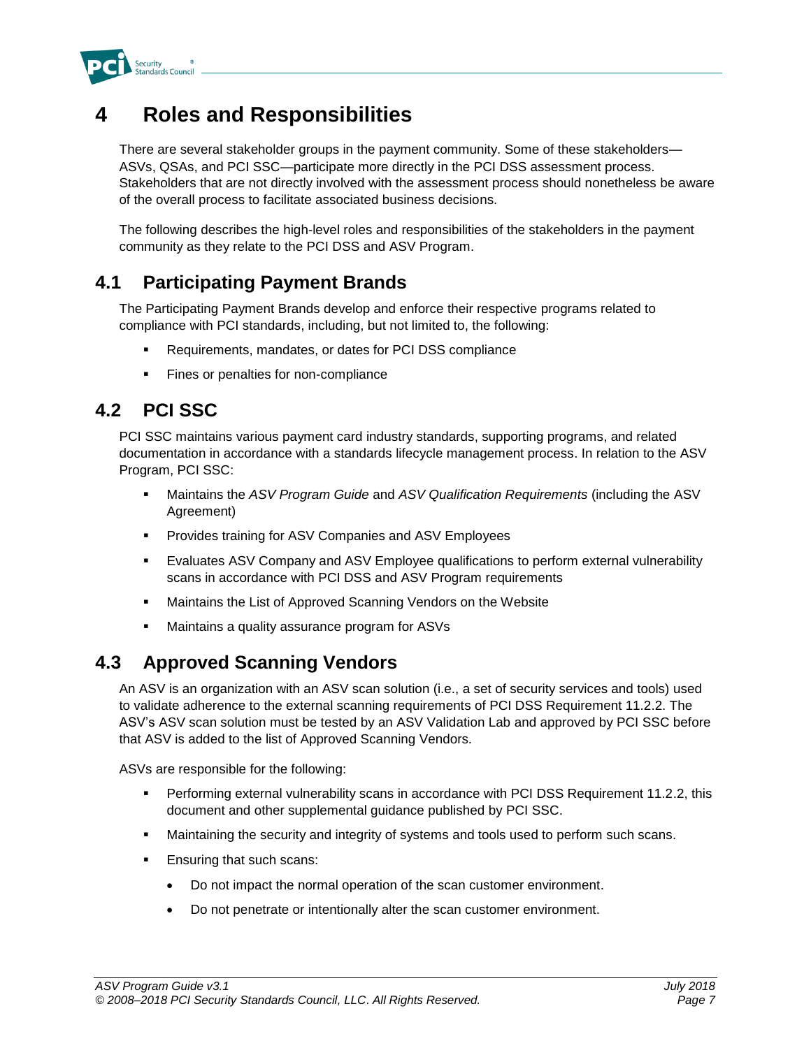# 4 Roles and Responsibilities

There are several stakeholder groups in the payment community. Some of these stakeholders—ASVs, QSAs, and PCI SSC—participate more directly in the PCI DSS assessment process. Stakeholders that are not directly involved with the assessment process should nonetheless be aware of the overall process to facilitate associated business decisions.

The following describes the high-level roles and responsibilities of the stakeholders in the payment community as they relate to the PCI DSS and ASV Program.

## 4.1 Participating Payment Brands

The Participating Payment Brands develop and enforce their respective programs related to compliance with PCI standards, including, but not limited to, the following:

- Requirements, mandates, or dates for PCI DSS compliance
- Fines or penalties for non-compliance

## 4.2 PCI SSC

PCI SSC maintains various payment card industry standards, supporting programs, and related documentation in accordance with a standards lifecycle management process. In relation to the ASV Program, PCI SSC:

- Maintains the *ASV Program Guide* and *ASV Qualification Requirements* (including the ASV Agreement)
- Provides training for ASV Companies and ASV Employees
- Evaluates ASV Company and ASV Employee qualifications to perform external vulnerability scans in accordance with PCI DSS and ASV Program requirements
- Maintains the List of Approved Scanning Vendors on the Website
- Maintains a quality assurance program for ASVs

## 4.3 Approved Scanning Vendors

An ASV is an organization with an ASV scan solution (i.e., a set of security services and tools) used to validate adherence to the external scanning requirements of PCI DSS Requirement 11.2.2. The ASV's ASV scan solution must be tested by an ASV Validation Lab and approved by PCI SSC before that ASV is added to the list of Approved Scanning Vendors.

ASVs are responsible for the following:

- Performing external vulnerability scans in accordance with PCI DSS Requirement 11.2.2, this document and other supplemental guidance published by PCI SSC.
- Maintaining the security and integrity of systems and tools used to perform such scans.
- Ensuring that such scans:
    - Do not impact the normal operation of the scan customer environment.
    - Do not penetrate or intentionally alter the scan customer environment.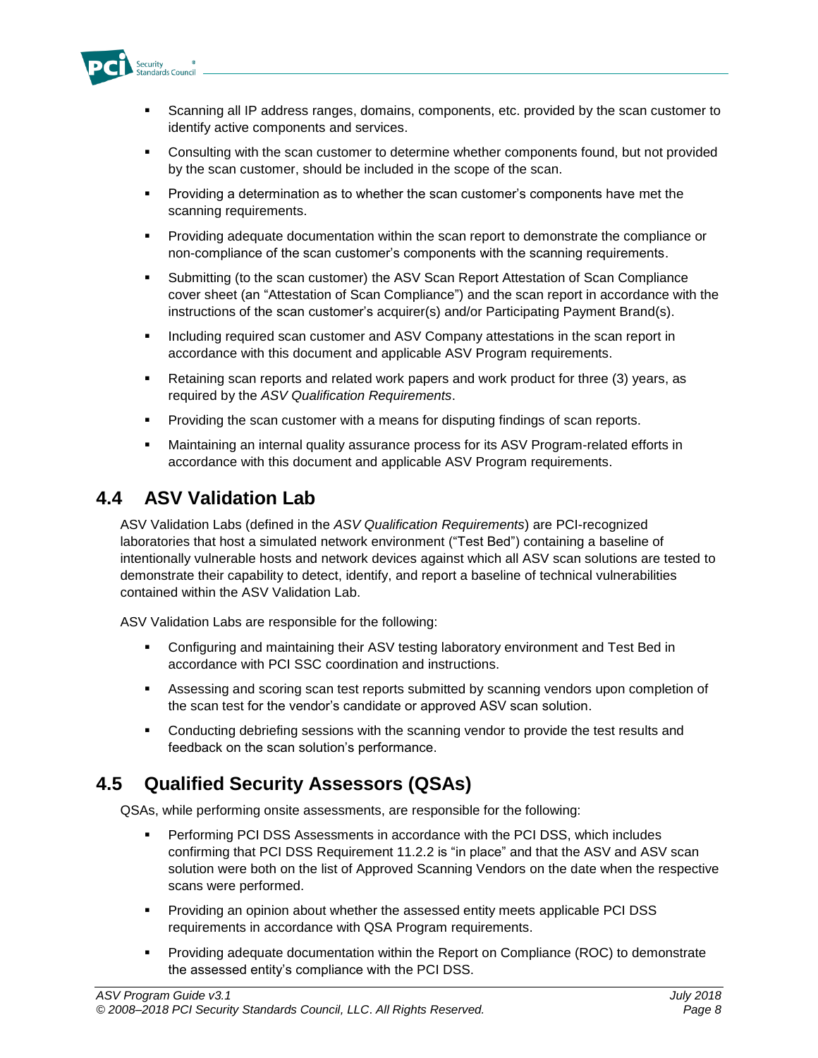- Scanning all IP address ranges, domains, components, etc. provided by the scan customer to identify active components and services.
- Consulting with the scan customer to determine whether components found, but not provided by the scan customer, should be included in the scope of the scan.
- Providing a determination as to whether the scan customer's components have met the scanning requirements.
- Providing adequate documentation within the scan report to demonstrate the compliance or non-compliance of the scan customer's components with the scanning requirements.
- Submitting (to the scan customer) the ASV Scan Report Attestation of Scan Compliance cover sheet (an "Attestation of Scan Compliance") and the scan report in accordance with the instructions of the scan customer's acquirer(s) and/or Participating Payment Brand(s).
- Including required scan customer and ASV Company attestations in the scan report in accordance with this document and applicable ASV Program requirements.
- Retaining scan reports and related work papers and work product for three (3) years, as required by the *ASV Qualification Requirements*.
- Providing the scan customer with a means for disputing findings of scan reports.
- Maintaining an internal quality assurance process for its ASV Program-related efforts in accordance with this document and applicable ASV Program requirements.

## 4.4 ASV Validation Lab

ASV Validation Labs (defined in the *ASV Qualification Requirements*) are PCI-recognized laboratories that host a simulated network environment ("Test Bed") containing a baseline of intentionally vulnerable hosts and network devices against which all ASV scan solutions are tested to demonstrate their capability to detect, identify, and report a baseline of technical vulnerabilities contained within the ASV Validation Lab.

ASV Validation Labs are responsible for the following:

- Configuring and maintaining their ASV testing laboratory environment and Test Bed in accordance with PCI SSC coordination and instructions.
- Assessing and scoring scan test reports submitted by scanning vendors upon completion of the scan test for the vendor's candidate or approved ASV scan solution.
- Conducting debriefing sessions with the scanning vendor to provide the test results and feedback on the scan solution's performance.

## 4.5 Qualified Security Assessors (QSAs)

QSAs, while performing onsite assessments, are responsible for the following:

- Performing PCI DSS Assessments in accordance with the PCI DSS, which includes confirming that PCI DSS Requirement 11.2.2 is "in place" and that the ASV and ASV scan solution were both on the list of Approved Scanning Vendors on the date when the respective scans were performed.
- Providing an opinion about whether the assessed entity meets applicable PCI DSS requirements in accordance with QSA Program requirements.
- Providing adequate documentation within the Report on Compliance (ROC) to demonstrate the assessed entity's compliance with the PCI DSS.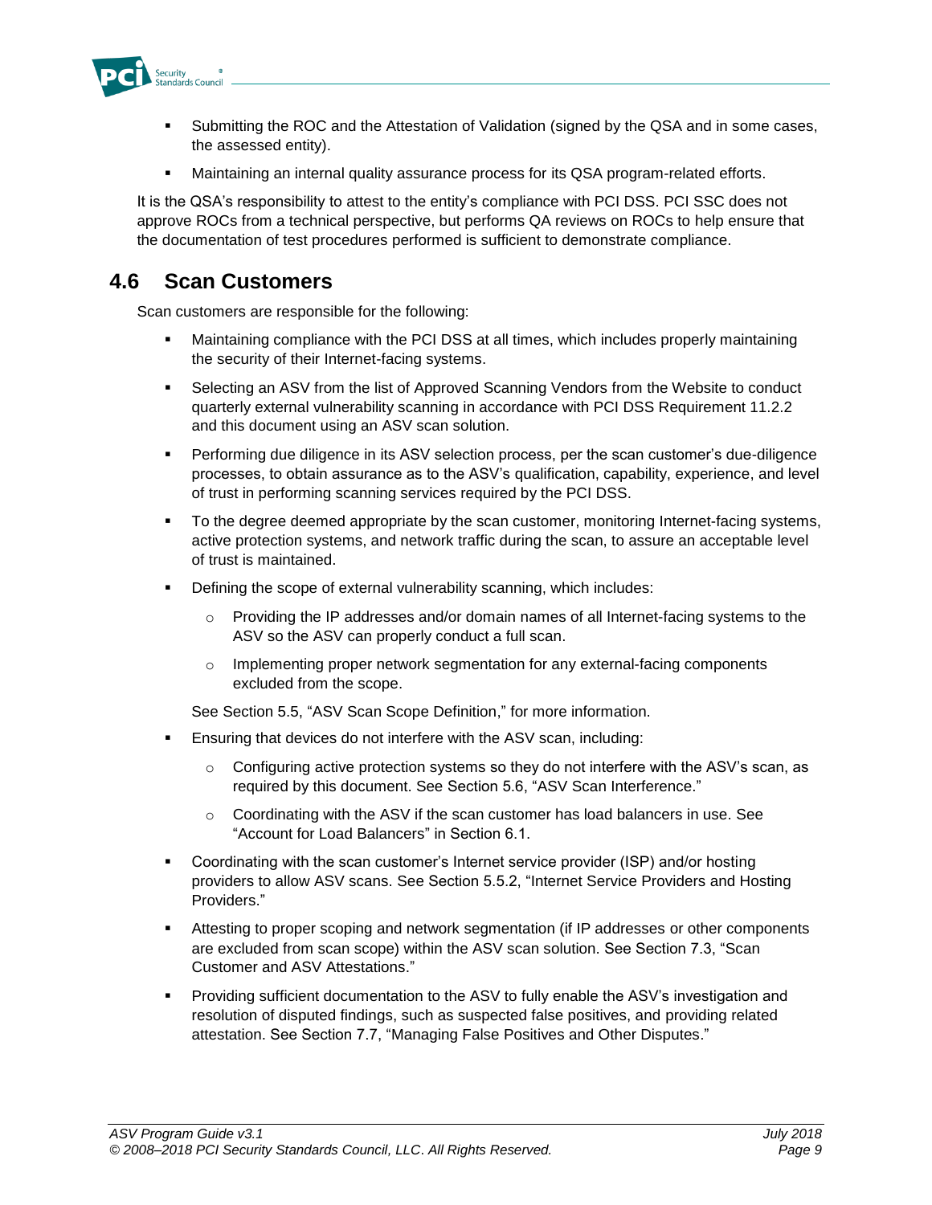- Submitting the ROC and the Attestation of Validation (signed by the QSA and in some cases, the assessed entity).
- Maintaining an internal quality assurance process for its QSA program-related efforts.

It is the QSA's responsibility to attest to the entity's compliance with PCI DSS. PCI SSC does not approve ROCs from a technical perspective, but performs QA reviews on ROCs to help ensure that the documentation of test procedures performed is sufficient to demonstrate compliance.

## 4.6 Scan Customers

Scan customers are responsible for the following:

- Maintaining compliance with the PCI DSS at all times, which includes properly maintaining the security of their Internet-facing systems.
- Selecting an ASV from the list of Approved Scanning Vendors from the Website to conduct quarterly external vulnerability scanning in accordance with PCI DSS Requirement 11.2.2 and this document using an ASV scan solution.
- Performing due diligence in its ASV selection process, per the scan customer's due-diligence processes, to obtain assurance as to the ASV's qualification, capability, experience, and level of trust in performing scanning services required by the PCI DSS.
- To the degree deemed appropriate by the scan customer, monitoring Internet-facing systems, active protection systems, and network traffic during the scan, to assure an acceptable level of trust is maintained.
- Defining the scope of external vulnerability scanning, which includes:
  - Providing the IP addresses and/or domain names of all Internet-facing systems to the ASV so the ASV can properly conduct a full scan.
  - Implementing proper network segmentation for any external-facing components excluded from the scope.

  See Section 5.5, "ASV Scan Scope Definition," for more information.
- Ensuring that devices do not interfere with the ASV scan, including:
  - Configuring active protection systems so they do not interfere with the ASV's scan, as required by this document. See Section 5.6, "ASV Scan Interference."
  - Coordinating with the ASV if the scan customer has load balancers in use. See "Account for Load Balancers" in Section 6.1.
- Coordinating with the scan customer's Internet service provider (ISP) and/or hosting providers to allow ASV scans. See Section 5.5.2, "Internet Service Providers and Hosting Providers."
- Attesting to proper scoping and network segmentation (if IP addresses or other components are excluded from scan scope) within the ASV scan solution. See Section 7.3, "Scan Customer and ASV Attestations."
- Providing sufficient documentation to the ASV to fully enable the ASV's investigation and resolution of disputed findings, such as suspected false positives, and providing related attestation. See Section 7.7, "Managing False Positives and Other Disputes."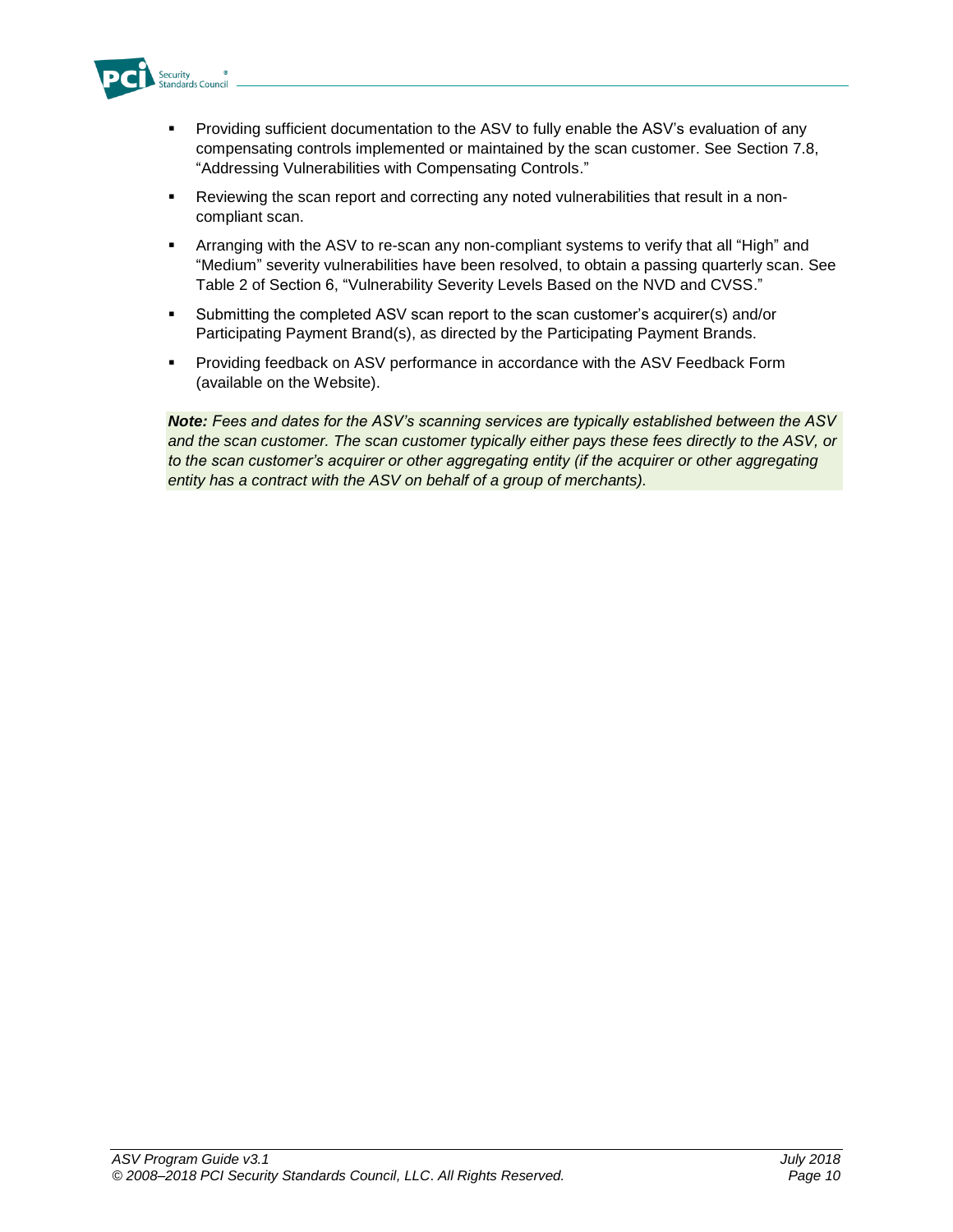- Providing sufficient documentation to the ASV to fully enable the ASV's evaluation of any compensating controls implemented or maintained by the scan customer. See Section 7.8, "Addressing Vulnerabilities with Compensating Controls."
- Reviewing the scan report and correcting any noted vulnerabilities that result in a non-compliant scan.
- Arranging with the ASV to re-scan any non-compliant systems to verify that all "High" and "Medium" severity vulnerabilities have been resolved, to obtain a passing quarterly scan. See Table 2 of Section 6, "Vulnerability Severity Levels Based on the NVD and CVSS."
- Submitting the completed ASV scan report to the scan customer's acquirer(s) and/or Participating Payment Brand(s), as directed by the Participating Payment Brands.
- Providing feedback on ASV performance in accordance with the ASV Feedback Form (available on the Website).

***Note:*** *Fees and dates for the ASV's scanning services are typically established between the ASV and the scan customer. The scan customer typically either pays these fees directly to the ASV, or to the scan customer's acquirer or other aggregating entity (if the acquirer or other aggregating entity has a contract with the ASV on behalf of a group of merchants).*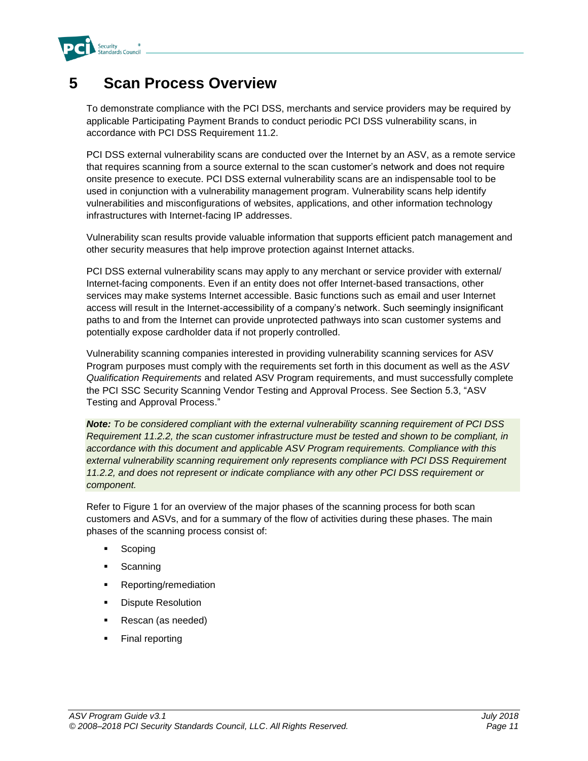# 5 Scan Process Overview

To demonstrate compliance with the PCI DSS, merchants and service providers may be required by applicable Participating Payment Brands to conduct periodic PCI DSS vulnerability scans, in accordance with PCI DSS Requirement 11.2.

PCI DSS external vulnerability scans are conducted over the Internet by an ASV, as a remote service that requires scanning from a source external to the scan customer's network and does not require onsite presence to execute. PCI DSS external vulnerability scans are an indispensable tool to be used in conjunction with a vulnerability management program. Vulnerability scans help identify vulnerabilities and misconfigurations of websites, applications, and other information technology infrastructures with Internet-facing IP addresses.

Vulnerability scan results provide valuable information that supports efficient patch management and other security measures that help improve protection against Internet attacks.

PCI DSS external vulnerability scans may apply to any merchant or service provider with external/ Internet-facing components. Even if an entity does not offer Internet-based transactions, other services may make systems Internet accessible. Basic functions such as email and user Internet access will result in the Internet-accessibility of a company's network. Such seemingly insignificant paths to and from the Internet can provide unprotected pathways into scan customer systems and potentially expose cardholder data if not properly controlled.

Vulnerability scanning companies interested in providing vulnerability scanning services for ASV Program purposes must comply with the requirements set forth in this document as well as the *ASV Qualification Requirements* and related ASV Program requirements, and must successfully complete the PCI SSC Security Scanning Vendor Testing and Approval Process. See Section 5.3, "ASV Testing and Approval Process."

***Note:*** *To be considered compliant with the external vulnerability scanning requirement of PCI DSS Requirement 11.2.2, the scan customer infrastructure must be tested and shown to be compliant, in accordance with this document and applicable ASV Program requirements. Compliance with this external vulnerability scanning requirement only represents compliance with PCI DSS Requirement 11.2.2, and does not represent or indicate compliance with any other PCI DSS requirement or component.*

Refer to Figure 1 for an overview of the major phases of the scanning process for both scan customers and ASVs, and for a summary of the flow of activities during these phases. The main phases of the scanning process consist of:

- Scoping
- Scanning
- Reporting/remediation
- Dispute Resolution
- Rescan (as needed)
- Final reporting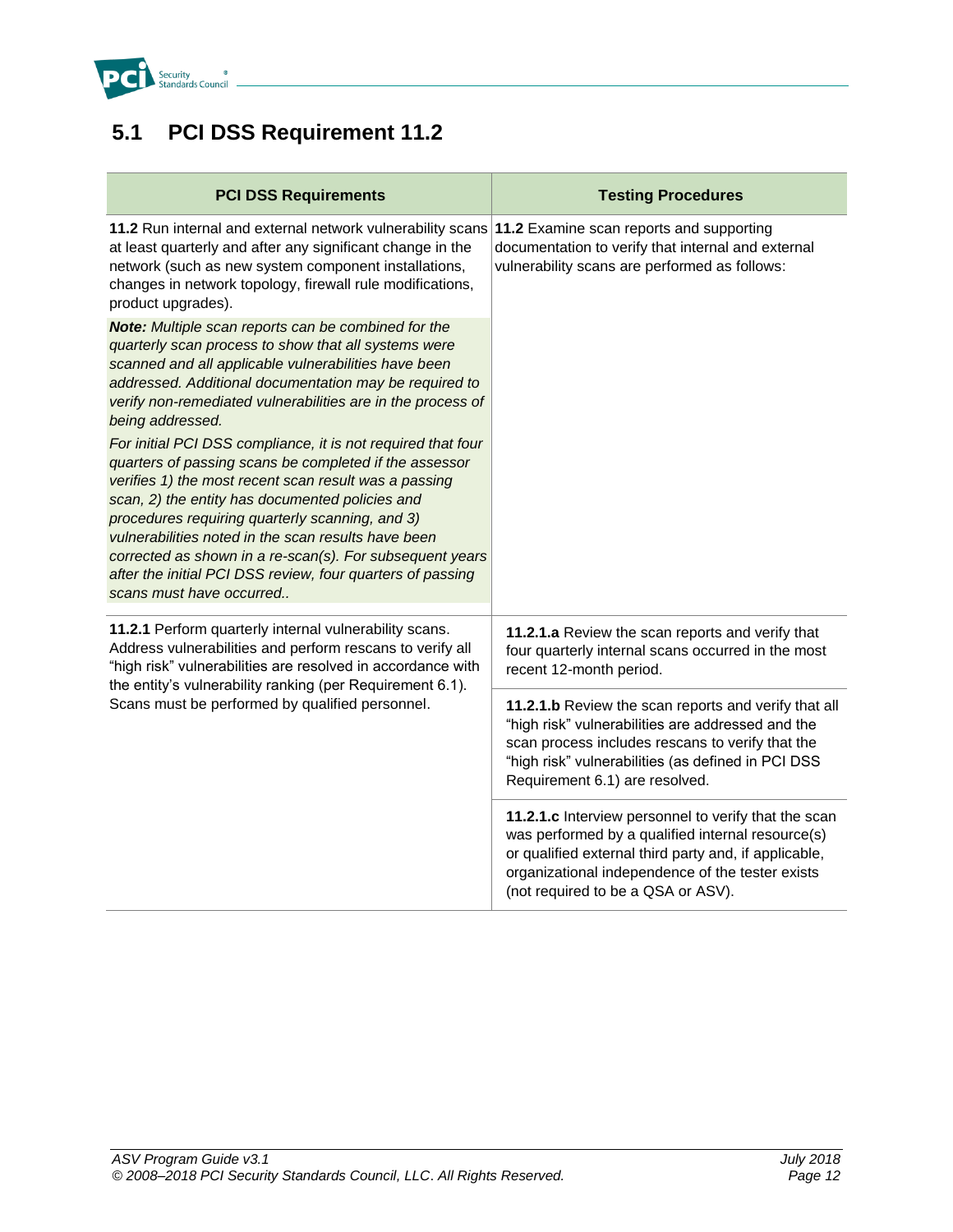## 5.1 PCI DSS Requirement 11.2

| PCI DSS Requirements | Testing Procedures |
|---|---|
| **11.2** Run internal and external network vulnerability scans at least quarterly and after any significant change in the network (such as new system component installations, changes in network topology, firewall rule modifications, product upgrades).<br><br>***Note:*** *Multiple scan reports can be combined for the quarterly scan process to show that all systems were scanned and all applicable vulnerabilities have been addressed. Additional documentation may be required to verify non-remediated vulnerabilities are in the process of being addressed.*<br><br>*For initial PCI DSS compliance, it is not required that four quarters of passing scans be completed if the assessor verifies 1) the most recent scan result was a passing scan, 2) the entity has documented policies and procedures requiring quarterly scanning, and 3) vulnerabilities noted in the scan results have been corrected as shown in a re-scan(s). For subsequent years after the initial PCI DSS review, four quarters of passing scans must have occurred..* | **11.2** Examine scan reports and supporting documentation to verify that internal and external vulnerability scans are performed as follows: |
| **11.2.1** Perform quarterly internal vulnerability scans. Address vulnerabilities and perform rescans to verify all "high risk" vulnerabilities are resolved in accordance with the entity's vulnerability ranking (per Requirement 6.1). Scans must be performed by qualified personnel. | **11.2.1.a** Review the scan reports and verify that four quarterly internal scans occurred in the most recent 12-month period. |
| | **11.2.1.b** Review the scan reports and verify that all "high risk" vulnerabilities are addressed and the scan process includes rescans to verify that the "high risk" vulnerabilities (as defined in PCI DSS Requirement 6.1) are resolved. |
| | **11.2.1.c** Interview personnel to verify that the scan was performed by a qualified internal resource(s) or qualified external third party and, if applicable, organizational independence of the tester exists (not required to be a QSA or ASV). |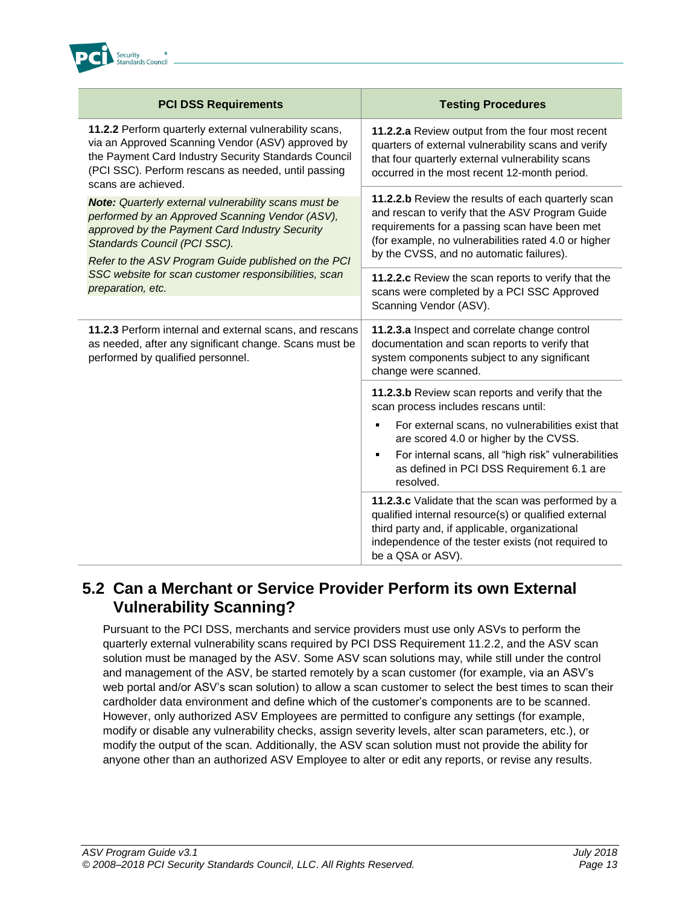| PCI DSS Requirements | Testing Procedures |
|---|---|
| **11.2.2** Perform quarterly external vulnerability scans, via an Approved Scanning Vendor (ASV) approved by the Payment Card Industry Security Standards Council (PCI SSC). Perform rescans as needed, until passing scans are achieved.<br><br>***Note:*** *Quarterly external vulnerability scans must be performed by an Approved Scanning Vendor (ASV), approved by the Payment Card Industry Security Standards Council (PCI SSC).*<br>*Refer to the ASV Program Guide published on the PCI SSC website for scan customer responsibilities, scan preparation, etc.* | **11.2.2.a** Review output from the four most recent quarters of external vulnerability scans and verify that four quarterly external vulnerability scans occurred in the most recent 12-month period.<br><br>**11.2.2.b** Review the results of each quarterly scan and rescan to verify that the ASV Program Guide requirements for a passing scan have been met (for example, no vulnerabilities rated 4.0 or higher by the CVSS, and no automatic failures).<br><br>**11.2.2.c** Review the scan reports to verify that the scans were completed by a PCI SSC Approved Scanning Vendor (ASV). |
| **11.2.3** Perform internal and external scans, and rescans as needed, after any significant change. Scans must be performed by qualified personnel. | **11.2.3.a** Inspect and correlate change control documentation and scan reports to verify that system components subject to any significant change were scanned.<br><br>**11.2.3.b** Review scan reports and verify that the scan process includes rescans until:<br>▪ For external scans, no vulnerabilities exist that are scored 4.0 or higher by the CVSS.<br>▪ For internal scans, all "high risk" vulnerabilities as defined in PCI DSS Requirement 6.1 are resolved.<br><br>**11.2.3.c** Validate that the scan was performed by a qualified internal resource(s) or qualified external third party and, if applicable, organizational independence of the tester exists (not required to be a QSA or ASV). |

## 5.2 Can a Merchant or Service Provider Perform its own External Vulnerability Scanning?

Pursuant to the PCI DSS, merchants and service providers must use only ASVs to perform the quarterly external vulnerability scans required by PCI DSS Requirement 11.2.2, and the ASV scan solution must be managed by the ASV. Some ASV scan solutions may, while still under the control and management of the ASV, be started remotely by a scan customer (for example, via an ASV's web portal and/or ASV's scan solution) to allow a scan customer to select the best times to scan their cardholder data environment and define which of the customer's components are to be scanned. However, only authorized ASV Employees are permitted to configure any settings (for example, modify or disable any vulnerability checks, assign severity levels, alter scan parameters, etc.), or modify the output of the scan. Additionally, the ASV scan solution must not provide the ability for anyone other than an authorized ASV Employee to alter or edit any reports, or revise any results.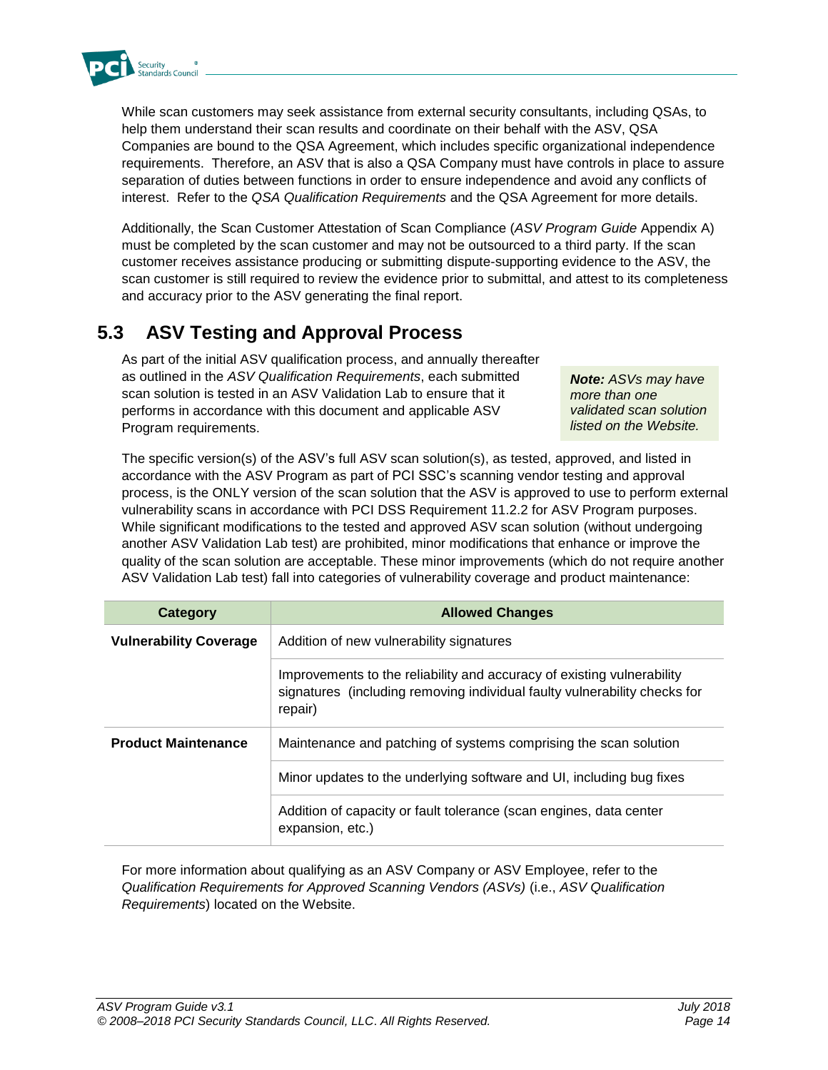While scan customers may seek assistance from external security consultants, including QSAs, to help them understand their scan results and coordinate on their behalf with the ASV, QSA Companies are bound to the QSA Agreement, which includes specific organizational independence requirements. Therefore, an ASV that is also a QSA Company must have controls in place to assure separation of duties between functions in order to ensure independence and avoid any conflicts of interest. Refer to the *QSA Qualification Requirements* and the QSA Agreement for more details.

Additionally, the Scan Customer Attestation of Scan Compliance (*ASV Program Guide* Appendix A) must be completed by the scan customer and may not be outsourced to a third party. If the scan customer receives assistance producing or submitting dispute-supporting evidence to the ASV, the scan customer is still required to review the evidence prior to submittal, and attest to its completeness and accuracy prior to the ASV generating the final report.

## 5.3 ASV Testing and Approval Process

As part of the initial ASV qualification process, and annually thereafter as outlined in the *ASV Qualification Requirements*, each submitted scan solution is tested in an ASV Validation Lab to ensure that it performs in accordance with this document and applicable ASV Program requirements.

> ***Note:*** *ASVs may have more than one validated scan solution listed on the Website.*

The specific version(s) of the ASV's full ASV scan solution(s), as tested, approved, and listed in accordance with the ASV Program as part of PCI SSC's scanning vendor testing and approval process, is the ONLY version of the scan solution that the ASV is approved to use to perform external vulnerability scans in accordance with PCI DSS Requirement 11.2.2 for ASV Program purposes. While significant modifications to the tested and approved ASV scan solution (without undergoing another ASV Validation Lab test) are prohibited, minor modifications that enhance or improve the quality of the scan solution are acceptable. These minor improvements (which do not require another ASV Validation Lab test) fall into categories of vulnerability coverage and product maintenance:

| Category | Allowed Changes |
|---|---|
| **Vulnerability Coverage** | Addition of new vulnerability signatures |
| | Improvements to the reliability and accuracy of existing vulnerability signatures (including removing individual faulty vulnerability checks for repair) |
| **Product Maintenance** | Maintenance and patching of systems comprising the scan solution |
| | Minor updates to the underlying software and UI, including bug fixes |
| | Addition of capacity or fault tolerance (scan engines, data center expansion, etc.) |

For more information about qualifying as an ASV Company or ASV Employee, refer to the *Qualification Requirements for Approved Scanning Vendors (ASVs)* (i.e., *ASV Qualification Requirements*) located on the Website.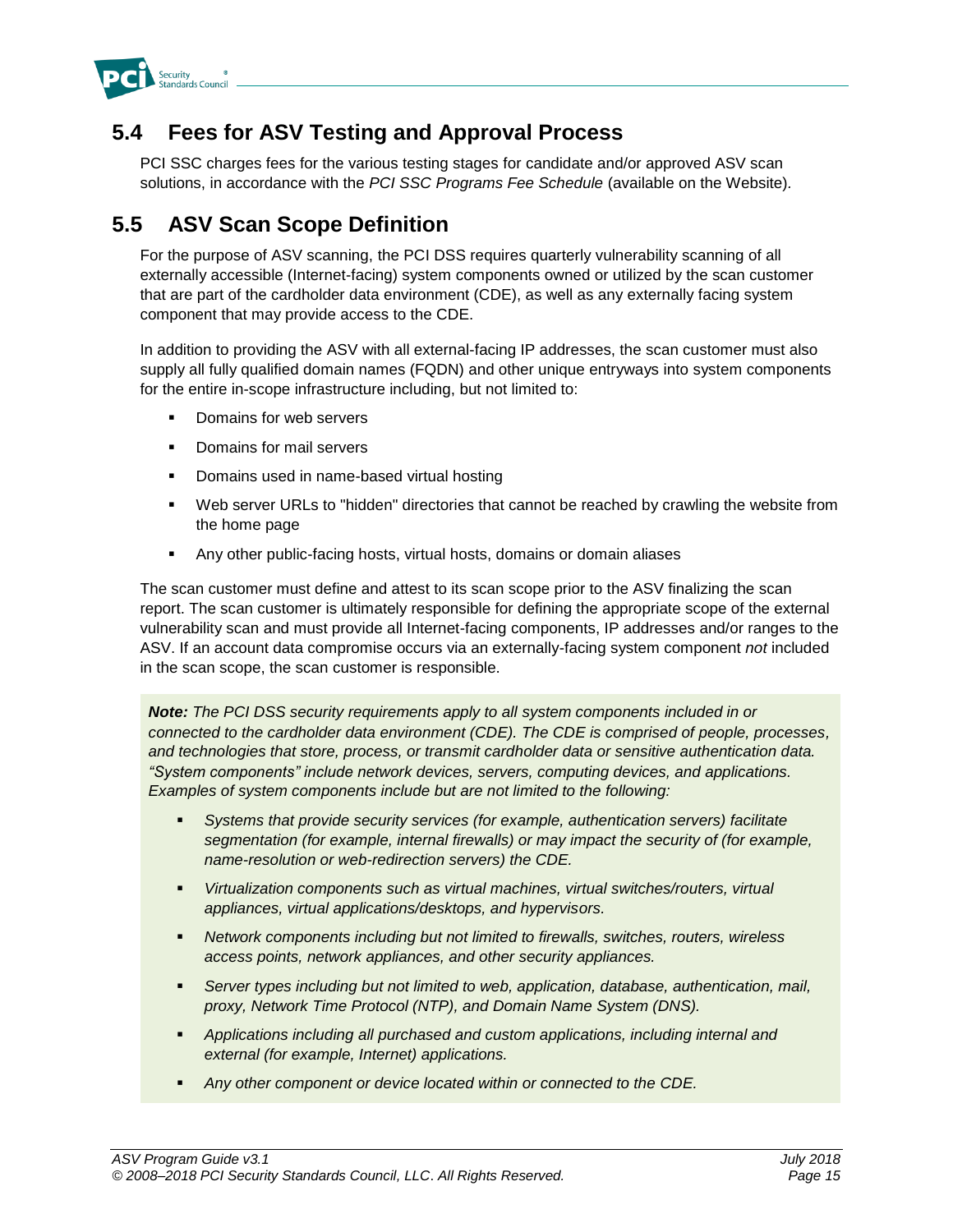## 5.4 Fees for ASV Testing and Approval Process

PCI SSC charges fees for the various testing stages for candidate and/or approved ASV scan solutions, in accordance with the *PCI SSC Programs Fee Schedule* (available on the Website).

## 5.5 ASV Scan Scope Definition

For the purpose of ASV scanning, the PCI DSS requires quarterly vulnerability scanning of all externally accessible (Internet-facing) system components owned or utilized by the scan customer that are part of the cardholder data environment (CDE), as well as any externally facing system component that may provide access to the CDE.

In addition to providing the ASV with all external-facing IP addresses, the scan customer must also supply all fully qualified domain names (FQDN) and other unique entryways into system components for the entire in-scope infrastructure including, but not limited to:

- Domains for web servers
- Domains for mail servers
- Domains used in name-based virtual hosting
- Web server URLs to "hidden" directories that cannot be reached by crawling the website from the home page
- Any other public-facing hosts, virtual hosts, domains or domain aliases

The scan customer must define and attest to its scan scope prior to the ASV finalizing the scan report. The scan customer is ultimately responsible for defining the appropriate scope of the external vulnerability scan and must provide all Internet-facing components, IP addresses and/or ranges to the ASV. If an account data compromise occurs via an externally-facing system component *not* included in the scan scope, the scan customer is responsible.

> ***Note:*** *The PCI DSS security requirements apply to all system components included in or connected to the cardholder data environment (CDE). The CDE is comprised of people, processes, and technologies that store, process, or transmit cardholder data or sensitive authentication data. "System components" include network devices, servers, computing devices, and applications. Examples of system components include but are not limited to the following:*
>
> - *Systems that provide security services (for example, authentication servers) facilitate segmentation (for example, internal firewalls) or may impact the security of (for example, name-resolution or web-redirection servers) the CDE.*
> - *Virtualization components such as virtual machines, virtual switches/routers, virtual appliances, virtual applications/desktops, and hypervisors.*
> - *Network components including but not limited to firewalls, switches, routers, wireless access points, network appliances, and other security appliances.*
> - *Server types including but not limited to web, application, database, authentication, mail, proxy, Network Time Protocol (NTP), and Domain Name System (DNS).*
> - *Applications including all purchased and custom applications, including internal and external (for example, Internet) applications.*
> - *Any other component or device located within or connected to the CDE.*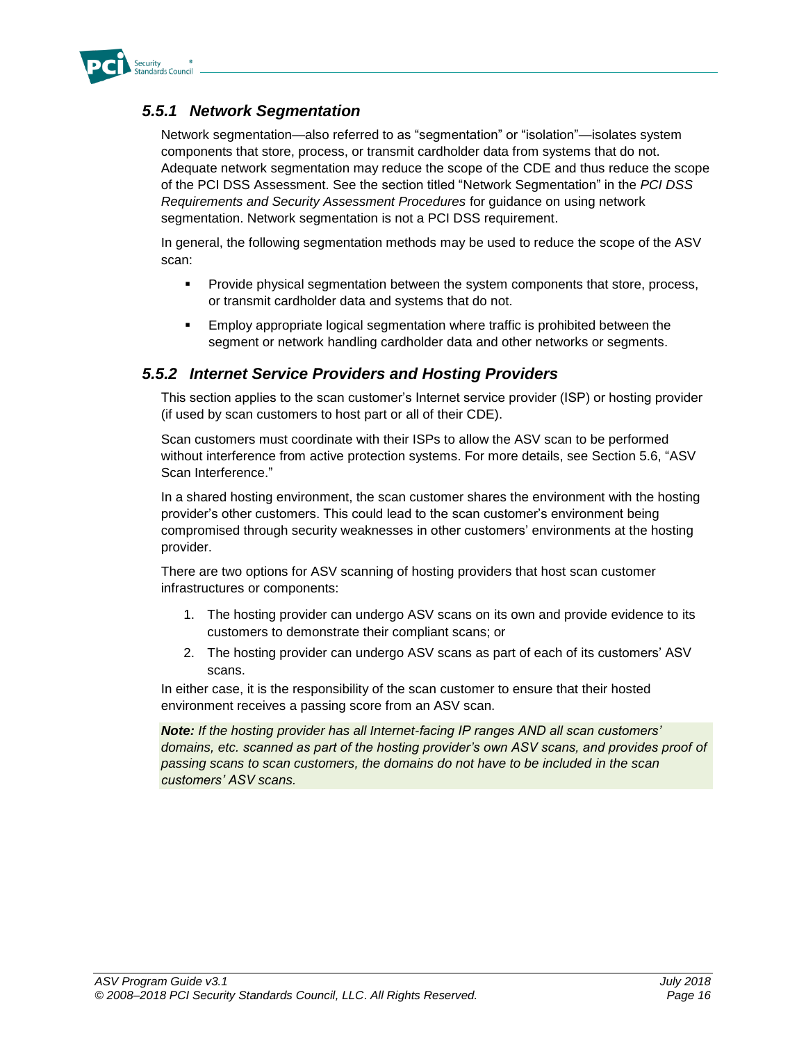### *5.5.1 Network Segmentation*

Network segmentation—also referred to as "segmentation" or "isolation"—isolates system components that store, process, or transmit cardholder data from systems that do not. Adequate network segmentation may reduce the scope of the CDE and thus reduce the scope of the PCI DSS Assessment. See the section titled "Network Segmentation" in the *PCI DSS Requirements and Security Assessment Procedures* for guidance on using network segmentation. Network segmentation is not a PCI DSS requirement.

In general, the following segmentation methods may be used to reduce the scope of the ASV scan:

- Provide physical segmentation between the system components that store, process, or transmit cardholder data and systems that do not.
- Employ appropriate logical segmentation where traffic is prohibited between the segment or network handling cardholder data and other networks or segments.

### *5.5.2 Internet Service Providers and Hosting Providers*

This section applies to the scan customer's Internet service provider (ISP) or hosting provider (if used by scan customers to host part or all of their CDE).

Scan customers must coordinate with their ISPs to allow the ASV scan to be performed without interference from active protection systems. For more details, see Section 5.6, "ASV Scan Interference."

In a shared hosting environment, the scan customer shares the environment with the hosting provider's other customers. This could lead to the scan customer's environment being compromised through security weaknesses in other customers' environments at the hosting provider.

There are two options for ASV scanning of hosting providers that host scan customer infrastructures or components:

1. The hosting provider can undergo ASV scans on its own and provide evidence to its customers to demonstrate their compliant scans; or
2. The hosting provider can undergo ASV scans as part of each of its customers' ASV scans.

In either case, it is the responsibility of the scan customer to ensure that their hosted environment receives a passing score from an ASV scan.

***Note:*** *If the hosting provider has all Internet-facing IP ranges AND all scan customers' domains, etc. scanned as part of the hosting provider's own ASV scans, and provides proof of passing scans to scan customers, the domains do not have to be included in the scan customers' ASV scans.*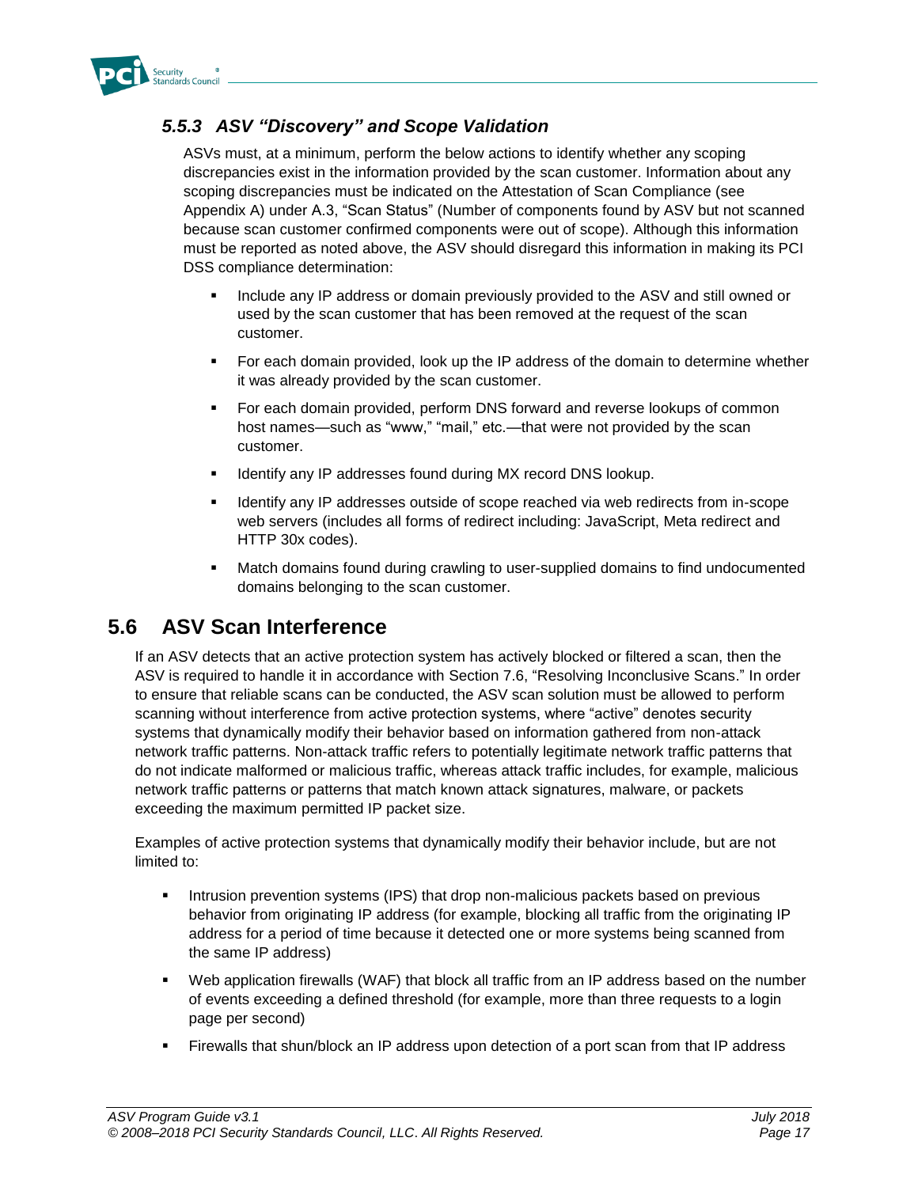### *5.5.3 ASV "Discovery" and Scope Validation*

ASVs must, at a minimum, perform the below actions to identify whether any scoping discrepancies exist in the information provided by the scan customer. Information about any scoping discrepancies must be indicated on the Attestation of Scan Compliance (see Appendix A) under A.3, "Scan Status" (Number of components found by ASV but not scanned because scan customer confirmed components were out of scope). Although this information must be reported as noted above, the ASV should disregard this information in making its PCI DSS compliance determination:

- Include any IP address or domain previously provided to the ASV and still owned or used by the scan customer that has been removed at the request of the scan customer.
- For each domain provided, look up the IP address of the domain to determine whether it was already provided by the scan customer.
- For each domain provided, perform DNS forward and reverse lookups of common host names—such as "www," "mail," etc.—that were not provided by the scan customer.
- Identify any IP addresses found during MX record DNS lookup.
- Identify any IP addresses outside of scope reached via web redirects from in-scope web servers (includes all forms of redirect including: JavaScript, Meta redirect and HTTP 30x codes).
- Match domains found during crawling to user-supplied domains to find undocumented domains belonging to the scan customer.

## 5.6 ASV Scan Interference

If an ASV detects that an active protection system has actively blocked or filtered a scan, then the ASV is required to handle it in accordance with Section 7.6, "Resolving Inconclusive Scans." In order to ensure that reliable scans can be conducted, the ASV scan solution must be allowed to perform scanning without interference from active protection systems, where "active" denotes security systems that dynamically modify their behavior based on information gathered from non-attack network traffic patterns. Non-attack traffic refers to potentially legitimate network traffic patterns that do not indicate malformed or malicious traffic, whereas attack traffic includes, for example, malicious network traffic patterns or patterns that match known attack signatures, malware, or packets exceeding the maximum permitted IP packet size.

Examples of active protection systems that dynamically modify their behavior include, but are not limited to:

- Intrusion prevention systems (IPS) that drop non-malicious packets based on previous behavior from originating IP address (for example, blocking all traffic from the originating IP address for a period of time because it detected one or more systems being scanned from the same IP address)
- Web application firewalls (WAF) that block all traffic from an IP address based on the number of events exceeding a defined threshold (for example, more than three requests to a login page per second)
- Firewalls that shun/block an IP address upon detection of a port scan from that IP address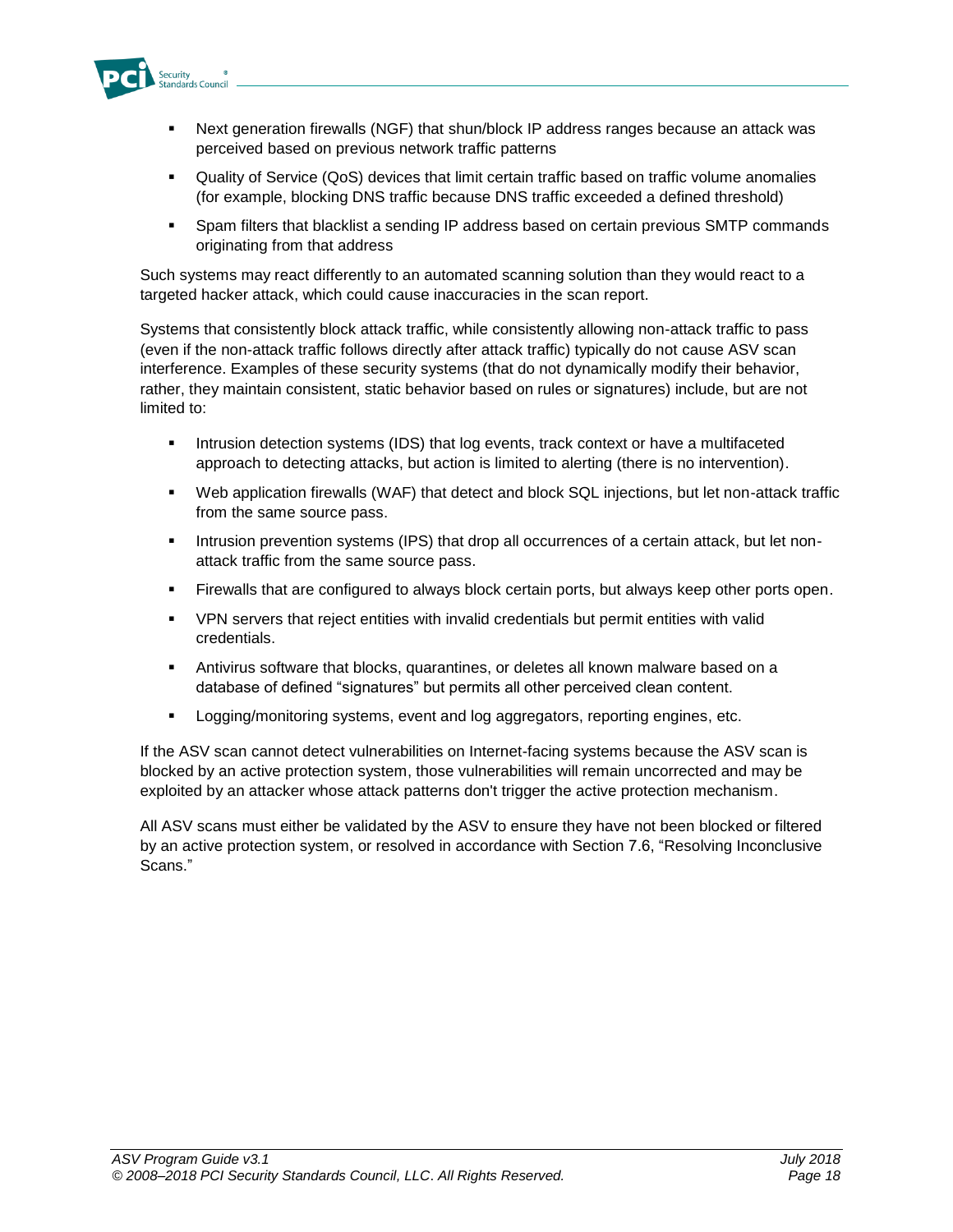- Next generation firewalls (NGF) that shun/block IP address ranges because an attack was perceived based on previous network traffic patterns
- Quality of Service (QoS) devices that limit certain traffic based on traffic volume anomalies (for example, blocking DNS traffic because DNS traffic exceeded a defined threshold)
- Spam filters that blacklist a sending IP address based on certain previous SMTP commands originating from that address

Such systems may react differently to an automated scanning solution than they would react to a targeted hacker attack, which could cause inaccuracies in the scan report.

Systems that consistently block attack traffic, while consistently allowing non-attack traffic to pass (even if the non-attack traffic follows directly after attack traffic) typically do not cause ASV scan interference. Examples of these security systems (that do not dynamically modify their behavior, rather, they maintain consistent, static behavior based on rules or signatures) include, but are not limited to:

- Intrusion detection systems (IDS) that log events, track context or have a multifaceted approach to detecting attacks, but action is limited to alerting (there is no intervention).
- Web application firewalls (WAF) that detect and block SQL injections, but let non-attack traffic from the same source pass.
- Intrusion prevention systems (IPS) that drop all occurrences of a certain attack, but let non-attack traffic from the same source pass.
- Firewalls that are configured to always block certain ports, but always keep other ports open.
- VPN servers that reject entities with invalid credentials but permit entities with valid credentials.
- Antivirus software that blocks, quarantines, or deletes all known malware based on a database of defined "signatures" but permits all other perceived clean content.
- Logging/monitoring systems, event and log aggregators, reporting engines, etc.

If the ASV scan cannot detect vulnerabilities on Internet-facing systems because the ASV scan is blocked by an active protection system, those vulnerabilities will remain uncorrected and may be exploited by an attacker whose attack patterns don't trigger the active protection mechanism.

All ASV scans must either be validated by the ASV to ensure they have not been blocked or filtered by an active protection system, or resolved in accordance with Section 7.6, "Resolving Inconclusive Scans."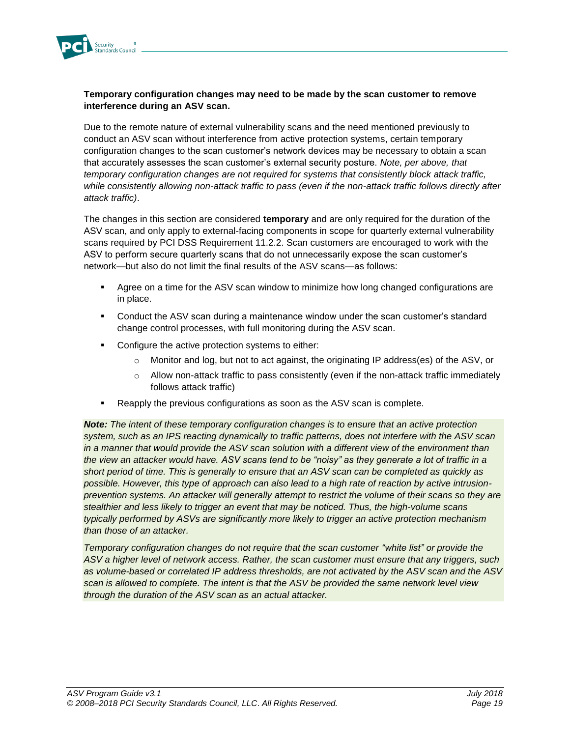**Temporary configuration changes may need to be made by the scan customer to remove interference during an ASV scan.**

Due to the remote nature of external vulnerability scans and the need mentioned previously to conduct an ASV scan without interference from active protection systems, certain temporary configuration changes to the scan customer's network devices may be necessary to obtain a scan that accurately assesses the scan customer's external security posture. *Note, per above, that temporary configuration changes are not required for systems that consistently block attack traffic, while consistently allowing non-attack traffic to pass (even if the non-attack traffic follows directly after attack traffic)*.

The changes in this section are considered **temporary** and are only required for the duration of the ASV scan, and only apply to external-facing components in scope for quarterly external vulnerability scans required by PCI DSS Requirement 11.2.2. Scan customers are encouraged to work with the ASV to perform secure quarterly scans that do not unnecessarily expose the scan customer's network—but also do not limit the final results of the ASV scans—as follows:

- Agree on a time for the ASV scan window to minimize how long changed configurations are in place.
- Conduct the ASV scan during a maintenance window under the scan customer's standard change control processes, with full monitoring during the ASV scan.
- Configure the active protection systems to either:
  - Monitor and log, but not to act against, the originating IP address(es) of the ASV, or
  - Allow non-attack traffic to pass consistently (even if the non-attack traffic immediately follows attack traffic)
- Reapply the previous configurations as soon as the ASV scan is complete.

***Note:*** *The intent of these temporary configuration changes is to ensure that an active protection system, such as an IPS reacting dynamically to traffic patterns, does not interfere with the ASV scan in a manner that would provide the ASV scan solution with a different view of the environment than the view an attacker would have. ASV scans tend to be "noisy" as they generate a lot of traffic in a short period of time. This is generally to ensure that an ASV scan can be completed as quickly as possible. However, this type of approach can also lead to a high rate of reaction by active intrusion-prevention systems. An attacker will generally attempt to restrict the volume of their scans so they are stealthier and less likely to trigger an event that may be noticed. Thus, the high-volume scans typically performed by ASVs are significantly more likely to trigger an active protection mechanism than those of an attacker.*

*Temporary configuration changes do not require that the scan customer "white list" or provide the ASV a higher level of network access. Rather, the scan customer must ensure that any triggers, such as volume-based or correlated IP address thresholds, are not activated by the ASV scan and the ASV scan is allowed to complete. The intent is that the ASV be provided the same network level view through the duration of the ASV scan as an actual attacker.*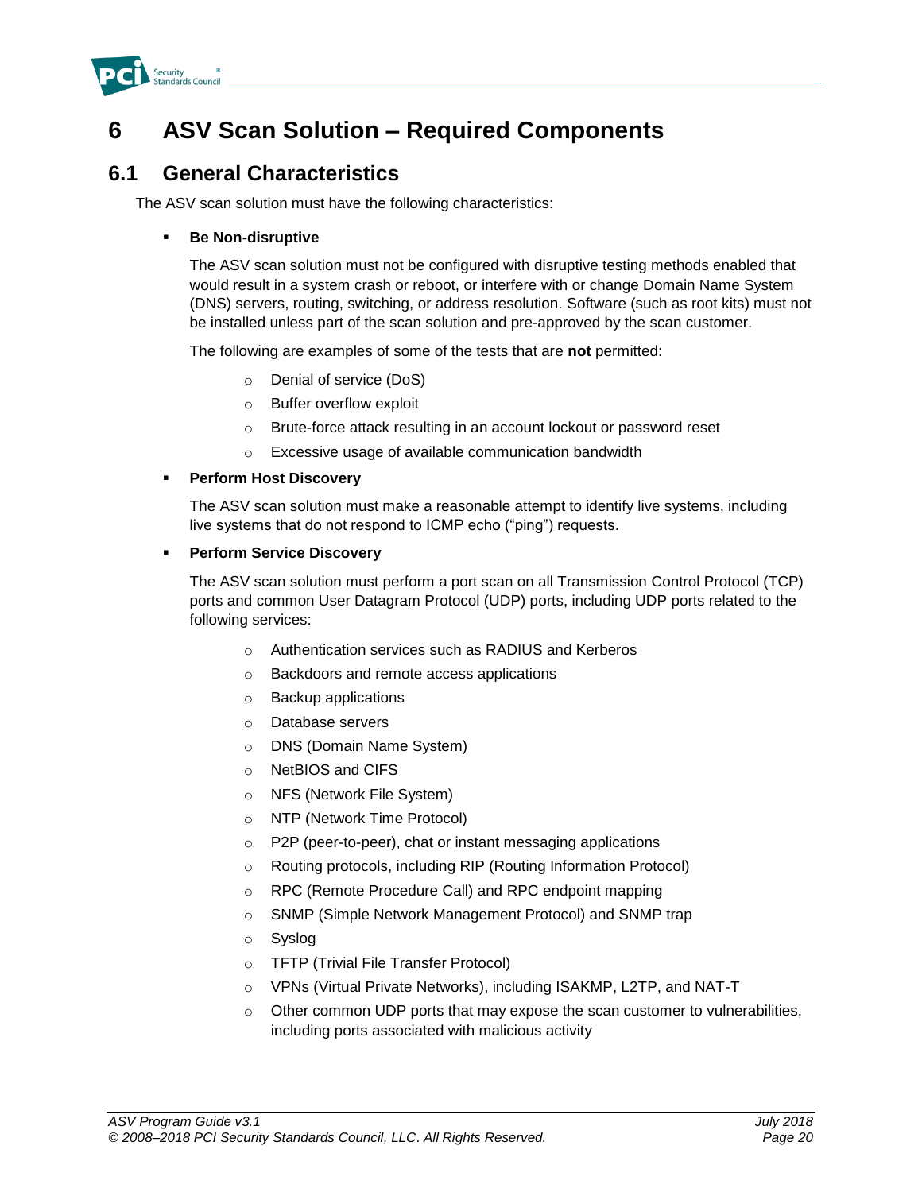# 6 ASV Scan Solution – Required Components

## 6.1 General Characteristics

The ASV scan solution must have the following characteristics:

- **Be Non-disruptive**

  The ASV scan solution must not be configured with disruptive testing methods enabled that would result in a system crash or reboot, or interfere with or change Domain Name System (DNS) servers, routing, switching, or address resolution. Software (such as root kits) must not be installed unless part of the scan solution and pre-approved by the scan customer.

  The following are examples of some of the tests that are **not** permitted:

  - Denial of service (DoS)
  - Buffer overflow exploit
  - Brute-force attack resulting in an account lockout or password reset
  - Excessive usage of available communication bandwidth

- **Perform Host Discovery**

  The ASV scan solution must make a reasonable attempt to identify live systems, including live systems that do not respond to ICMP echo ("ping") requests.

- **Perform Service Discovery**

  The ASV scan solution must perform a port scan on all Transmission Control Protocol (TCP) ports and common User Datagram Protocol (UDP) ports, including UDP ports related to the following services:

  - Authentication services such as RADIUS and Kerberos
  - Backdoors and remote access applications
  - Backup applications
  - Database servers
  - DNS (Domain Name System)
  - NetBIOS and CIFS
  - NFS (Network File System)
  - NTP (Network Time Protocol)
  - P2P (peer-to-peer), chat or instant messaging applications
  - Routing protocols, including RIP (Routing Information Protocol)
  - RPC (Remote Procedure Call) and RPC endpoint mapping
  - SNMP (Simple Network Management Protocol) and SNMP trap
  - Syslog
  - TFTP (Trivial File Transfer Protocol)
  - VPNs (Virtual Private Networks), including ISAKMP, L2TP, and NAT-T
  - Other common UDP ports that may expose the scan customer to vulnerabilities, including ports associated with malicious activity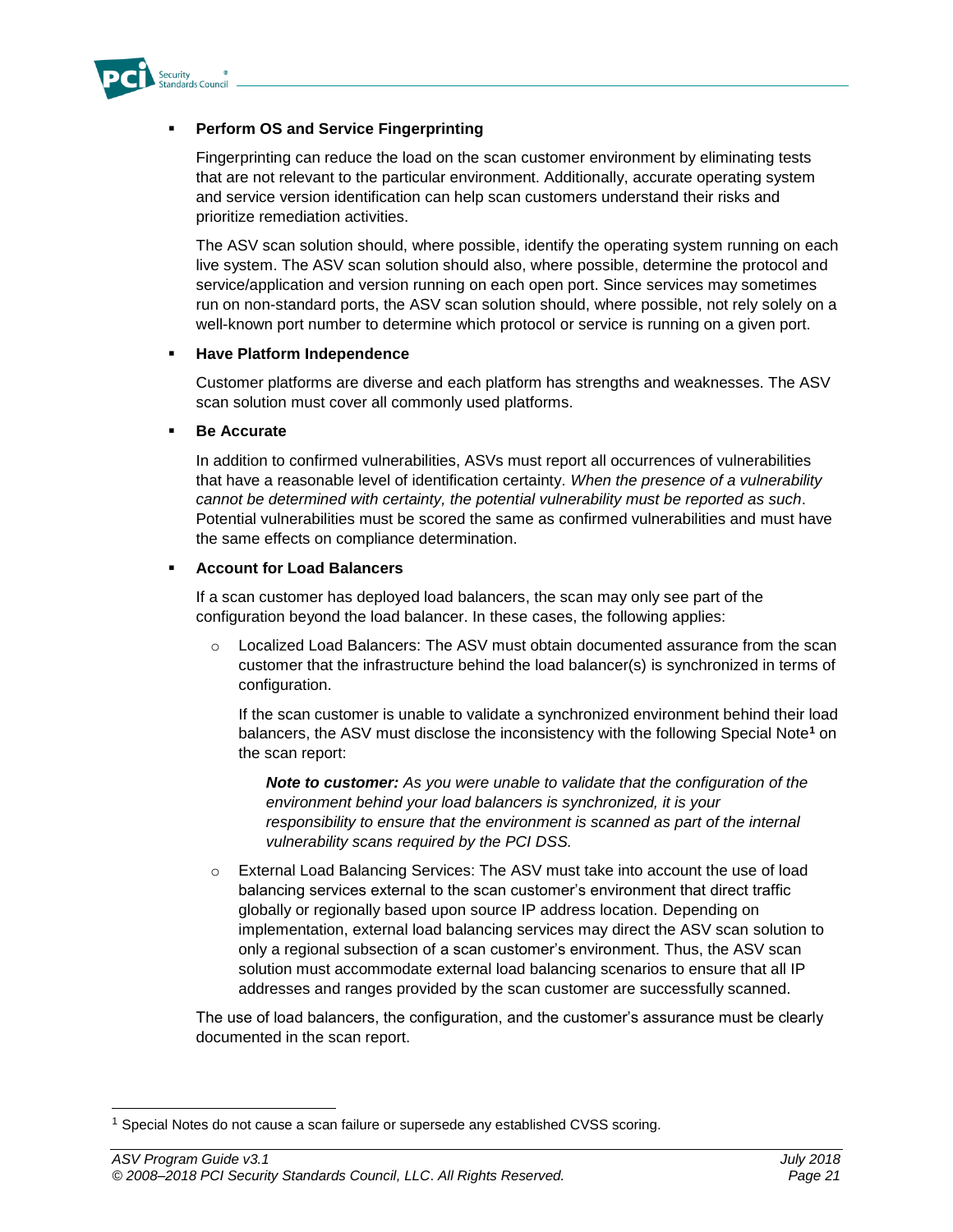- **Perform OS and Service Fingerprinting**

  Fingerprinting can reduce the load on the scan customer environment by eliminating tests that are not relevant to the particular environment. Additionally, accurate operating system and service version identification can help scan customers understand their risks and prioritize remediation activities.

  The ASV scan solution should, where possible, identify the operating system running on each live system. The ASV scan solution should also, where possible, determine the protocol and service/application and version running on each open port. Since services may sometimes run on non-standard ports, the ASV scan solution should, where possible, not rely solely on a well-known port number to determine which protocol or service is running on a given port.

- **Have Platform Independence**

  Customer platforms are diverse and each platform has strengths and weaknesses. The ASV scan solution must cover all commonly used platforms.

- **Be Accurate**

  In addition to confirmed vulnerabilities, ASVs must report all occurrences of vulnerabilities that have a reasonable level of identification certainty. *When the presence of a vulnerability cannot be determined with certainty, the potential vulnerability must be reported as such*. Potential vulnerabilities must be scored the same as confirmed vulnerabilities and must have the same effects on compliance determination.

- **Account for Load Balancers**

  If a scan customer has deployed load balancers, the scan may only see part of the configuration beyond the load balancer. In these cases, the following applies:

  - Localized Load Balancers: The ASV must obtain documented assurance from the scan customer that the infrastructure behind the load balancer(s) is synchronized in terms of configuration.

    If the scan customer is unable to validate a synchronized environment behind their load balancers, the ASV must disclose the inconsistency with the following Special Note[1] on the scan report:

    > ***Note to customer:*** *As you were unable to validate that the configuration of the environment behind your load balancers is synchronized, it is your responsibility to ensure that the environment is scanned as part of the internal vulnerability scans required by the PCI DSS.*

  - External Load Balancing Services: The ASV must take into account the use of load balancing services external to the scan customer's environment that direct traffic globally or regionally based upon source IP address location. Depending on implementation, external load balancing services may direct the ASV scan solution to only a regional subsection of a scan customer's environment. Thus, the ASV scan solution must accommodate external load balancing scenarios to ensure that all IP addresses and ranges provided by the scan customer are successfully scanned.

  The use of load balancers, the configuration, and the customer's assurance must be clearly documented in the scan report.

---

[1] Special Notes do not cause a scan failure or supersede any established CVSS scoring.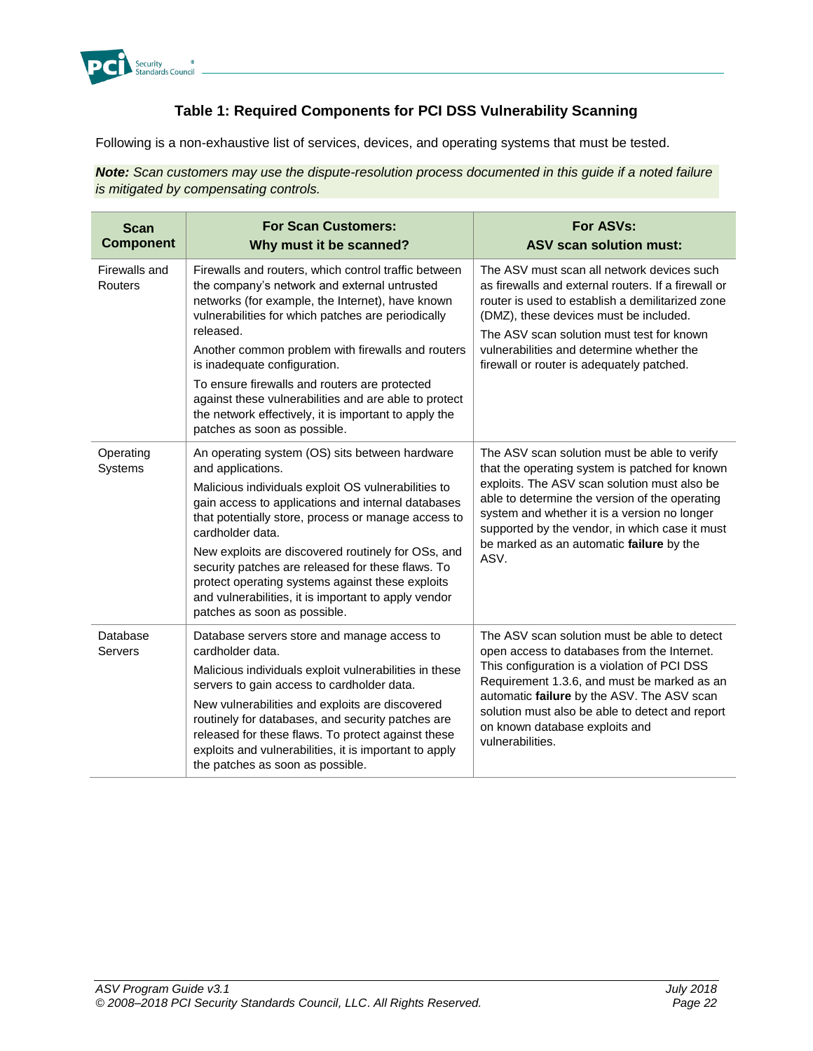## Table 1: Required Components for PCI DSS Vulnerability Scanning

Following is a non-exhaustive list of services, devices, and operating systems that must be tested.

***Note:*** *Scan customers may use the dispute-resolution process documented in this guide if a noted failure is mitigated by compensating controls.*

| Scan Component | For Scan Customers: Why must it be scanned? | For ASVs: ASV scan solution must: |
|---|---|---|
| Firewalls and Routers | Firewalls and routers, which control traffic between the company's network and external untrusted networks (for example, the Internet), have known vulnerabilities for which patches are periodically released.<br>Another common problem with firewalls and routers is inadequate configuration.<br>To ensure firewalls and routers are protected against these vulnerabilities and are able to protect the network effectively, it is important to apply the patches as soon as possible. | The ASV must scan all network devices such as firewalls and external routers. If a firewall or router is used to establish a demilitarized zone (DMZ), these devices must be included.<br>The ASV scan solution must test for known vulnerabilities and determine whether the firewall or router is adequately patched. |
| Operating Systems | An operating system (OS) sits between hardware and applications.<br>Malicious individuals exploit OS vulnerabilities to gain access to applications and internal databases that potentially store, process or manage access to cardholder data.<br>New exploits are discovered routinely for OSs, and security patches are released for these flaws. To protect operating systems against these exploits and vulnerabilities, it is important to apply vendor patches as soon as possible. | The ASV scan solution must be able to verify that the operating system is patched for known exploits. The ASV scan solution must also be able to determine the version of the operating system and whether it is a version no longer supported by the vendor, in which case it must be marked as an automatic **failure** by the ASV. |
| Database Servers | Database servers store and manage access to cardholder data.<br>Malicious individuals exploit vulnerabilities in these servers to gain access to cardholder data.<br>New vulnerabilities and exploits are discovered routinely for databases, and security patches are released for these flaws. To protect against these exploits and vulnerabilities, it is important to apply the patches as soon as possible. | The ASV scan solution must be able to detect open access to databases from the Internet. This configuration is a violation of PCI DSS Requirement 1.3.6, and must be marked as an automatic **failure** by the ASV. The ASV scan solution must also be able to detect and report on known database exploits and vulnerabilities. |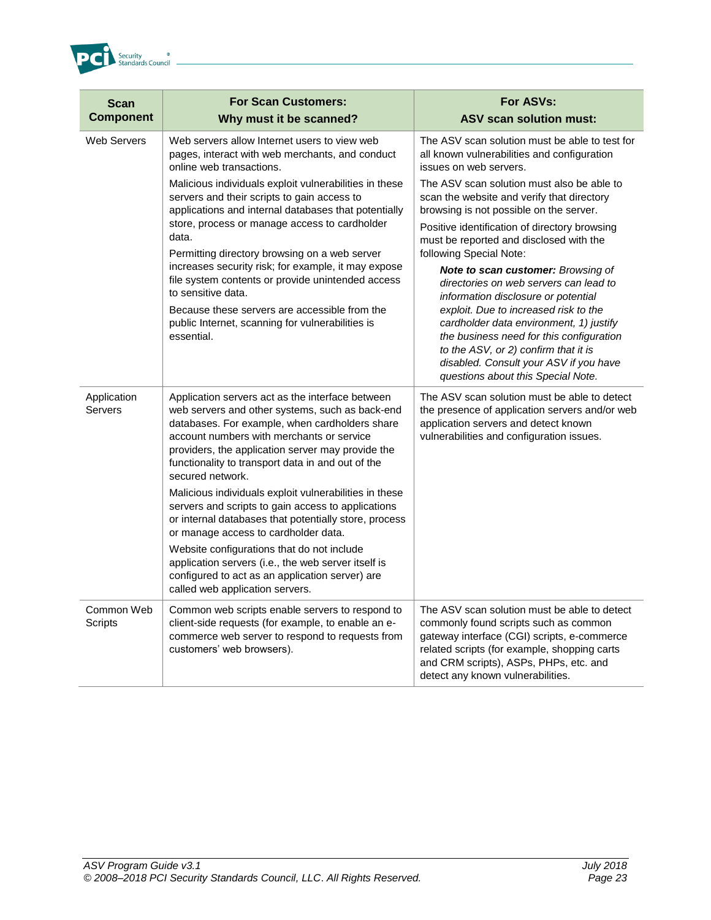| Scan Component | For Scan Customers: Why must it be scanned? | For ASVs: ASV scan solution must: |
|---|---|---|
| Web Servers | Web servers allow Internet users to view web pages, interact with web merchants, and conduct online web transactions.<br><br>Malicious individuals exploit vulnerabilities in these servers and their scripts to gain access to applications and internal databases that potentially store, process or manage access to cardholder data.<br><br>Permitting directory browsing on a web server increases security risk; for example, it may expose file system contents or provide unintended access to sensitive data.<br><br>Because these servers are accessible from the public Internet, scanning for vulnerabilities is essential. | The ASV scan solution must be able to test for all known vulnerabilities and configuration issues on web servers.<br><br>The ASV scan solution must also be able to scan the website and verify that directory browsing is not possible on the server.<br><br>Positive identification of directory browsing must be reported and disclosed with the following Special Note:<br><br>***Note to scan customer:*** *Browsing of directories on web servers can lead to information disclosure or potential exploit. Due to increased risk to the cardholder data environment, 1) justify the business need for this configuration to the ASV, or 2) confirm that it is disabled. Consult your ASV if you have questions about this Special Note.* |
| Application Servers | Application servers act as the interface between web servers and other systems, such as back-end databases. For example, when cardholders share account numbers with merchants or service providers, the application server may provide the functionality to transport data in and out of the secured network.<br><br>Malicious individuals exploit vulnerabilities in these servers and scripts to gain access to applications or internal databases that potentially store, process or manage access to cardholder data.<br><br>Website configurations that do not include application servers (i.e., the web server itself is configured to act as an application server) are called web application servers. | The ASV scan solution must be able to detect the presence of application servers and/or web application servers and detect known vulnerabilities and configuration issues. |
| Common Web Scripts | Common web scripts enable servers to respond to client-side requests (for example, to enable an e-commerce web server to respond to requests from customers' web browsers). | The ASV scan solution must be able to detect commonly found scripts such as common gateway interface (CGI) scripts, e-commerce related scripts (for example, shopping carts and CRM scripts), ASPs, PHPs, etc. and detect any known vulnerabilities. |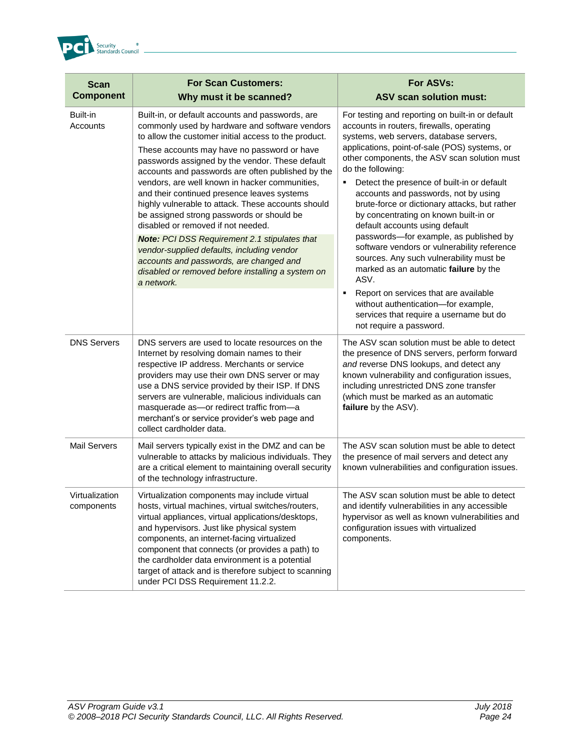| Scan Component | For Scan Customers: Why must it be scanned? | For ASVs: ASV scan solution must: |
| --- | --- | --- |
| Built-in Accounts | Built-in, or default accounts and passwords, are commonly used by hardware and software vendors to allow the customer initial access to the product.<br><br>These accounts may have no password or have passwords assigned by the vendor. These default accounts and passwords are often published by the vendors, are well known in hacker communities, and their continued presence leaves systems highly vulnerable to attack. These accounts should be assigned strong passwords or should be disabled or removed if not needed.<br><br>***Note:*** *PCI DSS Requirement 2.1 stipulates that vendor-supplied defaults, including vendor accounts and passwords, are changed and disabled or removed before installing a system on a network.* | For testing and reporting on built-in or default accounts in routers, firewalls, operating systems, web servers, database servers, applications, point-of-sale (POS) systems, or other components, the ASV scan solution must do the following:<br><br>▪ Detect the presence of built-in or default accounts and passwords, not by using brute-force or dictionary attacks, but rather by concentrating on known built-in or default accounts using default passwords—for example, as published by software vendors or vulnerability reference sources. Any such vulnerability must be marked as an automatic **failure** by the ASV.<br><br>▪ Report on services that are available without authentication—for example, services that require a username but do not require a password. |
| DNS Servers | DNS servers are used to locate resources on the Internet by resolving domain names to their respective IP address. Merchants or service providers may use their own DNS server or may use a DNS service provided by their ISP. If DNS servers are vulnerable, malicious individuals can masquerade as—or redirect traffic from—a merchant's or service provider's web page and collect cardholder data. | The ASV scan solution must be able to detect the presence of DNS servers, perform forward *and* reverse DNS lookups, and detect any known vulnerability and configuration issues, including unrestricted DNS zone transfer (which must be marked as an automatic **failure** by the ASV). |
| Mail Servers | Mail servers typically exist in the DMZ and can be vulnerable to attacks by malicious individuals. They are a critical element to maintaining overall security of the technology infrastructure. | The ASV scan solution must be able to detect the presence of mail servers and detect any known vulnerabilities and configuration issues. |
| Virtualization components | Virtualization components may include virtual hosts, virtual machines, virtual switches/routers, virtual appliances, virtual applications/desktops, and hypervisors. Just like physical system components, an internet-facing virtualized component that connects (or provides a path) to the cardholder data environment is a potential target of attack and is therefore subject to scanning under PCI DSS Requirement 11.2.2. | The ASV scan solution must be able to detect and identify vulnerabilities in any accessible hypervisor as well as known vulnerabilities and configuration issues with virtualized components. |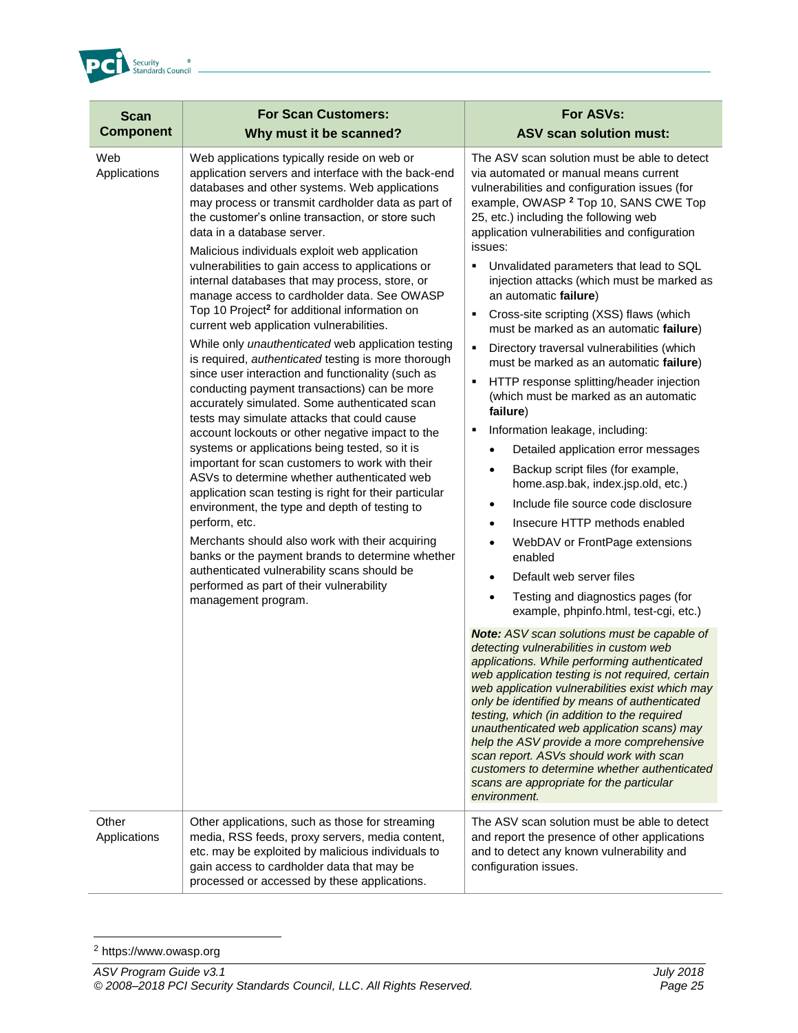| Scan Component | For Scan Customers: Why must it be scanned? | For ASVs: ASV scan solution must: |
|---|---|---|
| Web Applications | Web applications typically reside on web or application servers and interface with the back-end databases and other systems. Web applications may process or transmit cardholder data as part of the customer's online transaction, or store such data in a database server.<br><br>Malicious individuals exploit web application vulnerabilities to gain access to applications or internal databases that may process, store, or manage access to cardholder data. See OWASP Top 10 Project[2] for additional information on current web application vulnerabilities.<br><br>While only *unauthenticated* web application testing is required, *authenticated* testing is more thorough since user interaction and functionality (such as conducting payment transactions) can be more accurately simulated. Some authenticated scan tests may simulate attacks that could cause account lockouts or other negative impact to the systems or applications being tested, so it is important for scan customers to work with their ASVs to determine whether authenticated web application scan testing is right for their particular environment, the type and depth of testing to perform, etc.<br><br>Merchants should also work with their acquiring banks or the payment brands to determine whether authenticated vulnerability scans should be performed as part of their vulnerability management program. | The ASV scan solution must be able to detect via automated or manual means current vulnerabilities and configuration issues (for example, OWASP [2] Top 10, SANS CWE Top 25, etc.) including the following web application vulnerabilities and configuration issues:<br>▪ Unvalidated parameters that lead to SQL injection attacks (which must be marked as an automatic **failure**)<br>▪ Cross-site scripting (XSS) flaws (which must be marked as an automatic **failure**)<br>▪ Directory traversal vulnerabilities (which must be marked as an automatic **failure**)<br>▪ HTTP response splitting/header injection (which must be marked as an automatic **failure**)<br>▪ Information leakage, including:<br>• Detailed application error messages<br>• Backup script files (for example, home.asp.bak, index.jsp.old, etc.)<br>• Include file source code disclosure<br>• Insecure HTTP methods enabled<br>• WebDAV or FrontPage extensions enabled<br>• Default web server files<br>• Testing and diagnostics pages (for example, phpinfo.html, test-cgi, etc.)<br><br>***Note:** ASV scan solutions must be capable of detecting vulnerabilities in custom web applications. While performing authenticated web application testing is not required, certain web application vulnerabilities exist which may only be identified by means of authenticated testing, which (in addition to the required unauthenticated web application scans) may help the ASV provide a more comprehensive scan report. ASVs should work with scan customers to determine whether authenticated scans are appropriate for the particular environment.* |
| Other Applications | Other applications, such as those for streaming media, RSS feeds, proxy servers, media content, etc. may be exploited by malicious individuals to gain access to cardholder data that may be processed or accessed by these applications. | The ASV scan solution must be able to detect and report the presence of other applications and to detect any known vulnerability and configuration issues. |

[2] https://www.owasp.org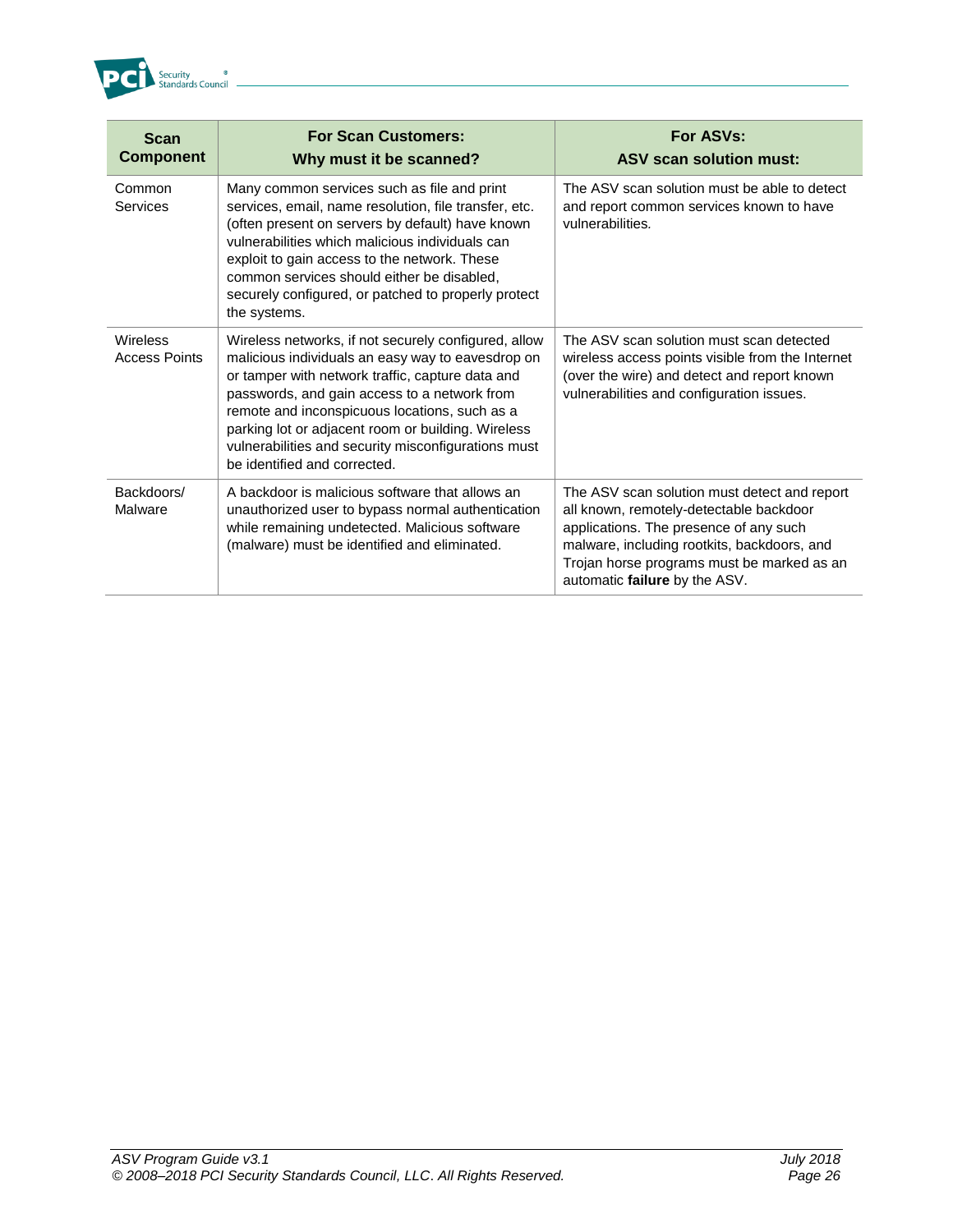| Scan Component | For Scan Customers: Why must it be scanned? | For ASVs: ASV scan solution must: |
|---|---|---|
| Common Services | Many common services such as file and print services, email, name resolution, file transfer, etc. (often present on servers by default) have known vulnerabilities which malicious individuals can exploit to gain access to the network. These common services should either be disabled, securely configured, or patched to properly protect the systems. | The ASV scan solution must be able to detect and report common services known to have vulnerabilities. |
| Wireless Access Points | Wireless networks, if not securely configured, allow malicious individuals an easy way to eavesdrop on or tamper with network traffic, capture data and passwords, and gain access to a network from remote and inconspicuous locations, such as a parking lot or adjacent room or building. Wireless vulnerabilities and security misconfigurations must be identified and corrected. | The ASV scan solution must scan detected wireless access points visible from the Internet (over the wire) and detect and report known vulnerabilities and configuration issues. |
| Backdoors/ Malware | A backdoor is malicious software that allows an unauthorized user to bypass normal authentication while remaining undetected. Malicious software (malware) must be identified and eliminated. | The ASV scan solution must detect and report all known, remotely-detectable backdoor applications. The presence of any such malware, including rootkits, backdoors, and Trojan horse programs must be marked as an automatic **failure** by the ASV. |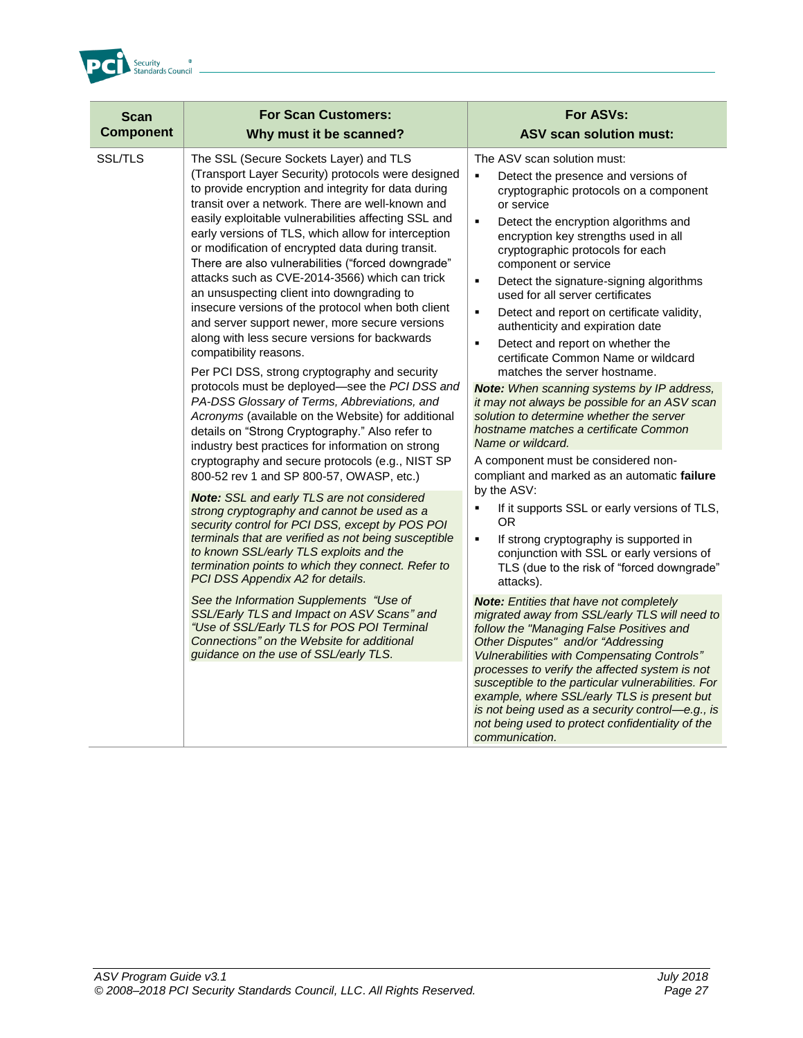| Scan Component | For Scan Customers: Why must it be scanned? | For ASVs: ASV scan solution must: |
|---|---|---|
| SSL/TLS | The SSL (Secure Sockets Layer) and TLS (Transport Layer Security) protocols were designed to provide encryption and integrity for data during transit over a network. There are well-known and easily exploitable vulnerabilities affecting SSL and early versions of TLS, which allow for interception or modification of encrypted data during transit. There are also vulnerabilities ("forced downgrade" attacks such as CVE-2014-3566) which can trick an unsuspecting client into downgrading to insecure versions of the protocol when both client and server support newer, more secure versions along with less secure versions for backwards compatibility reasons.<br><br>Per PCI DSS, strong cryptography and security protocols must be deployed—see the *PCI DSS and PA-DSS Glossary of Terms, Abbreviations, and Acronyms* (available on the Website) for additional details on "Strong Cryptography." Also refer to industry best practices for information on strong cryptography and secure protocols (e.g., NIST SP 800-52 rev 1 and SP 800-57, OWASP, etc.)<br><br>***Note:*** *SSL and early TLS are not considered strong cryptography and cannot be used as a security control for PCI DSS, except by POS POI terminals that are verified as not being susceptible to known SSL/early TLS exploits and the termination points to which they connect. Refer to PCI DSS Appendix A2 for details.*<br><br>*See the Information Supplements "Use of SSL/Early TLS and Impact on ASV Scans" and "Use of SSL/Early TLS for POS POI Terminal Connections" on the Website for additional guidance on the use of SSL/early TLS.* | The ASV scan solution must:<br>▪ Detect the presence and versions of cryptographic protocols on a component or service<br>▪ Detect the encryption algorithms and encryption key strengths used in all cryptographic protocols for each component or service<br>▪ Detect the signature-signing algorithms used for all server certificates<br>▪ Detect and report on certificate validity, authenticity and expiration date<br>▪ Detect and report on whether the certificate Common Name or wildcard matches the server hostname.<br><br>***Note:*** *When scanning systems by IP address, it may not always be possible for an ASV scan solution to determine whether the server hostname matches a certificate Common Name or wildcard.*<br><br>A component must be considered non-compliant and marked as an automatic **failure** by the ASV:<br>▪ If it supports SSL or early versions of TLS, OR<br>▪ If strong cryptography is supported in conjunction with SSL or early versions of TLS (due to the risk of "forced downgrade" attacks).<br><br>***Note:*** *Entities that have not completely migrated away from SSL/early TLS will need to follow the "Managing False Positives and Other Disputes" and/or "Addressing Vulnerabilities with Compensating Controls" processes to verify the affected system is not susceptible to the particular vulnerabilities. For example, where SSL/early TLS is present but is not being used as a security control—e.g., is not being used to protect confidentiality of the communication.* |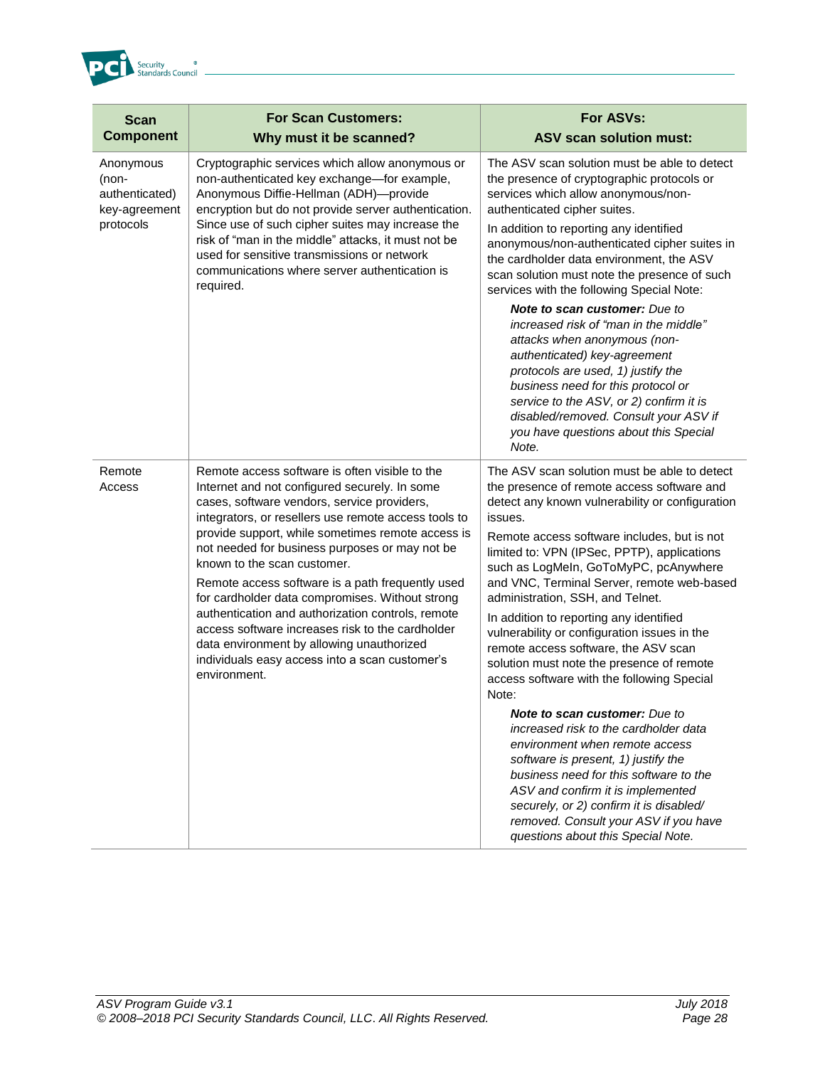| Scan Component | For Scan Customers: Why must it be scanned? | For ASVs: ASV scan solution must: |
|---|---|---|
| Anonymous (non-authenticated) key-agreement protocols | Cryptographic services which allow anonymous or non-authenticated key exchange—for example, Anonymous Diffie-Hellman (ADH)—provide encryption but do not provide server authentication. Since use of such cipher suites may increase the risk of "man in the middle" attacks, it must not be used for sensitive transmissions or network communications where server authentication is required. | The ASV scan solution must be able to detect the presence of cryptographic protocols or services which allow anonymous/non-authenticated cipher suites.<br><br>In addition to reporting any identified anonymous/non-authenticated cipher suites in the cardholder data environment, the ASV scan solution must note the presence of such services with the following Special Note:<br><br>***Note to scan customer:*** *Due to increased risk of "man in the middle" attacks when anonymous (non-authenticated) key-agreement protocols are used, 1) justify the business need for this protocol or service to the ASV, or 2) confirm it is disabled/removed. Consult your ASV if you have questions about this Special Note.* |
| Remote Access | Remote access software is often visible to the Internet and not configured securely. In some cases, software vendors, service providers, integrators, or resellers use remote access tools to provide support, while sometimes remote access is not needed for business purposes or may not be known to the scan customer.<br><br>Remote access software is a path frequently used for cardholder data compromises. Without strong authentication and authorization controls, remote access software increases risk to the cardholder data environment by allowing unauthorized individuals easy access into a scan customer's environment. | The ASV scan solution must be able to detect the presence of remote access software and detect any known vulnerability or configuration issues.<br><br>Remote access software includes, but is not limited to: VPN (IPSec, PPTP), applications such as LogMeIn, GoToMyPC, pcAnywhere and VNC, Terminal Server, remote web-based administration, SSH, and Telnet.<br><br>In addition to reporting any identified vulnerability or configuration issues in the remote access software, the ASV scan solution must note the presence of remote access software with the following Special Note:<br><br>***Note to scan customer:*** *Due to increased risk to the cardholder data environment when remote access software is present, 1) justify the business need for this software to the ASV and confirm it is implemented securely, or 2) confirm it is disabled/ removed. Consult your ASV if you have questions about this Special Note.* |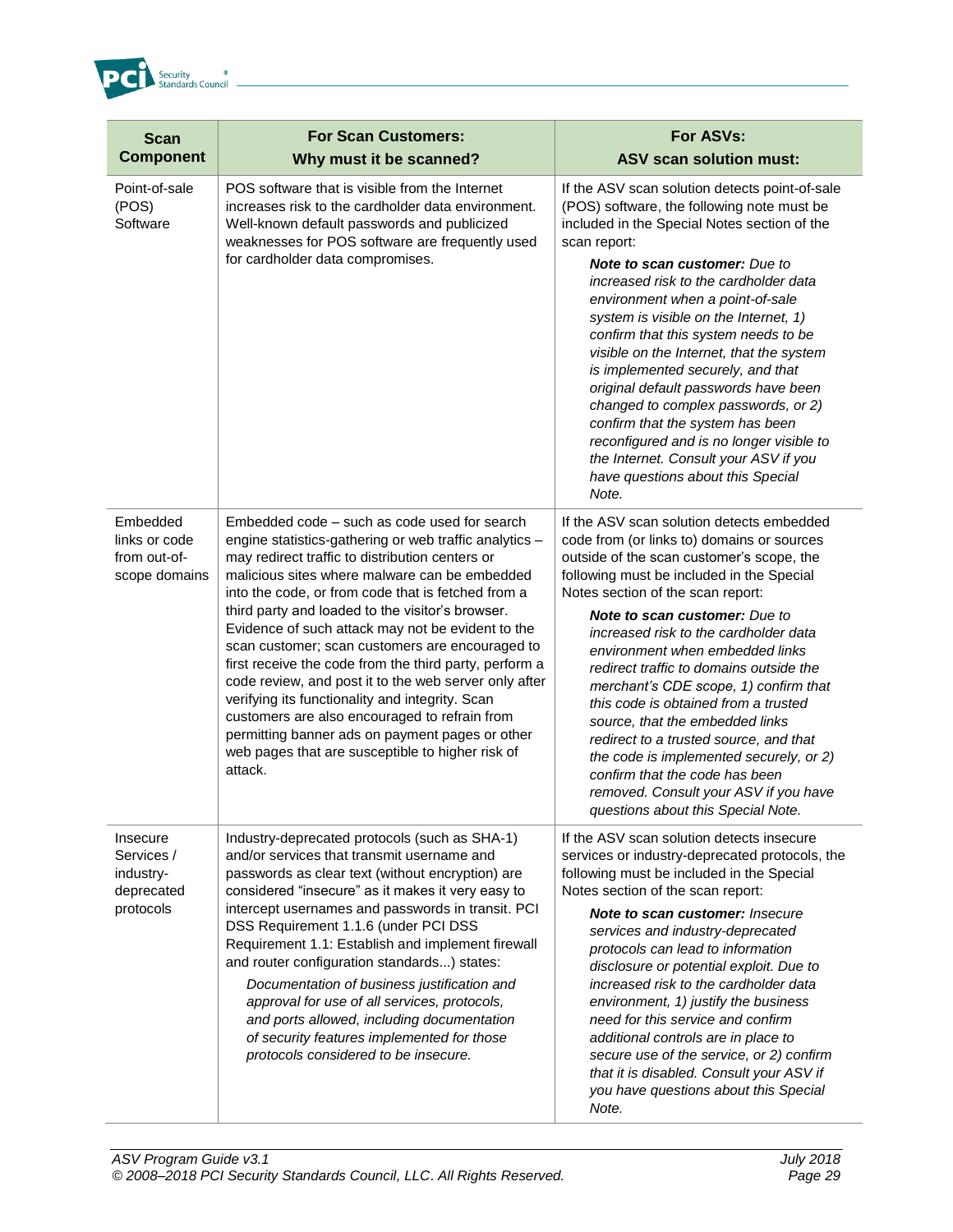| Scan Component | For Scan Customers: Why must it be scanned? | For ASVs: ASV scan solution must: |
|---|---|---|
| Point-of-sale (POS) Software | POS software that is visible from the Internet increases risk to the cardholder data environment. Well-known default passwords and publicized weaknesses for POS software are frequently used for cardholder data compromises. | If the ASV scan solution detects point-of-sale (POS) software, the following note must be included in the Special Notes section of the scan report: ***Note to scan customer:*** *Due to increased risk to the cardholder data environment when a point-of-sale system is visible on the Internet, 1) confirm that this system needs to be visible on the Internet, that the system is implemented securely, and that original default passwords have been changed to complex passwords, or 2) confirm that the system has been reconfigured and is no longer visible to the Internet. Consult your ASV if you have questions about this Special Note.* |
| Embedded links or code from out-of-scope domains | Embedded code – such as code used for search engine statistics-gathering or web traffic analytics – may redirect traffic to distribution centers or malicious sites where malware can be embedded into the code, or from code that is fetched from a third party and loaded to the visitor's browser. Evidence of such attack may not be evident to the scan customer; scan customers are encouraged to first receive the code from the third party, perform a code review, and post it to the web server only after verifying its functionality and integrity. Scan customers are also encouraged to refrain from permitting banner ads on payment pages or other web pages that are susceptible to higher risk of attack. | If the ASV scan solution detects embedded code from (or links to) domains or sources outside of the scan customer's scope, the following must be included in the Special Notes section of the scan report: ***Note to scan customer:*** *Due to increased risk to the cardholder data environment when embedded links redirect traffic to domains outside the merchant's CDE scope, 1) confirm that this code is obtained from a trusted source, that the embedded links redirect to a trusted source, and that the code is implemented securely, or 2) confirm that the code has been removed. Consult your ASV if you have questions about this Special Note.* |
| Insecure Services / industry-deprecated protocols | Industry-deprecated protocols (such as SHA-1) and/or services that transmit username and passwords as clear text (without encryption) are considered "insecure" as it makes it very easy to intercept usernames and passwords in transit. PCI DSS Requirement 1.1.6 (under PCI DSS Requirement 1.1: Establish and implement firewall and router configuration standards...) states: *Documentation of business justification and approval for use of all services, protocols, and ports allowed, including documentation of security features implemented for those protocols considered to be insecure.* | If the ASV scan solution detects insecure services or industry-deprecated protocols, the following must be included in the Special Notes section of the scan report: ***Note to scan customer:*** *Insecure services and industry-deprecated protocols can lead to information disclosure or potential exploit. Due to increased risk to the cardholder data environment, 1) justify the business need for this service and confirm additional controls are in place to secure use of the service, or 2) confirm that it is disabled. Consult your ASV if you have questions about this Special Note.* |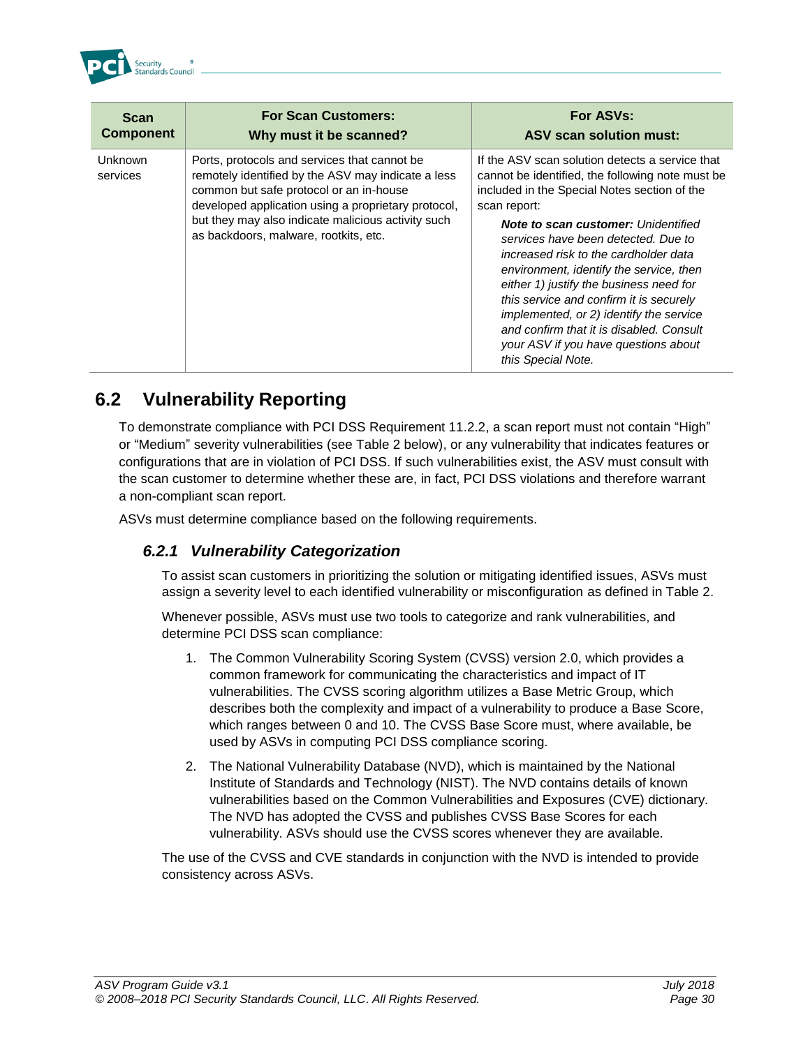| Scan Component | For Scan Customers: Why must it be scanned? | For ASVs: ASV scan solution must: |
|---|---|---|
| Unknown services | Ports, protocols and services that cannot be remotely identified by the ASV may indicate a less common but safe protocol or an in-house developed application using a proprietary protocol, but they may also indicate malicious activity such as backdoors, malware, rootkits, etc. | If the ASV scan solution detects a service that cannot be identified, the following note must be included in the Special Notes section of the scan report: ***Note to scan customer:*** *Unidentified services have been detected. Due to increased risk to the cardholder data environment, identify the service, then either 1) justify the business need for this service and confirm it is securely implemented, or 2) identify the service and confirm that it is disabled. Consult your ASV if you have questions about this Special Note.* |

## 6.2 Vulnerability Reporting

To demonstrate compliance with PCI DSS Requirement 11.2.2, a scan report must not contain "High" or "Medium" severity vulnerabilities (see Table 2 below), or any vulnerability that indicates features or configurations that are in violation of PCI DSS. If such vulnerabilities exist, the ASV must consult with the scan customer to determine whether these are, in fact, PCI DSS violations and therefore warrant a non-compliant scan report.

ASVs must determine compliance based on the following requirements.

### *6.2.1 Vulnerability Categorization*

To assist scan customers in prioritizing the solution or mitigating identified issues, ASVs must assign a severity level to each identified vulnerability or misconfiguration as defined in Table 2.

Whenever possible, ASVs must use two tools to categorize and rank vulnerabilities, and determine PCI DSS scan compliance:

1. The Common Vulnerability Scoring System (CVSS) version 2.0, which provides a common framework for communicating the characteristics and impact of IT vulnerabilities. The CVSS scoring algorithm utilizes a Base Metric Group, which describes both the complexity and impact of a vulnerability to produce a Base Score, which ranges between 0 and 10. The CVSS Base Score must, where available, be used by ASVs in computing PCI DSS compliance scoring.
2. The National Vulnerability Database (NVD), which is maintained by the National Institute of Standards and Technology (NIST). The NVD contains details of known vulnerabilities based on the Common Vulnerabilities and Exposures (CVE) dictionary. The NVD has adopted the CVSS and publishes CVSS Base Scores for each vulnerability. ASVs should use the CVSS scores whenever they are available.

The use of the CVSS and CVE standards in conjunction with the NVD is intended to provide consistency across ASVs.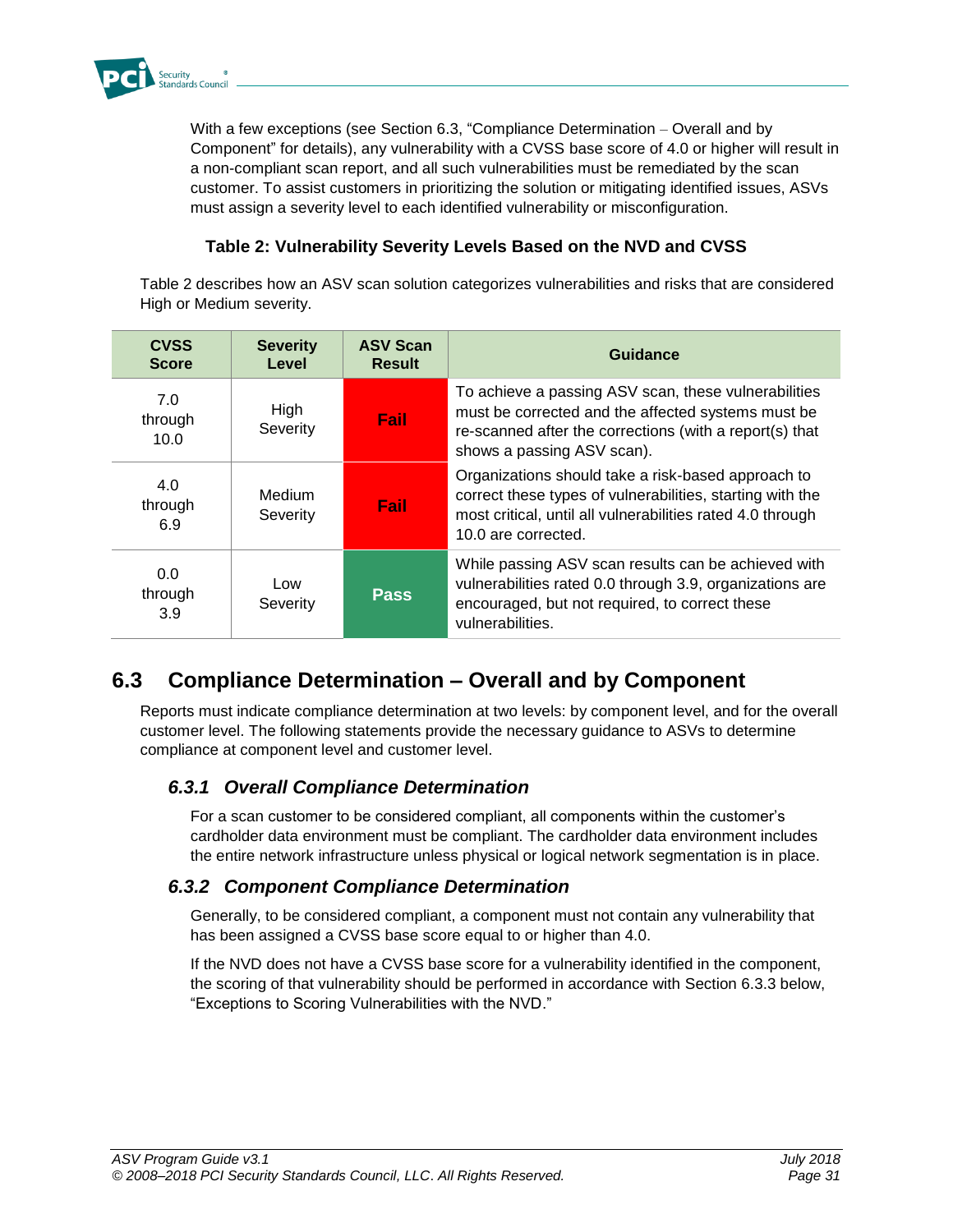With a few exceptions (see Section 6.3, "Compliance Determination – Overall and by Component" for details), any vulnerability with a CVSS base score of 4.0 or higher will result in a non-compliant scan report, and all such vulnerabilities must be remediated by the scan customer. To assist customers in prioritizing the solution or mitigating identified issues, ASVs must assign a severity level to each identified vulnerability or misconfiguration.

**Table 2: Vulnerability Severity Levels Based on the NVD and CVSS**

Table 2 describes how an ASV scan solution categorizes vulnerabilities and risks that are considered High or Medium severity.

| CVSS Score | Severity Level | ASV Scan Result | Guidance |
|---|---|---|---|
| 7.0 through 10.0 | High Severity | **Fail** | To achieve a passing ASV scan, these vulnerabilities must be corrected and the affected systems must be re-scanned after the corrections (with a report(s) that shows a passing ASV scan). |
| 4.0 through 6.9 | Medium Severity | **Fail** | Organizations should take a risk-based approach to correct these types of vulnerabilities, starting with the most critical, until all vulnerabilities rated 4.0 through 10.0 are corrected. |
| 0.0 through 3.9 | Low Severity | **Pass** | While passing ASV scan results can be achieved with vulnerabilities rated 0.0 through 3.9, organizations are encouraged, but not required, to correct these vulnerabilities. |

## 6.3 Compliance Determination – Overall and by Component

Reports must indicate compliance determination at two levels: by component level, and for the overall customer level. The following statements provide the necessary guidance to ASVs to determine compliance at component level and customer level.

### *6.3.1 Overall Compliance Determination*

For a scan customer to be considered compliant, all components within the customer's cardholder data environment must be compliant. The cardholder data environment includes the entire network infrastructure unless physical or logical network segmentation is in place.

### *6.3.2 Component Compliance Determination*

Generally, to be considered compliant, a component must not contain any vulnerability that has been assigned a CVSS base score equal to or higher than 4.0.

If the NVD does not have a CVSS base score for a vulnerability identified in the component, the scoring of that vulnerability should be performed in accordance with Section 6.3.3 below, "Exceptions to Scoring Vulnerabilities with the NVD."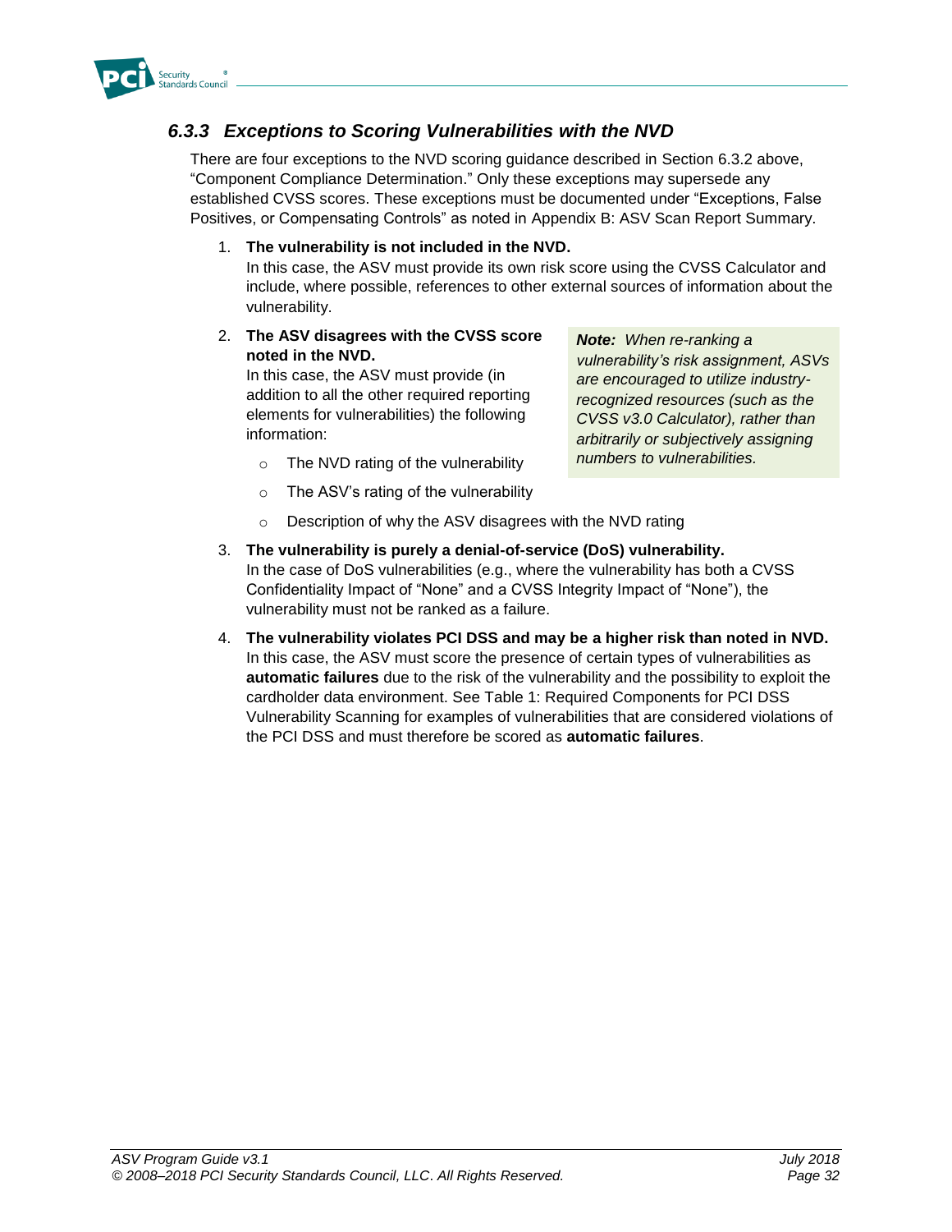### *6.3.3 Exceptions to Scoring Vulnerabilities with the NVD*

There are four exceptions to the NVD scoring guidance described in Section 6.3.2 above, "Component Compliance Determination." Only these exceptions may supersede any established CVSS scores. These exceptions must be documented under "Exceptions, False Positives, or Compensating Controls" as noted in Appendix B: ASV Scan Report Summary.

1. **The vulnerability is not included in the NVD.**
   In this case, the ASV must provide its own risk score using the CVSS Calculator and include, where possible, references to other external sources of information about the vulnerability.

2. **The ASV disagrees with the CVSS score noted in the NVD.**
   In this case, the ASV must provide (in addition to all the other required reporting elements for vulnerabilities) the following information:
   - The NVD rating of the vulnerability
   - The ASV's rating of the vulnerability
   - Description of why the ASV disagrees with the NVD rating

   > ***Note:*** *When re-ranking a vulnerability's risk assignment, ASVs are encouraged to utilize industry-recognized resources (such as the CVSS v3.0 Calculator), rather than arbitrarily or subjectively assigning numbers to vulnerabilities.*

3. **The vulnerability is purely a denial-of-service (DoS) vulnerability.**
   In the case of DoS vulnerabilities (e.g., where the vulnerability has both a CVSS Confidentiality Impact of "None" and a CVSS Integrity Impact of "None"), the vulnerability must not be ranked as a failure.

4. **The vulnerability violates PCI DSS and may be a higher risk than noted in NVD.**
   In this case, the ASV must score the presence of certain types of vulnerabilities as **automatic failures** due to the risk of the vulnerability and the possibility to exploit the cardholder data environment. See Table 1: Required Components for PCI DSS Vulnerability Scanning for examples of vulnerabilities that are considered violations of the PCI DSS and must therefore be scored as **automatic failures**.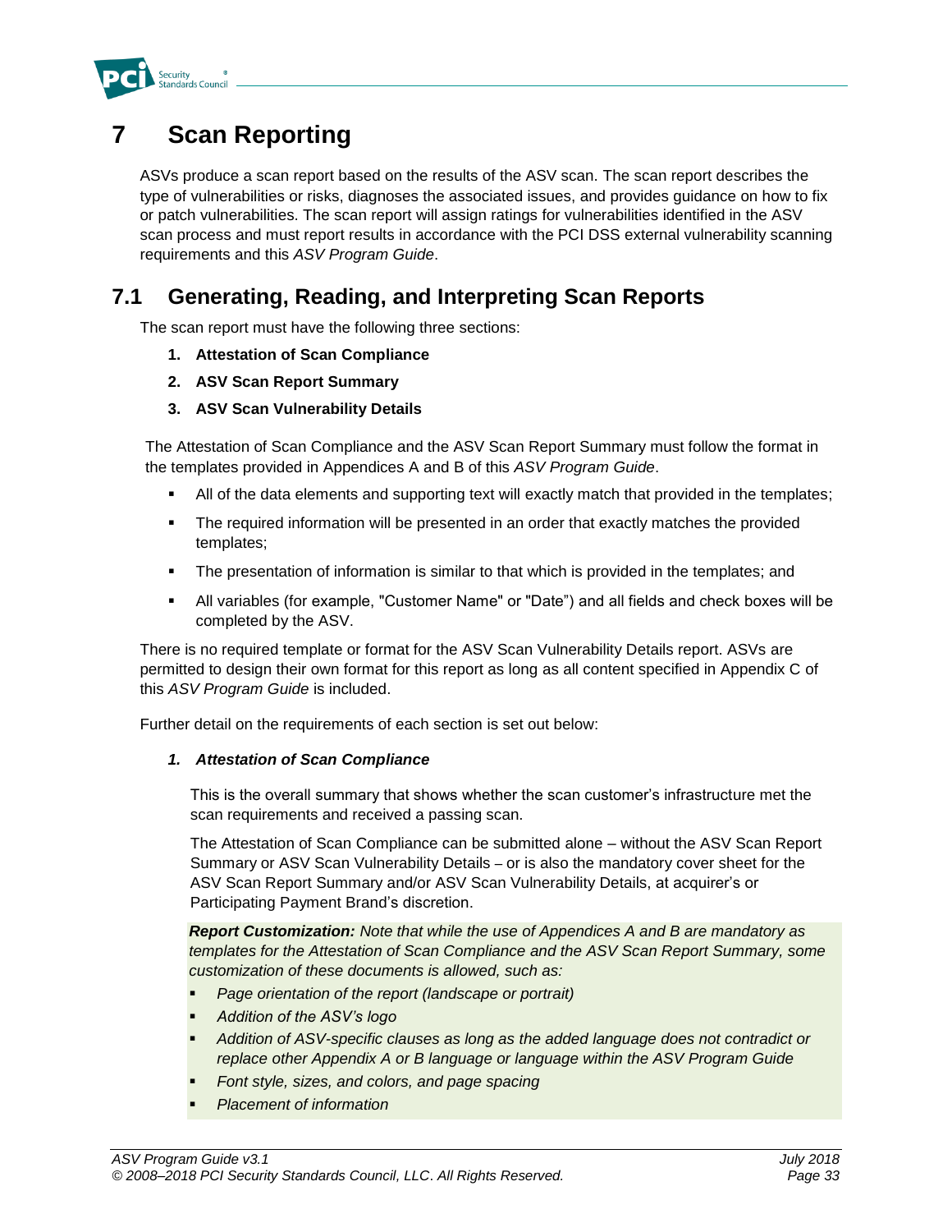# 7 Scan Reporting

ASVs produce a scan report based on the results of the ASV scan. The scan report describes the type of vulnerabilities or risks, diagnoses the associated issues, and provides guidance on how to fix or patch vulnerabilities. The scan report will assign ratings for vulnerabilities identified in the ASV scan process and must report results in accordance with the PCI DSS external vulnerability scanning requirements and this *ASV Program Guide*.

## 7.1 Generating, Reading, and Interpreting Scan Reports

The scan report must have the following three sections:

1. **Attestation of Scan Compliance**
2. **ASV Scan Report Summary**
3. **ASV Scan Vulnerability Details**

The Attestation of Scan Compliance and the ASV Scan Report Summary must follow the format in the templates provided in Appendices A and B of this *ASV Program Guide*.

- All of the data elements and supporting text will exactly match that provided in the templates;
- The required information will be presented in an order that exactly matches the provided templates;
- The presentation of information is similar to that which is provided in the templates; and
- All variables (for example, "Customer Name" or "Date") and all fields and check boxes will be completed by the ASV.

There is no required template or format for the ASV Scan Vulnerability Details report. ASVs are permitted to design their own format for this report as long as all content specified in Appendix C of this *ASV Program Guide* is included.

Further detail on the requirements of each section is set out below:

***1. Attestation of Scan Compliance***

This is the overall summary that shows whether the scan customer's infrastructure met the scan requirements and received a passing scan.

The Attestation of Scan Compliance can be submitted alone – without the ASV Scan Report Summary or ASV Scan Vulnerability Details – or is also the mandatory cover sheet for the ASV Scan Report Summary and/or ASV Scan Vulnerability Details, at acquirer's or Participating Payment Brand's discretion.

***Report Customization:*** *Note that while the use of Appendices A and B are mandatory as templates for the Attestation of Scan Compliance and the ASV Scan Report Summary, some customization of these documents is allowed, such as:*

- *Page orientation of the report (landscape or portrait)*
- *Addition of the ASV's logo*
- *Addition of ASV-specific clauses as long as the added language does not contradict or replace other Appendix A or B language or language within the ASV Program Guide*
- *Font style, sizes, and colors, and page spacing*
- *Placement of information*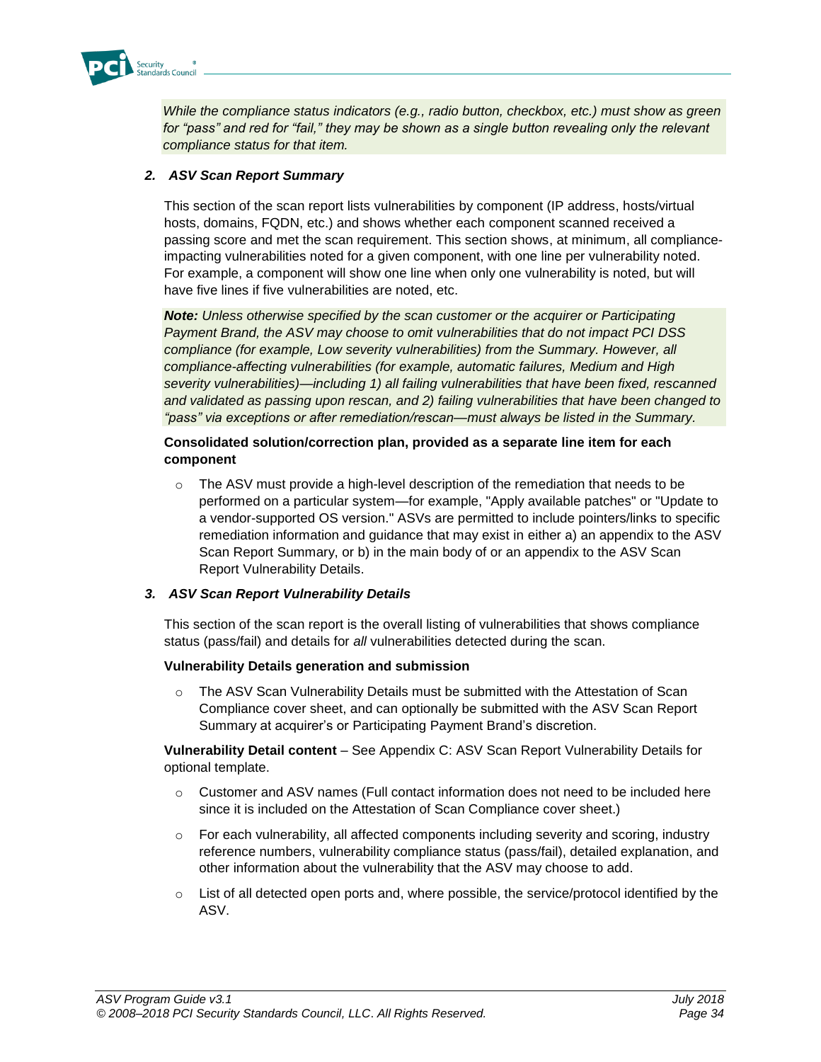*While the compliance status indicators (e.g., radio button, checkbox, etc.) must show as green for "pass" and red for "fail," they may be shown as a single button revealing only the relevant compliance status for that item.*

### *2. ASV Scan Report Summary*

This section of the scan report lists vulnerabilities by component (IP address, hosts/virtual hosts, domains, FQDN, etc.) and shows whether each component scanned received a passing score and met the scan requirement. This section shows, at minimum, all compliance-impacting vulnerabilities noted for a given component, with one line per vulnerability noted. For example, a component will show one line when only one vulnerability is noted, but will have five lines if five vulnerabilities are noted, etc.

***Note:** Unless otherwise specified by the scan customer or the acquirer or Participating Payment Brand, the ASV may choose to omit vulnerabilities that do not impact PCI DSS compliance (for example, Low severity vulnerabilities) from the Summary. However, all compliance-affecting vulnerabilities (for example, automatic failures, Medium and High severity vulnerabilities)—including 1) all failing vulnerabilities that have been fixed, rescanned and validated as passing upon rescan, and 2) failing vulnerabilities that have been changed to "pass" via exceptions or after remediation/rescan—must always be listed in the Summary.*

**Consolidated solution/correction plan, provided as a separate line item for each component**

- The ASV must provide a high-level description of the remediation that needs to be performed on a particular system—for example, "Apply available patches" or "Update to a vendor-supported OS version." ASVs are permitted to include pointers/links to specific remediation information and guidance that may exist in either a) an appendix to the ASV Scan Report Summary, or b) in the main body of or an appendix to the ASV Scan Report Vulnerability Details.

### *3. ASV Scan Report Vulnerability Details*

This section of the scan report is the overall listing of vulnerabilities that shows compliance status (pass/fail) and details for *all* vulnerabilities detected during the scan.

**Vulnerability Details generation and submission**

- The ASV Scan Vulnerability Details must be submitted with the Attestation of Scan Compliance cover sheet, and can optionally be submitted with the ASV Scan Report Summary at acquirer's or Participating Payment Brand's discretion.

**Vulnerability Detail content** – See Appendix C: ASV Scan Report Vulnerability Details for optional template.

- Customer and ASV names (Full contact information does not need to be included here since it is included on the Attestation of Scan Compliance cover sheet.)
- For each vulnerability, all affected components including severity and scoring, industry reference numbers, vulnerability compliance status (pass/fail), detailed explanation, and other information about the vulnerability that the ASV may choose to add.
- List of all detected open ports and, where possible, the service/protocol identified by the ASV.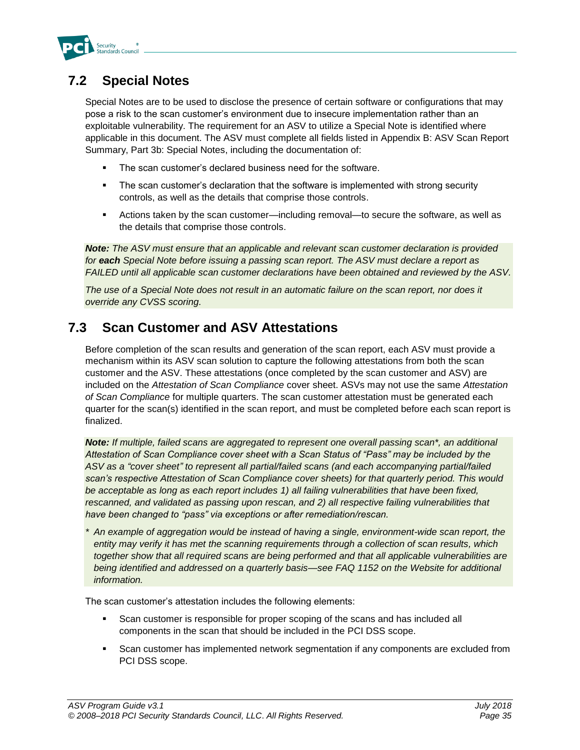## 7.2 Special Notes

Special Notes are to be used to disclose the presence of certain software or configurations that may pose a risk to the scan customer's environment due to insecure implementation rather than an exploitable vulnerability. The requirement for an ASV to utilize a Special Note is identified where applicable in this document. The ASV must complete all fields listed in Appendix B: ASV Scan Report Summary, Part 3b: Special Notes, including the documentation of:

- The scan customer's declared business need for the software.
- The scan customer's declaration that the software is implemented with strong security controls, as well as the details that comprise those controls.
- Actions taken by the scan customer—including removal—to secure the software, as well as the details that comprise those controls.

***Note:*** *The ASV must ensure that an applicable and relevant scan customer declaration is provided for **each** Special Note before issuing a passing scan report. The ASV must declare a report as FAILED until all applicable scan customer declarations have been obtained and reviewed by the ASV.*

*The use of a Special Note does not result in an automatic failure on the scan report, nor does it override any CVSS scoring.*

## 7.3 Scan Customer and ASV Attestations

Before completion of the scan results and generation of the scan report, each ASV must provide a mechanism within its ASV scan solution to capture the following attestations from both the scan customer and the ASV. These attestations (once completed by the scan customer and ASV) are included on the *Attestation of Scan Compliance* cover sheet. ASVs may not use the same *Attestation of Scan Compliance* for multiple quarters. The scan customer attestation must be generated each quarter for the scan(s) identified in the scan report, and must be completed before each scan report is finalized.

***Note:*** *If multiple, failed scans are aggregated to represent one overall passing scan*, an additional Attestation of Scan Compliance cover sheet with a Scan Status of "Pass" may be included by the ASV as a "cover sheet" to represent all partial/failed scans (and each accompanying partial/failed scan's respective Attestation of Scan Compliance cover sheets) for that quarterly period. This would be acceptable as long as each report includes 1) all failing vulnerabilities that have been fixed, rescanned, and validated as passing upon rescan, and 2) all respective failing vulnerabilities that have been changed to "pass" via exceptions or after remediation/rescan.*

*\* An example of aggregation would be instead of having a single, environment-wide scan report, the entity may verify it has met the scanning requirements through a collection of scan results, which together show that all required scans are being performed and that all applicable vulnerabilities are being identified and addressed on a quarterly basis—see FAQ 1152 on the Website for additional information.*

The scan customer's attestation includes the following elements:

- Scan customer is responsible for proper scoping of the scans and has included all components in the scan that should be included in the PCI DSS scope.
- Scan customer has implemented network segmentation if any components are excluded from PCI DSS scope.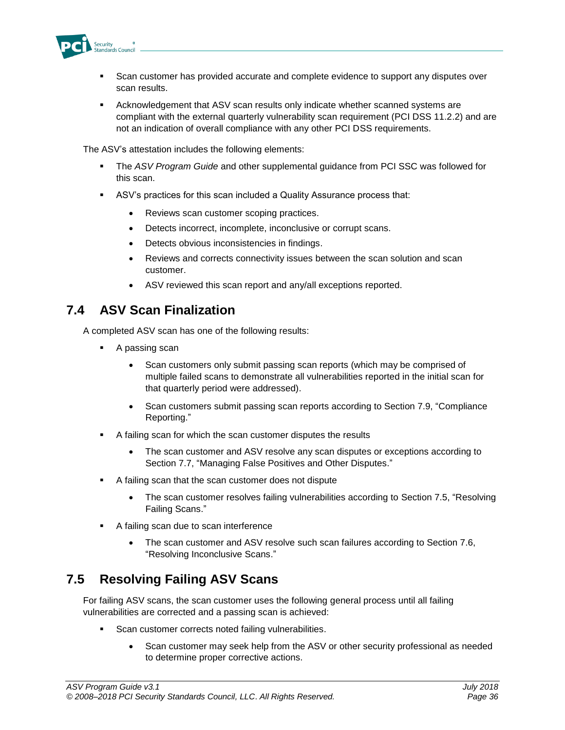- Scan customer has provided accurate and complete evidence to support any disputes over scan results.
- Acknowledgement that ASV scan results only indicate whether scanned systems are compliant with the external quarterly vulnerability scan requirement (PCI DSS 11.2.2) and are not an indication of overall compliance with any other PCI DSS requirements.

The ASV's attestation includes the following elements:

- The *ASV Program Guide* and other supplemental guidance from PCI SSC was followed for this scan.
- ASV's practices for this scan included a Quality Assurance process that:
  - Reviews scan customer scoping practices.
  - Detects incorrect, incomplete, inconclusive or corrupt scans.
  - Detects obvious inconsistencies in findings.
  - Reviews and corrects connectivity issues between the scan solution and scan customer.
  - ASV reviewed this scan report and any/all exceptions reported.

## 7.4 ASV Scan Finalization

A completed ASV scan has one of the following results:

- A passing scan
  - Scan customers only submit passing scan reports (which may be comprised of multiple failed scans to demonstrate all vulnerabilities reported in the initial scan for that quarterly period were addressed).
  - Scan customers submit passing scan reports according to Section 7.9, "Compliance Reporting."
- A failing scan for which the scan customer disputes the results
  - The scan customer and ASV resolve any scan disputes or exceptions according to Section 7.7, "Managing False Positives and Other Disputes."
- A failing scan that the scan customer does not dispute
  - The scan customer resolves failing vulnerabilities according to Section 7.5, "Resolving Failing Scans."
- A failing scan due to scan interference
  - The scan customer and ASV resolve such scan failures according to Section 7.6, "Resolving Inconclusive Scans."

## 7.5 Resolving Failing ASV Scans

For failing ASV scans, the scan customer uses the following general process until all failing vulnerabilities are corrected and a passing scan is achieved:

- Scan customer corrects noted failing vulnerabilities.
  - Scan customer may seek help from the ASV or other security professional as needed to determine proper corrective actions.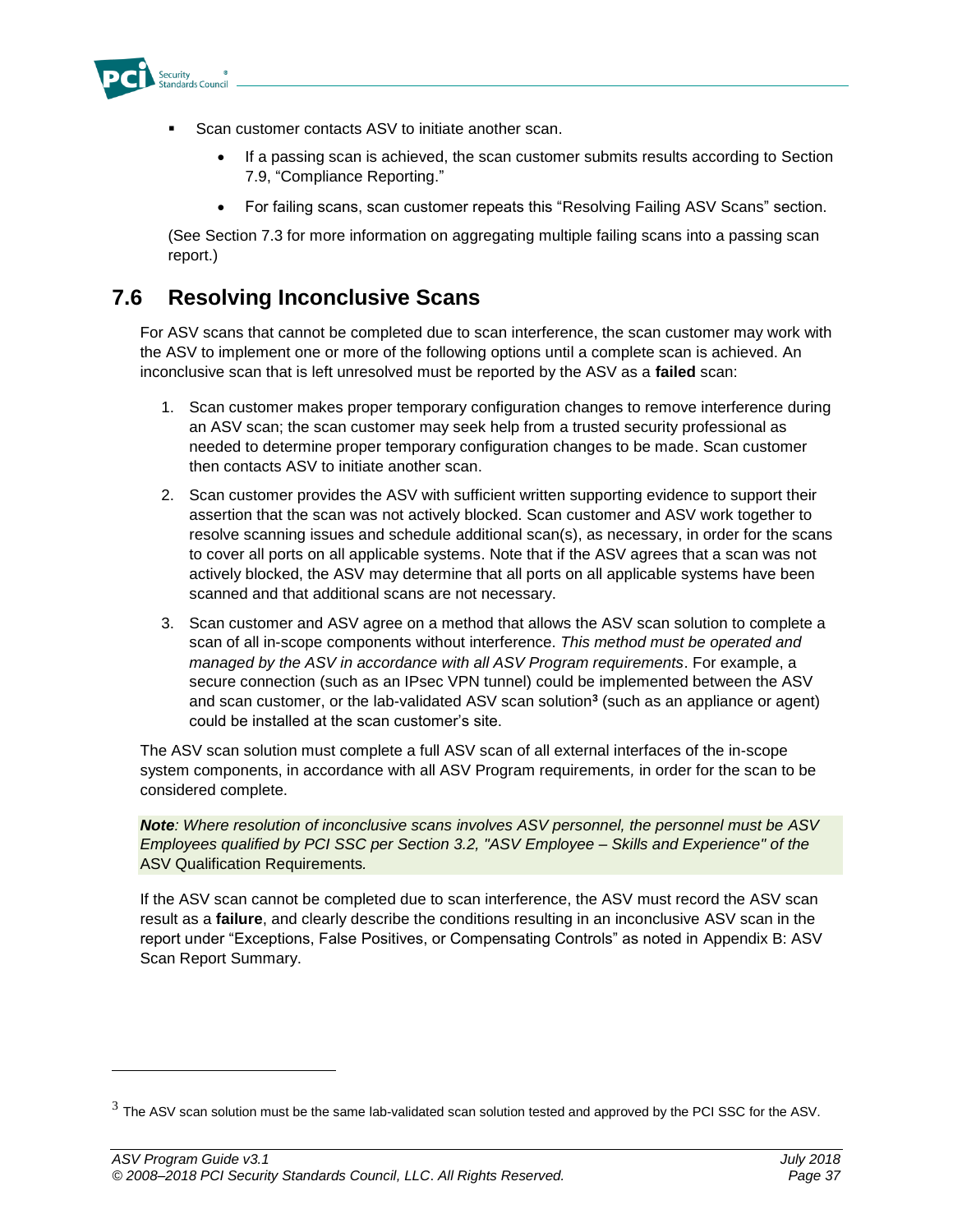- Scan customer contacts ASV to initiate another scan.
  - If a passing scan is achieved, the scan customer submits results according to Section 7.9, "Compliance Reporting."
  - For failing scans, scan customer repeats this "Resolving Failing ASV Scans" section.

(See Section 7.3 for more information on aggregating multiple failing scans into a passing scan report.)

## 7.6 Resolving Inconclusive Scans

For ASV scans that cannot be completed due to scan interference, the scan customer may work with the ASV to implement one or more of the following options until a complete scan is achieved. An inconclusive scan that is left unresolved must be reported by the ASV as a **failed** scan:

1. Scan customer makes proper temporary configuration changes to remove interference during an ASV scan; the scan customer may seek help from a trusted security professional as needed to determine proper temporary configuration changes to be made. Scan customer then contacts ASV to initiate another scan.
2. Scan customer provides the ASV with sufficient written supporting evidence to support their assertion that the scan was not actively blocked. Scan customer and ASV work together to resolve scanning issues and schedule additional scan(s), as necessary, in order for the scans to cover all ports on all applicable systems. Note that if the ASV agrees that a scan was not actively blocked, the ASV may determine that all ports on all applicable systems have been scanned and that additional scans are not necessary.
3. Scan customer and ASV agree on a method that allows the ASV scan solution to complete a scan of all in-scope components without interference. *This method must be operated and managed by the ASV in accordance with all ASV Program requirements*. For example, a secure connection (such as an IPsec VPN tunnel) could be implemented between the ASV and scan customer, or the lab-validated ASV scan solution[3] (such as an appliance or agent) could be installed at the scan customer's site.

The ASV scan solution must complete a full ASV scan of all external interfaces of the in-scope system components, in accordance with all ASV Program requirements, in order for the scan to be considered complete.

***Note**: Where resolution of inconclusive scans involves ASV personnel, the personnel must be ASV Employees qualified by PCI SSC per Section 3.2, "ASV Employee – Skills and Experience" of the* ASV Qualification Requirements*.*

If the ASV scan cannot be completed due to scan interference, the ASV must record the ASV scan result as a **failure**, and clearly describe the conditions resulting in an inconclusive ASV scan in the report under "Exceptions, False Positives, or Compensating Controls" as noted in Appendix B: ASV Scan Report Summary.

[3] The ASV scan solution must be the same lab-validated scan solution tested and approved by the PCI SSC for the ASV.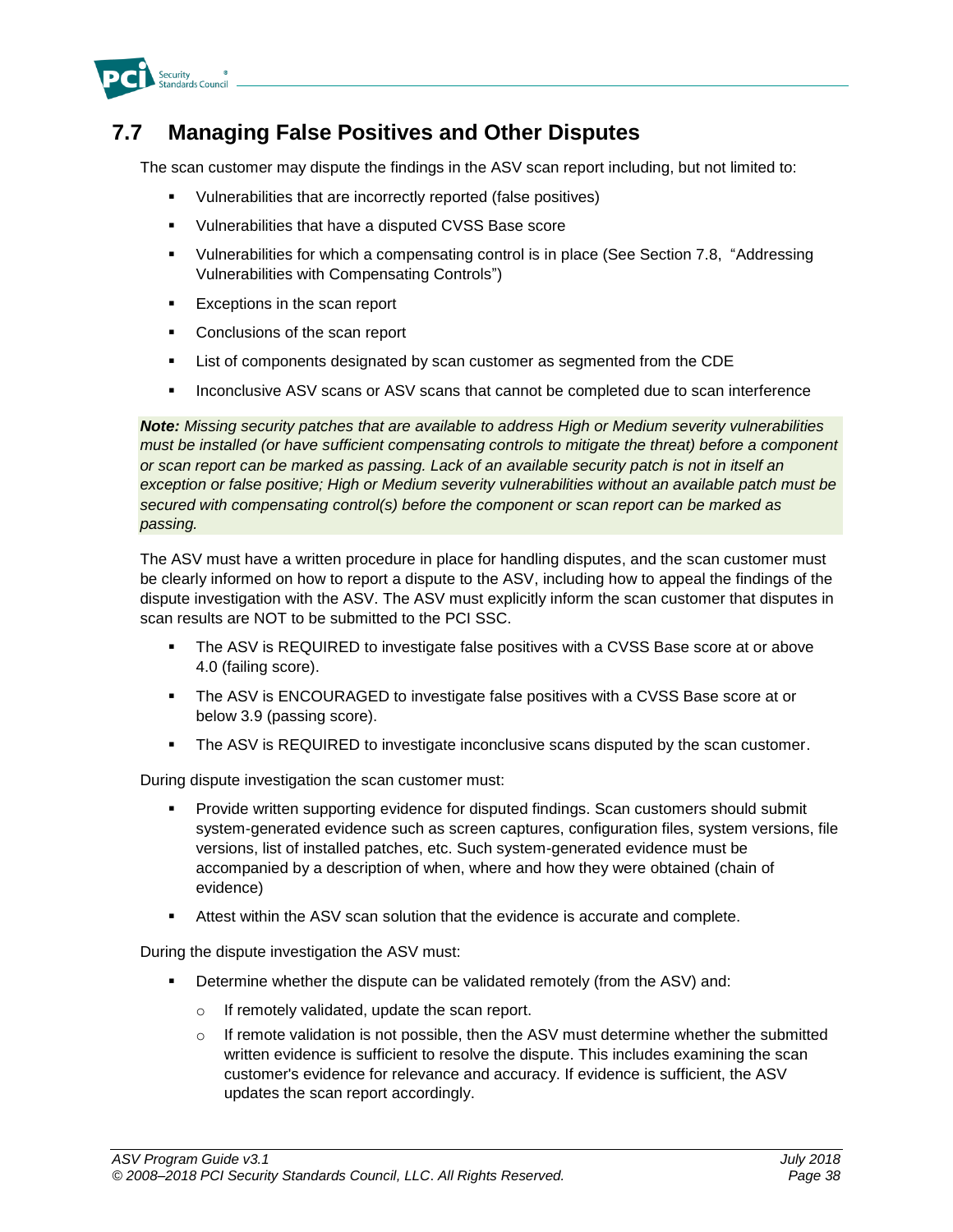## 7.7 Managing False Positives and Other Disputes

The scan customer may dispute the findings in the ASV scan report including, but not limited to:

- Vulnerabilities that are incorrectly reported (false positives)
- Vulnerabilities that have a disputed CVSS Base score
- Vulnerabilities for which a compensating control is in place (See Section 7.8, "Addressing Vulnerabilities with Compensating Controls")
- Exceptions in the scan report
- Conclusions of the scan report
- List of components designated by scan customer as segmented from the CDE
- Inconclusive ASV scans or ASV scans that cannot be completed due to scan interference

***Note:*** *Missing security patches that are available to address High or Medium severity vulnerabilities must be installed (or have sufficient compensating controls to mitigate the threat) before a component or scan report can be marked as passing. Lack of an available security patch is not in itself an exception or false positive; High or Medium severity vulnerabilities without an available patch must be secured with compensating control(s) before the component or scan report can be marked as passing.*

The ASV must have a written procedure in place for handling disputes, and the scan customer must be clearly informed on how to report a dispute to the ASV, including how to appeal the findings of the dispute investigation with the ASV. The ASV must explicitly inform the scan customer that disputes in scan results are NOT to be submitted to the PCI SSC.

- The ASV is REQUIRED to investigate false positives with a CVSS Base score at or above 4.0 (failing score).
- The ASV is ENCOURAGED to investigate false positives with a CVSS Base score at or below 3.9 (passing score).
- The ASV is REQUIRED to investigate inconclusive scans disputed by the scan customer.

During dispute investigation the scan customer must:

- Provide written supporting evidence for disputed findings. Scan customers should submit system-generated evidence such as screen captures, configuration files, system versions, file versions, list of installed patches, etc. Such system-generated evidence must be accompanied by a description of when, where and how they were obtained (chain of evidence)
- Attest within the ASV scan solution that the evidence is accurate and complete.

During the dispute investigation the ASV must:

- Determine whether the dispute can be validated remotely (from the ASV) and:
  - If remotely validated, update the scan report.
  - If remote validation is not possible, then the ASV must determine whether the submitted written evidence is sufficient to resolve the dispute. This includes examining the scan customer's evidence for relevance and accuracy. If evidence is sufficient, the ASV updates the scan report accordingly.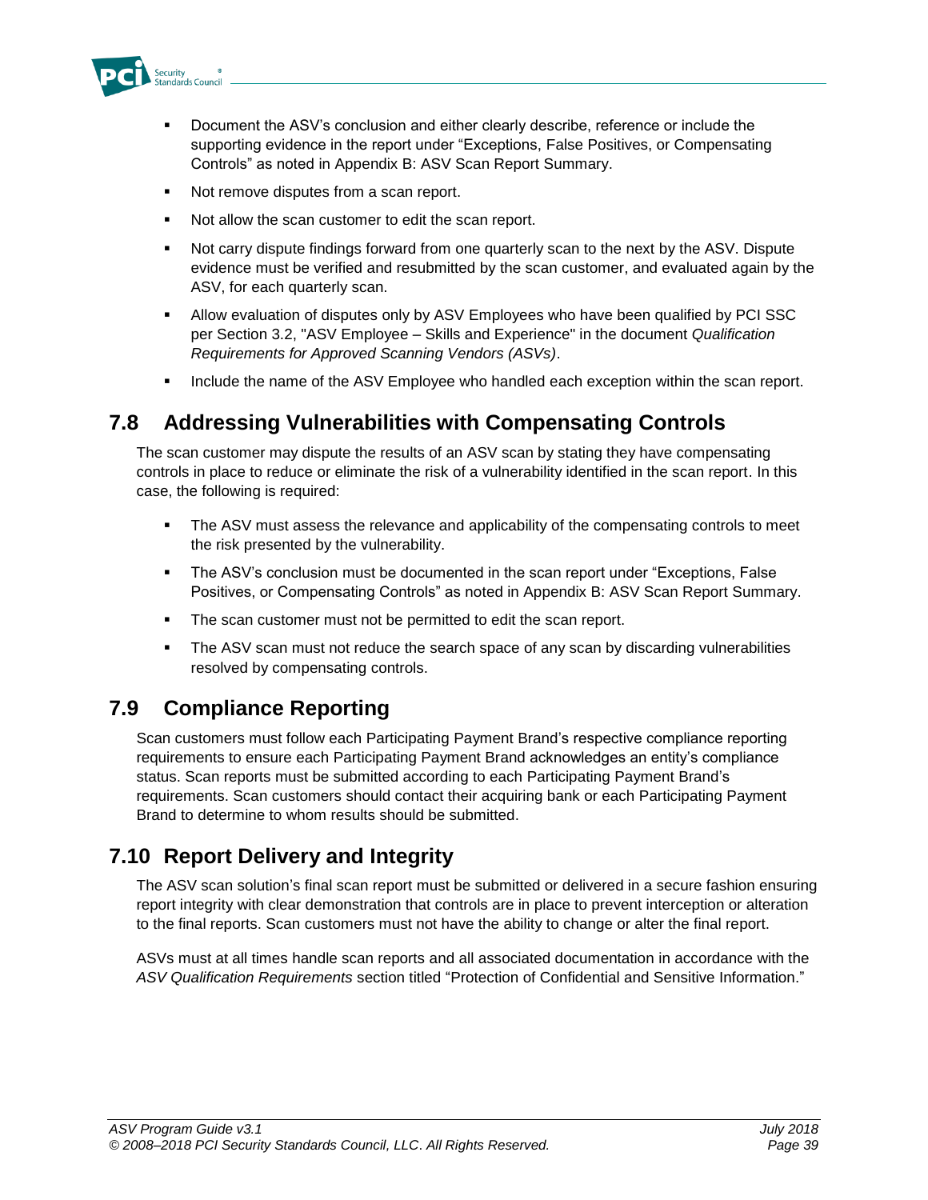- Document the ASV's conclusion and either clearly describe, reference or include the supporting evidence in the report under "Exceptions, False Positives, or Compensating Controls" as noted in Appendix B: ASV Scan Report Summary.
- Not remove disputes from a scan report.
- Not allow the scan customer to edit the scan report.
- Not carry dispute findings forward from one quarterly scan to the next by the ASV. Dispute evidence must be verified and resubmitted by the scan customer, and evaluated again by the ASV, for each quarterly scan.
- Allow evaluation of disputes only by ASV Employees who have been qualified by PCI SSC per Section 3.2, "ASV Employee – Skills and Experience" in the document *Qualification Requirements for Approved Scanning Vendors (ASVs)*.
- Include the name of the ASV Employee who handled each exception within the scan report.

## 7.8 Addressing Vulnerabilities with Compensating Controls

The scan customer may dispute the results of an ASV scan by stating they have compensating controls in place to reduce or eliminate the risk of a vulnerability identified in the scan report. In this case, the following is required:

- The ASV must assess the relevance and applicability of the compensating controls to meet the risk presented by the vulnerability.
- The ASV's conclusion must be documented in the scan report under "Exceptions, False Positives, or Compensating Controls" as noted in Appendix B: ASV Scan Report Summary.
- The scan customer must not be permitted to edit the scan report.
- The ASV scan must not reduce the search space of any scan by discarding vulnerabilities resolved by compensating controls.

## 7.9 Compliance Reporting

Scan customers must follow each Participating Payment Brand's respective compliance reporting requirements to ensure each Participating Payment Brand acknowledges an entity's compliance status. Scan reports must be submitted according to each Participating Payment Brand's requirements. Scan customers should contact their acquiring bank or each Participating Payment Brand to determine to whom results should be submitted.

## 7.10 Report Delivery and Integrity

The ASV scan solution's final scan report must be submitted or delivered in a secure fashion ensuring report integrity with clear demonstration that controls are in place to prevent interception or alteration to the final reports. Scan customers must not have the ability to change or alter the final report.

ASVs must at all times handle scan reports and all associated documentation in accordance with the *ASV Qualification Requirements* section titled "Protection of Confidential and Sensitive Information."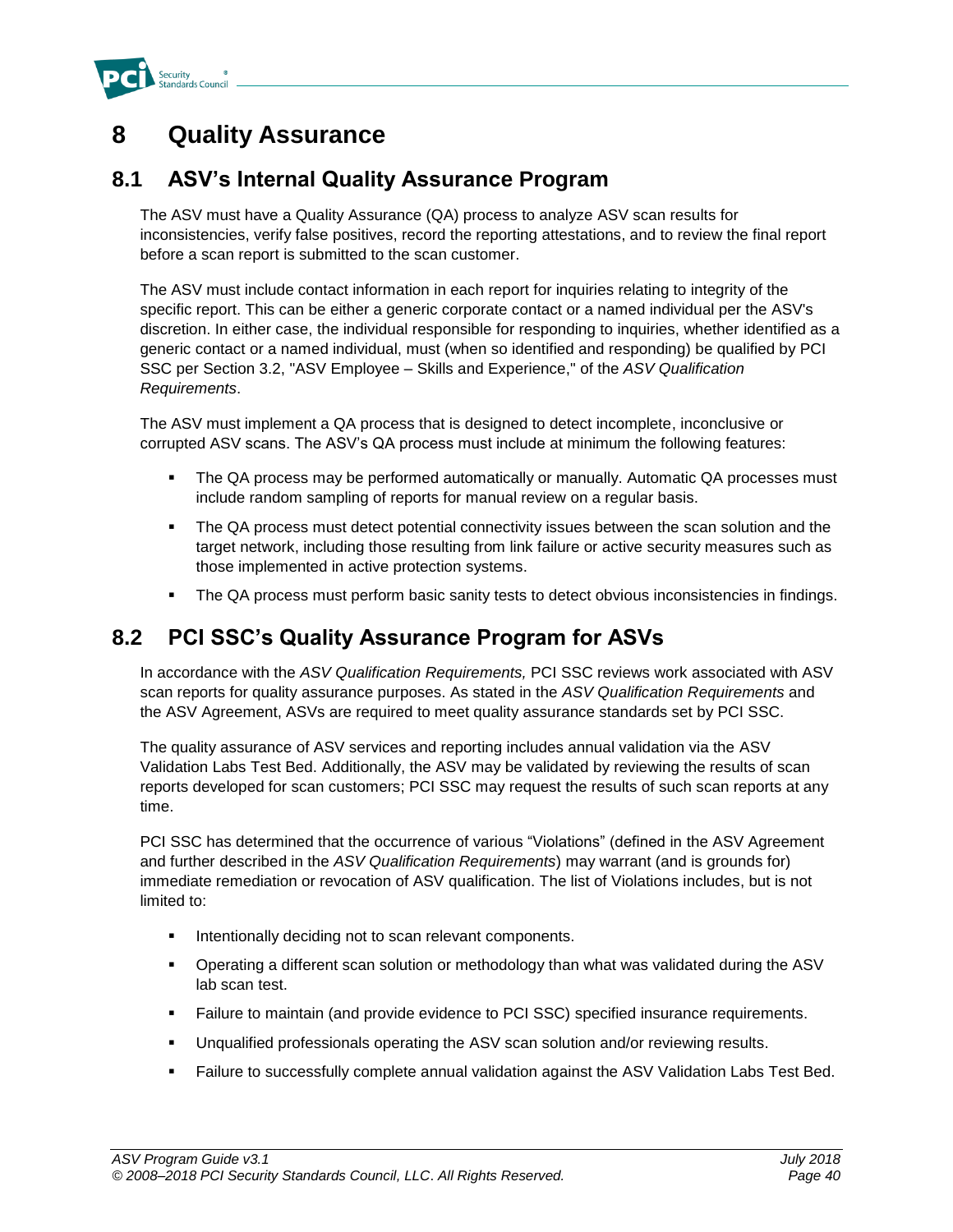# 8 Quality Assurance

## 8.1 ASV's Internal Quality Assurance Program

The ASV must have a Quality Assurance (QA) process to analyze ASV scan results for inconsistencies, verify false positives, record the reporting attestations, and to review the final report before a scan report is submitted to the scan customer.

The ASV must include contact information in each report for inquiries relating to integrity of the specific report. This can be either a generic corporate contact or a named individual per the ASV's discretion. In either case, the individual responsible for responding to inquiries, whether identified as a generic contact or a named individual, must (when so identified and responding) be qualified by PCI SSC per Section 3.2, "ASV Employee – Skills and Experience," of the *ASV Qualification Requirements*.

The ASV must implement a QA process that is designed to detect incomplete, inconclusive or corrupted ASV scans. The ASV's QA process must include at minimum the following features:

- The QA process may be performed automatically or manually. Automatic QA processes must include random sampling of reports for manual review on a regular basis.
- The QA process must detect potential connectivity issues between the scan solution and the target network, including those resulting from link failure or active security measures such as those implemented in active protection systems.
- The QA process must perform basic sanity tests to detect obvious inconsistencies in findings.

## 8.2 PCI SSC's Quality Assurance Program for ASVs

In accordance with the *ASV Qualification Requirements,* PCI SSC reviews work associated with ASV scan reports for quality assurance purposes. As stated in the *ASV Qualification Requirements* and the ASV Agreement, ASVs are required to meet quality assurance standards set by PCI SSC.

The quality assurance of ASV services and reporting includes annual validation via the ASV Validation Labs Test Bed. Additionally, the ASV may be validated by reviewing the results of scan reports developed for scan customers; PCI SSC may request the results of such scan reports at any time.

PCI SSC has determined that the occurrence of various "Violations" (defined in the ASV Agreement and further described in the *ASV Qualification Requirements*) may warrant (and is grounds for) immediate remediation or revocation of ASV qualification. The list of Violations includes, but is not limited to:

- Intentionally deciding not to scan relevant components.
- Operating a different scan solution or methodology than what was validated during the ASV lab scan test.
- Failure to maintain (and provide evidence to PCI SSC) specified insurance requirements.
- Unqualified professionals operating the ASV scan solution and/or reviewing results.
- Failure to successfully complete annual validation against the ASV Validation Labs Test Bed.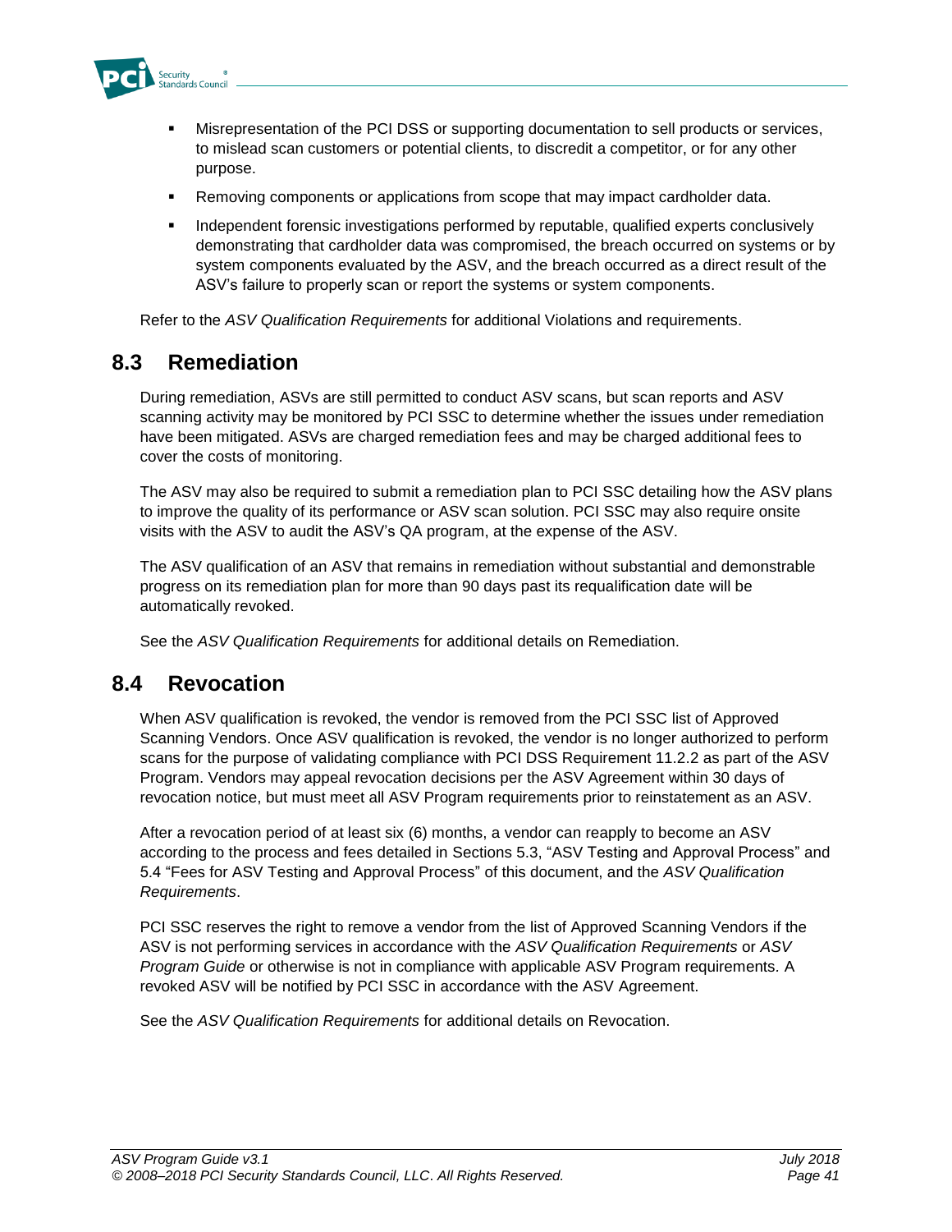- Misrepresentation of the PCI DSS or supporting documentation to sell products or services, to mislead scan customers or potential clients, to discredit a competitor, or for any other purpose.
- Removing components or applications from scope that may impact cardholder data.
- Independent forensic investigations performed by reputable, qualified experts conclusively demonstrating that cardholder data was compromised, the breach occurred on systems or by system components evaluated by the ASV, and the breach occurred as a direct result of the ASV's failure to properly scan or report the systems or system components.

Refer to the *ASV Qualification Requirements* for additional Violations and requirements.

## 8.3 Remediation

During remediation, ASVs are still permitted to conduct ASV scans, but scan reports and ASV scanning activity may be monitored by PCI SSC to determine whether the issues under remediation have been mitigated. ASVs are charged remediation fees and may be charged additional fees to cover the costs of monitoring.

The ASV may also be required to submit a remediation plan to PCI SSC detailing how the ASV plans to improve the quality of its performance or ASV scan solution. PCI SSC may also require onsite visits with the ASV to audit the ASV's QA program, at the expense of the ASV.

The ASV qualification of an ASV that remains in remediation without substantial and demonstrable progress on its remediation plan for more than 90 days past its requalification date will be automatically revoked.

See the *ASV Qualification Requirements* for additional details on Remediation.

## 8.4 Revocation

When ASV qualification is revoked, the vendor is removed from the PCI SSC list of Approved Scanning Vendors. Once ASV qualification is revoked, the vendor is no longer authorized to perform scans for the purpose of validating compliance with PCI DSS Requirement 11.2.2 as part of the ASV Program. Vendors may appeal revocation decisions per the ASV Agreement within 30 days of revocation notice, but must meet all ASV Program requirements prior to reinstatement as an ASV.

After a revocation period of at least six (6) months, a vendor can reapply to become an ASV according to the process and fees detailed in Sections 5.3, "ASV Testing and Approval Process" and 5.4 "Fees for ASV Testing and Approval Process" of this document, and the *ASV Qualification Requirements*.

PCI SSC reserves the right to remove a vendor from the list of Approved Scanning Vendors if the ASV is not performing services in accordance with the *ASV Qualification Requirements* or *ASV Program Guide* or otherwise is not in compliance with applicable ASV Program requirements. A revoked ASV will be notified by PCI SSC in accordance with the ASV Agreement.

See the *ASV Qualification Requirements* for additional details on Revocation.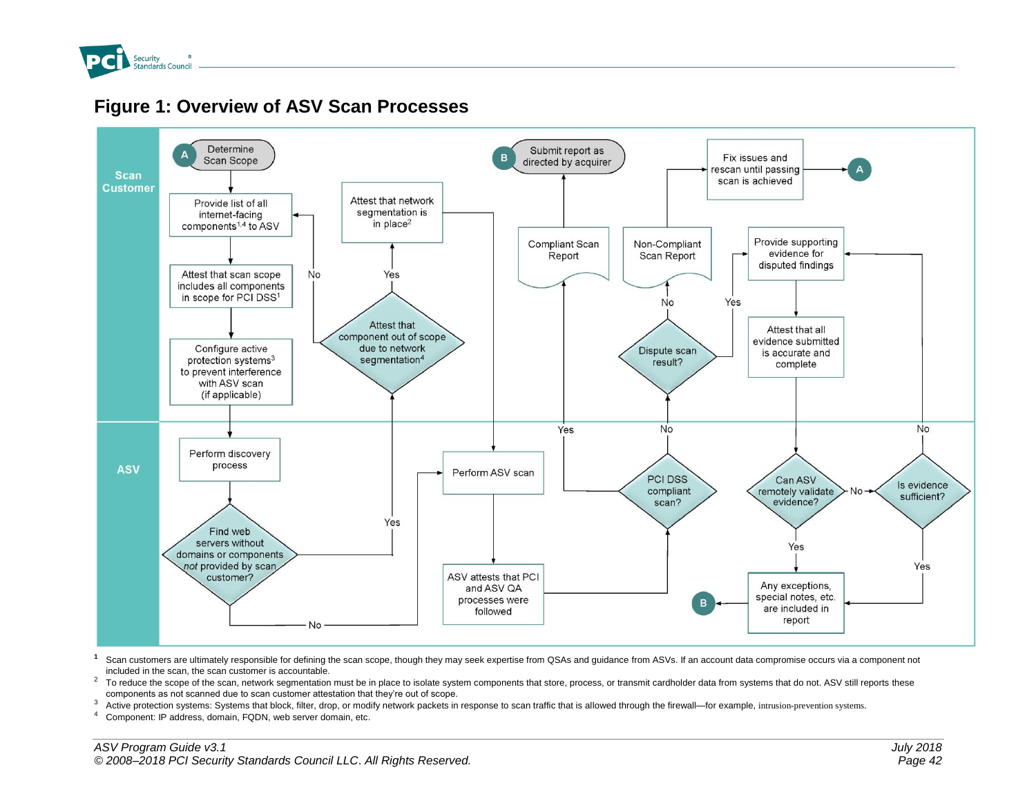## Figure 1: Overview of ASV Scan Processes

**Scan Customer**

- A — Determine Scan Scope
- Provide list of all internet-facing components[1,4] to ASV
- Attest that scan scope includes all components in scope for PCI DSS[1]
- Configure active protection systems[3] to prevent interference with ASV scan (if applicable)
- Attest that component out of scope due to network segmentation[4]
  - Yes → Attest that network segmentation is in place[2]
  - No → Provide list of all internet-facing components[1,4] to ASV
- B — Submit report as directed by acquirer
- Compliant Scan Report
- Non-Compliant Scan Report
- Fix issues and rescan until passing scan is achieved → A
- Dispute scan result?
  - No → Non-Compliant Scan Report
  - Yes → Provide supporting evidence for disputed findings
- Attest that all evidence submitted is accurate and complete

**ASV**

- Perform discovery process
- Find web servers without domains or components *not* provided by scan customer?
  - Yes → Attest that component out of scope due to network segmentation[4]
  - No → Perform ASV scan
- Perform ASV scan
- ASV attests that PCI and ASV QA processes were followed
- PCI DSS compliant scan?
  - Yes → Compliant Scan Report
  - No → Dispute scan result?
- Can ASV remotely validate evidence?
  - Yes → Any exceptions, special notes, etc. are included in report → B
  - No → Is evidence sufficient?
- Is evidence sufficient?
  - Yes → Any exceptions, special notes, etc. are included in report
  - No → Provide supporting evidence for disputed findings

[1] Scan customers are ultimately responsible for defining the scan scope, though they may seek expertise from QSAs and guidance from ASVs. If an account data compromise occurs via a component not included in the scan, the scan customer is accountable.

[2] To reduce the scope of the scan, network segmentation must be in place to isolate system components that store, process, or transmit cardholder data from systems that do not. ASV still reports these components as not scanned due to scan customer attestation that they're out of scope.

[3] Active protection systems: Systems that block, filter, drop, or modify network packets in response to scan traffic that is allowed through the firewall—for example, intrusion-prevention systems.

[4] Component: IP address, domain, FQDN, web server domain, etc.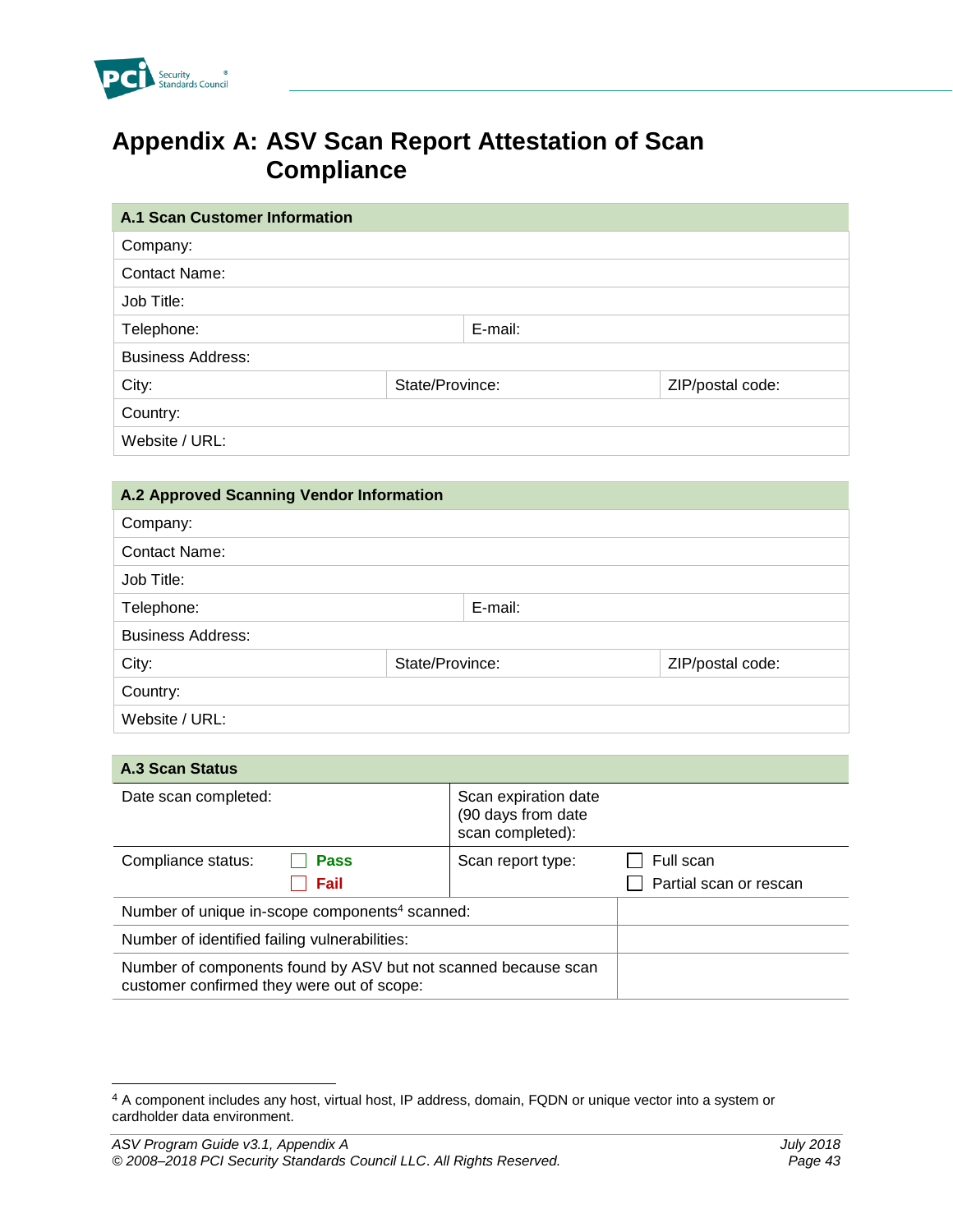# Appendix A: ASV Scan Report Attestation of Scan Compliance

| A.1 Scan Customer Information | | |
|---|---|---|
| Company: | | |
| Contact Name: | | |
| Job Title: | | |
| Telephone: | E-mail: | |
| Business Address: | | |
| City: | State/Province: | ZIP/postal code: |
| Country: | | |
| Website / URL: | | |

| A.2 Approved Scanning Vendor Information | | |
|---|---|---|
| Company: | | |
| Contact Name: | | |
| Job Title: | | |
| Telephone: | E-mail: | |
| Business Address: | | |
| City: | State/Province: | ZIP/postal code: |
| Country: | | |
| Website / URL: | | |

| A.3 Scan Status | | | |
|---|---|---|---|
| Date scan completed: | | Scan expiration date (90 days from date scan completed): | |
| Compliance status: | ☐ **Pass** ☐ **Fail** | Scan report type: | ☐ Full scan ☐ Partial scan or rescan |
| Number of unique in-scope components[4] scanned: | | | |
| Number of identified failing vulnerabilities: | | | |
| Number of components found by ASV but not scanned because scan customer confirmed they were out of scope: | | | |

[4] A component includes any host, virtual host, IP address, domain, FQDN or unique vector into a system or cardholder data environment.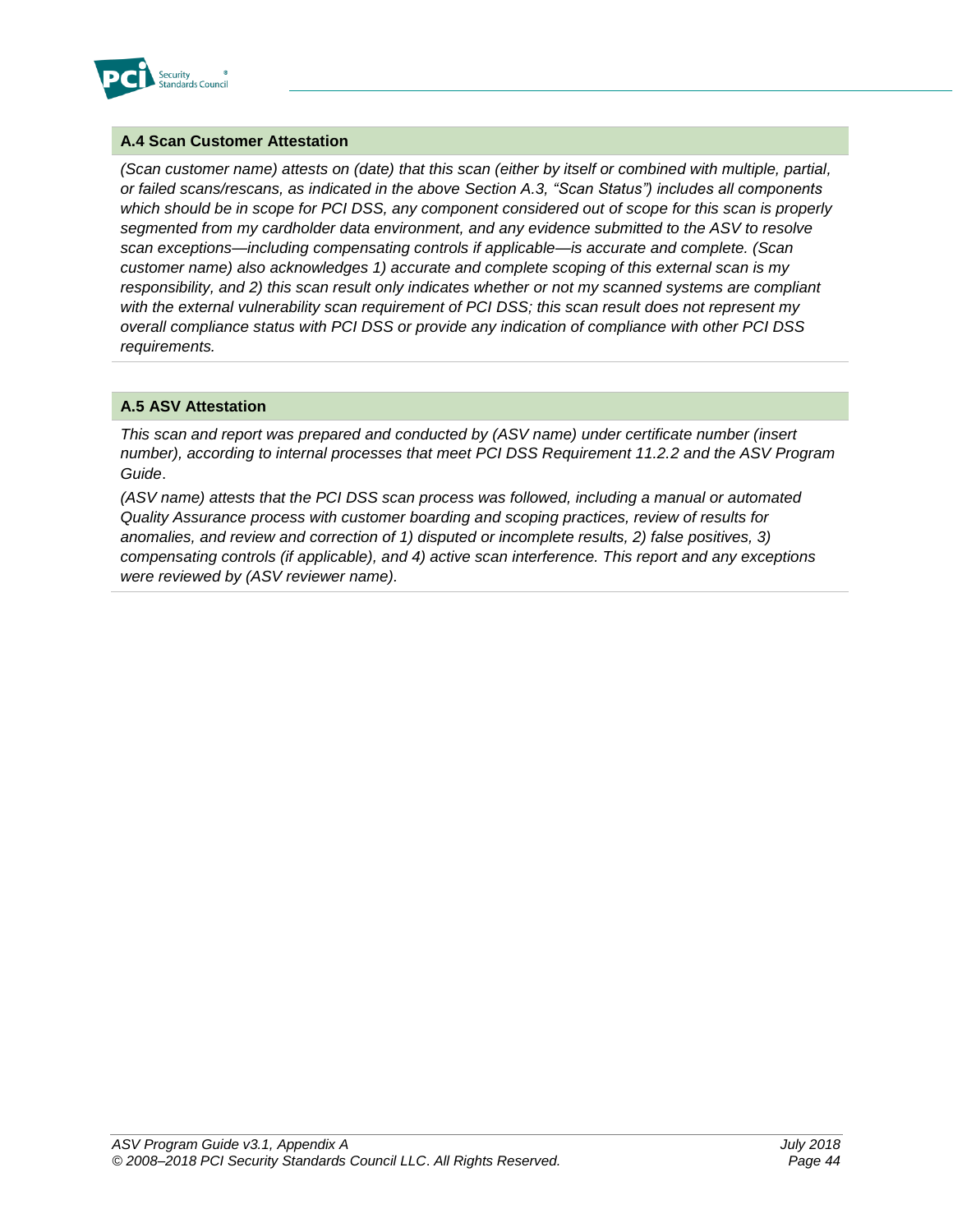### A.4 Scan Customer Attestation

*(Scan customer name) attests on (date) that this scan (either by itself or combined with multiple, partial, or failed scans/rescans, as indicated in the above Section A.3, "Scan Status") includes all components which should be in scope for PCI DSS, any component considered out of scope for this scan is properly segmented from my cardholder data environment, and any evidence submitted to the ASV to resolve scan exceptions—including compensating controls if applicable—is accurate and complete. (Scan customer name) also acknowledges 1) accurate and complete scoping of this external scan is my responsibility, and 2) this scan result only indicates whether or not my scanned systems are compliant with the external vulnerability scan requirement of PCI DSS; this scan result does not represent my overall compliance status with PCI DSS or provide any indication of compliance with other PCI DSS requirements.*

### A.5 ASV Attestation

*This scan and report was prepared and conducted by (ASV name) under certificate number (insert number), according to internal processes that meet PCI DSS Requirement 11.2.2 and the ASV Program Guide*.

*(ASV name) attests that the PCI DSS scan process was followed, including a manual or automated Quality Assurance process with customer boarding and scoping practices, review of results for anomalies, and review and correction of 1) disputed or incomplete results, 2) false positives, 3) compensating controls (if applicable), and 4) active scan interference. This report and any exceptions were reviewed by (ASV reviewer name).*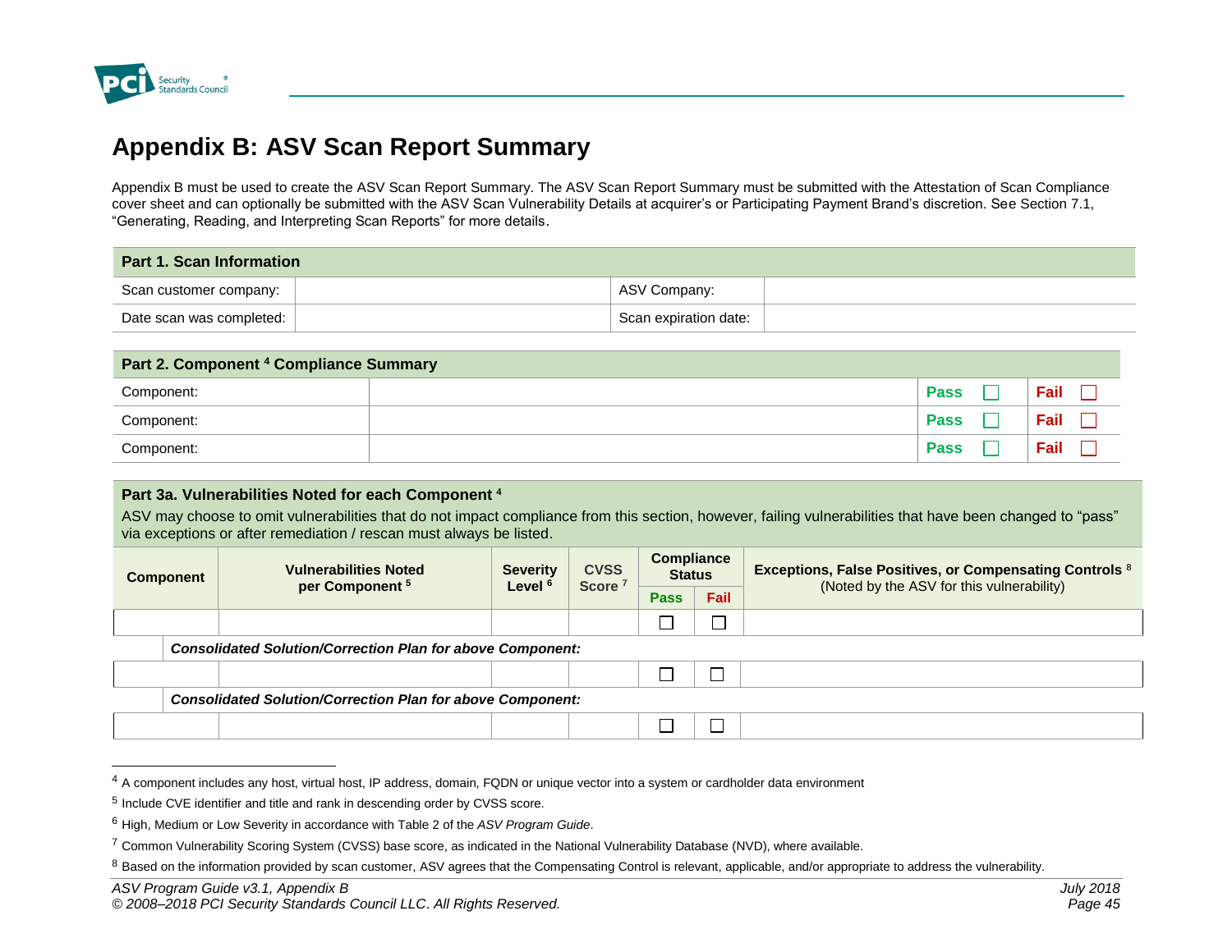# Appendix B: ASV Scan Report Summary

Appendix B must be used to create the ASV Scan Report Summary. The ASV Scan Report Summary must be submitted with the Attestation of Scan Compliance cover sheet and can optionally be submitted with the ASV Scan Vulnerability Details at acquirer's or Participating Payment Brand's discretion. See Section 7.1, "Generating, Reading, and Interpreting Scan Reports" for more details.

| **Part 1. Scan Information** | | | |
|---|---|---|---|
| Scan customer company: | | ASV Company: | |
| Date scan was completed: | | Scan expiration date: | |

| **Part 2. Component [4] Compliance Summary** | | | |
|---|---|---|---|
| Component: | | **Pass** ☐ | **Fail** ☐ |
| Component: | | **Pass** ☐ | **Fail** ☐ |
| Component: | | **Pass** ☐ | **Fail** ☐ |

**Part 3a. Vulnerabilities Noted for each Component [4]**

ASV may choose to omit vulnerabilities that do not impact compliance from this section, however, failing vulnerabilities that have been changed to "pass" via exceptions or after remediation / rescan must always be listed.

| **Component** | **Vulnerabilities Noted per Component [5]** | **Severity Level [6]** | **CVSS Score [7]** | **Compliance Status** | | **Exceptions, False Positives, or Compensating Controls [8]** (Noted by the ASV for this vulnerability) |
|---|---|---|---|---|---|---|
| | | | | **Pass** | **Fail** | |
| | | | | ☐ | ☐ | |
| | ***Consolidated Solution/Correction Plan for above Component:*** | | | | | |
| | | | | ☐ | ☐ | |
| | ***Consolidated Solution/Correction Plan for above Component:*** | | | | | |
| | | | | ☐ | ☐ | |

[4] A component includes any host, virtual host, IP address, domain, FQDN or unique vector into a system or cardholder data environment

[5] Include CVE identifier and title and rank in descending order by CVSS score.

[6] High, Medium or Low Severity in accordance with Table 2 of the *ASV Program Guide*.

[7] Common Vulnerability Scoring System (CVSS) base score, as indicated in the National Vulnerability Database (NVD), where available.

[8] Based on the information provided by scan customer, ASV agrees that the Compensating Control is relevant, applicable, and/or appropriate to address the vulnerability.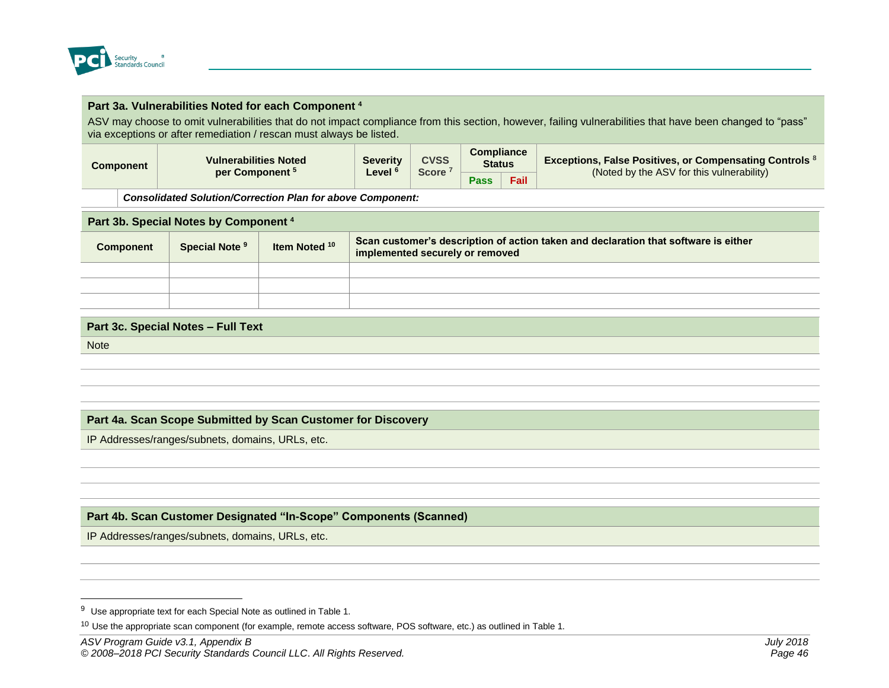**Part 3a. Vulnerabilities Noted for each Component [4]**

ASV may choose to omit vulnerabilities that do not impact compliance from this section, however, failing vulnerabilities that have been changed to "pass" via exceptions or after remediation / rescan must always be listed.

| Component | Vulnerabilities Noted per Component [5] | Severity Level [6] | CVSS Score [7] | Compliance Status | | Exceptions, False Positives, or Compensating Controls [8] (Noted by the ASV for this vulnerability) |
|---|---|---|---|---|---|---|
| | | | | Pass | Fail | |
| | ***Consolidated Solution/Correction Plan for above Component:*** | | | | | |

**Part 3b. Special Notes by Component [4]**

| Component | Special Note [9] | Item Noted [10] | Scan customer's description of action taken and declaration that software is either implemented securely or removed |
|---|---|---|---|
| | | | |
| | | | |
| | | | |

**Part 3c. Special Notes – Full Text**

| Note |
|---|
| |
| |
| |

**Part 4a. Scan Scope Submitted by Scan Customer for Discovery**

| IP Addresses/ranges/subnets, domains, URLs, etc. |
|---|
| |
| |
| |

**Part 4b. Scan Customer Designated "In-Scope" Components (Scanned)**

| IP Addresses/ranges/subnets, domains, URLs, etc. |
|---|
| |
| |

[9] Use appropriate text for each Special Note as outlined in Table 1.

[10] Use the appropriate scan component (for example, remote access software, POS software, etc.) as outlined in Table 1.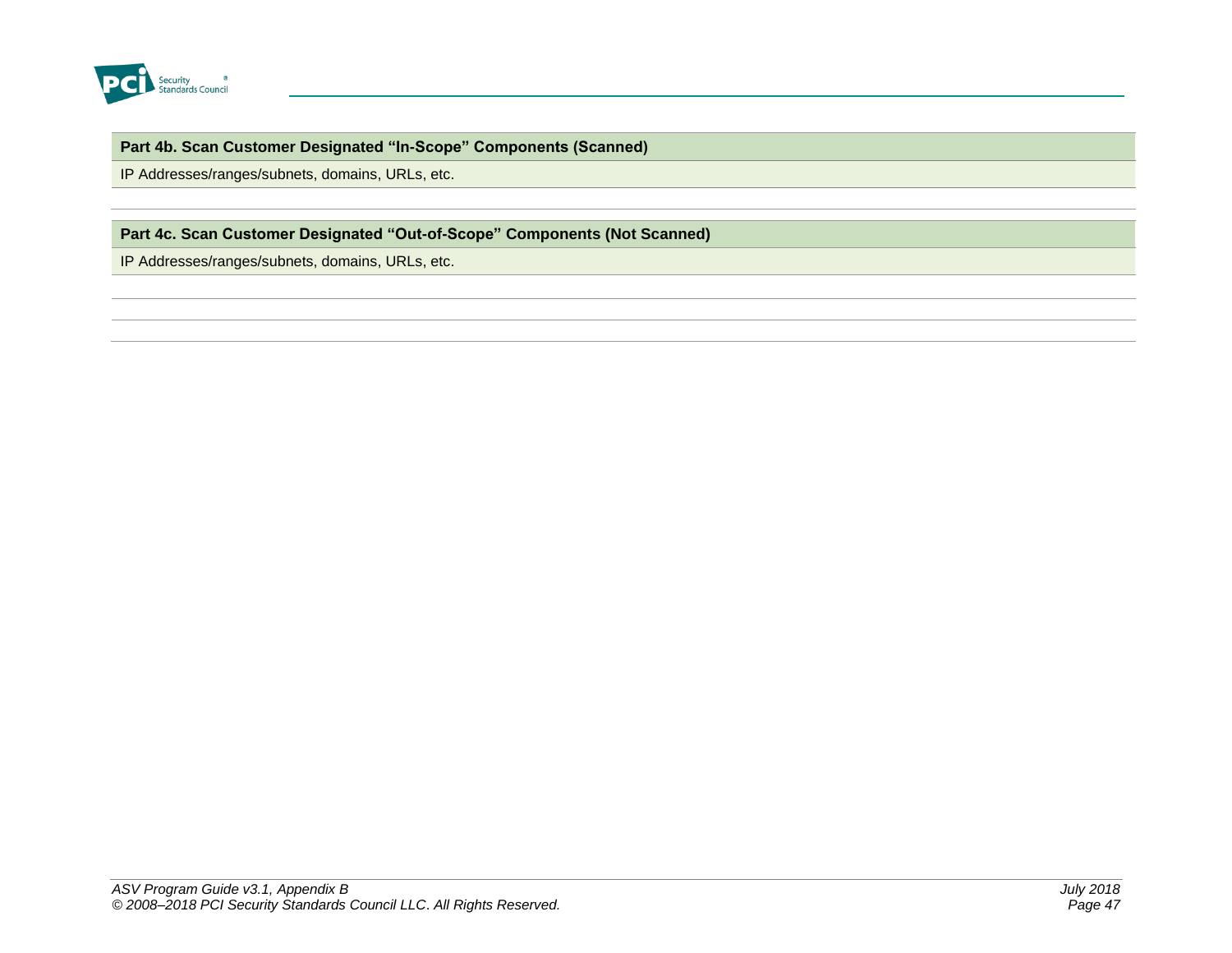| Part 4b. Scan Customer Designated "In-Scope" Components (Scanned) |
| --- |
| IP Addresses/ranges/subnets, domains, URLs, etc. |
| |

| Part 4c. Scan Customer Designated "Out-of-Scope" Components (Not Scanned) |
| --- |
| IP Addresses/ranges/subnets, domains, URLs, etc. |
| |
| |
| |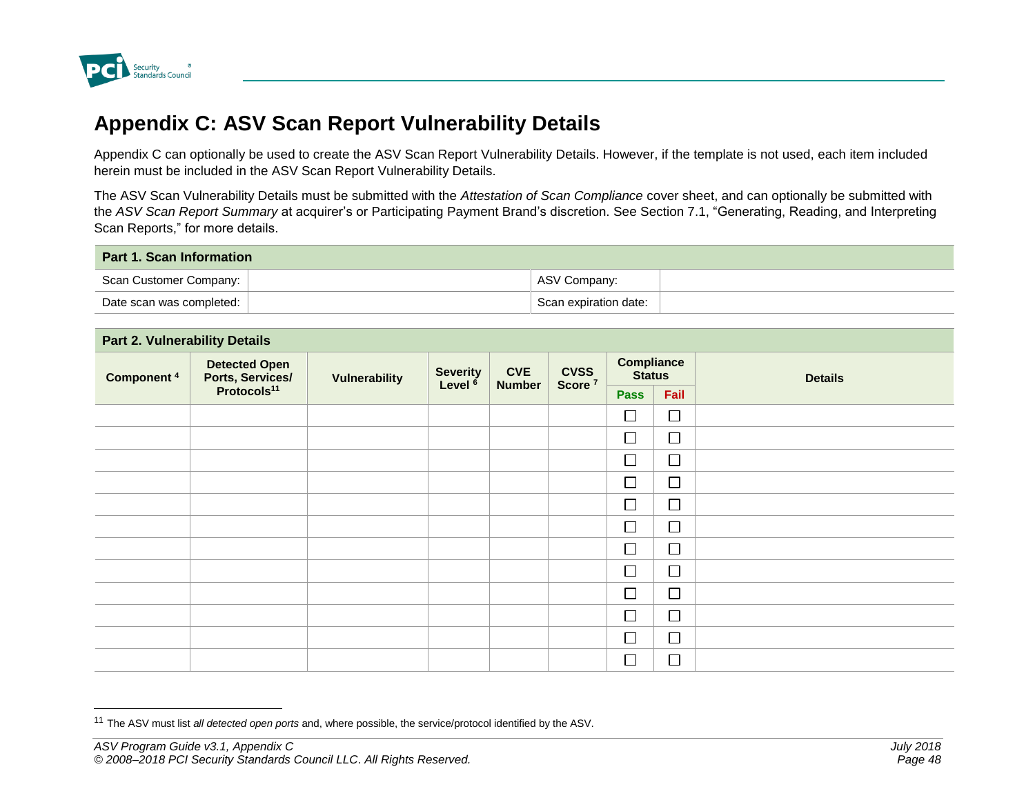# Appendix C: ASV Scan Report Vulnerability Details

Appendix C can optionally be used to create the ASV Scan Report Vulnerability Details. However, if the template is not used, each item included herein must be included in the ASV Scan Report Vulnerability Details.

The ASV Scan Vulnerability Details must be submitted with the *Attestation of Scan Compliance* cover sheet, and can optionally be submitted with the *ASV Scan Report Summary* at acquirer's or Participating Payment Brand's discretion. See Section 7.1, "Generating, Reading, and Interpreting Scan Reports," for more details.

| **Part 1. Scan Information** | | | |
|---|---|---|---|
| Scan Customer Company: | | ASV Company: | |
| Date scan was completed: | | Scan expiration date: | |

| **Part 2. Vulnerability Details** | | | | | | | | |
|---|---|---|---|---|---|---|---|---|
| **Component** [4] | **Detected Open Ports, Services/ Protocols**[11] | **Vulnerability** | **Severity Level** [6] | **CVE Number** | **CVSS Score** [7] | **Compliance Status** | | **Details** |
| | | | | | | **Pass** | **Fail** | |
| | | | | | | ☐ | ☐ | |
| | | | | | | ☐ | ☐ | |
| | | | | | | ☐ | ☐ | |
| | | | | | | ☐ | ☐ | |
| | | | | | | ☐ | ☐ | |
| | | | | | | ☐ | ☐ | |
| | | | | | | ☐ | ☐ | |
| | | | | | | ☐ | ☐ | |
| | | | | | | ☐ | ☐ | |
| | | | | | | ☐ | ☐ | |
| | | | | | | ☐ | ☐ | |
| | | | | | | ☐ | ☐ | |

[11] The ASV must list *all detected open ports* and, where possible, the service/protocol identified by the ASV.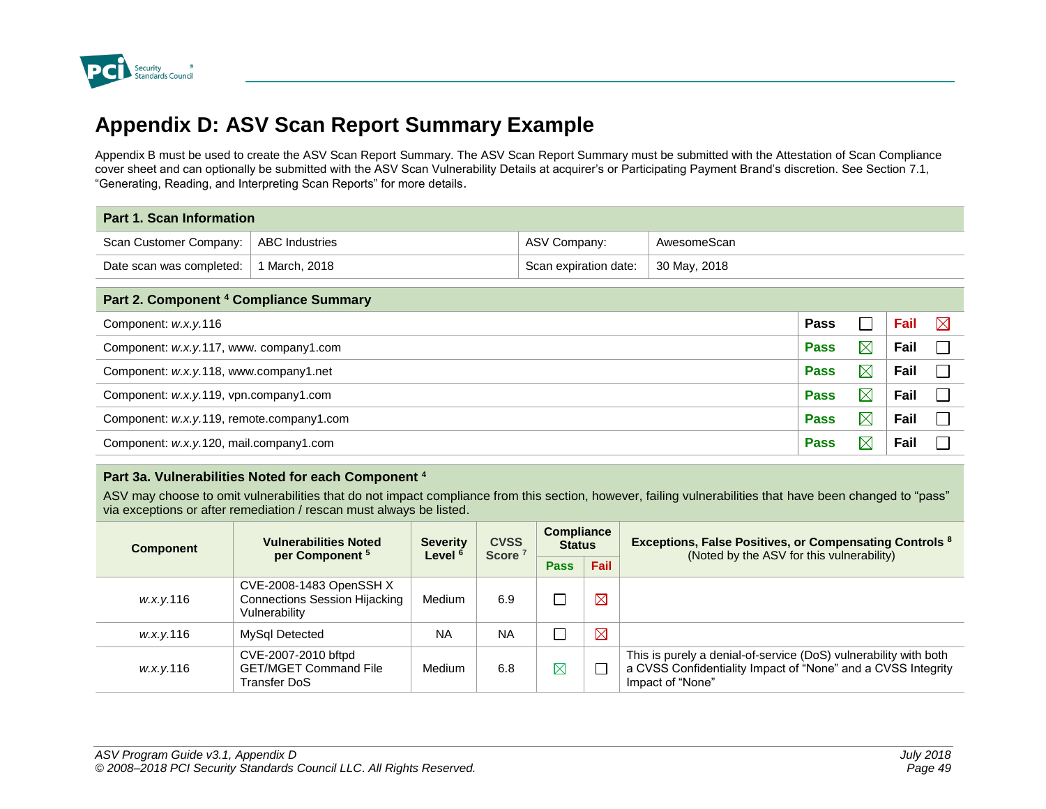# Appendix D: ASV Scan Report Summary Example

Appendix B must be used to create the ASV Scan Report Summary. The ASV Scan Report Summary must be submitted with the Attestation of Scan Compliance cover sheet and can optionally be submitted with the ASV Scan Vulnerability Details at acquirer's or Participating Payment Brand's discretion. See Section 7.1, "Generating, Reading, and Interpreting Scan Reports" for more details.

| **Part 1. Scan Information** | | | |
|---|---|---|---|
| Scan Customer Company: | ABC Industries | ASV Company: | AwesomeScan |
| Date scan was completed: | 1 March, 2018 | Scan expiration date: | 30 May, 2018 |

| **Part 2. Component [4] Compliance Summary** | | | | |
|---|---|---|---|---|
| Component: *w.x.y.*116 | **Pass** | ☐ | **Fail** | ☒ |
| Component: *w.x.y.*117, www. company1.com | **Pass** | ☒ | **Fail** | ☐ |
| Component: *w.x.y.*118, www.company1.net | **Pass** | ☒ | **Fail** | ☐ |
| Component: *w.x.y.*119, vpn.company1.com | **Pass** | ☒ | **Fail** | ☐ |
| Component: *w.x.y.*119, remote.company1.com | **Pass** | ☒ | **Fail** | ☐ |
| Component: *w.x.y.*120, mail.company1.com | **Pass** | ☒ | **Fail** | ☐ |

**Part 3a. Vulnerabilities Noted for each Component [4]**

ASV may choose to omit vulnerabilities that do not impact compliance from this section, however, failing vulnerabilities that have been changed to "pass" via exceptions or after remediation / rescan must always be listed.

| **Component** | **Vulnerabilities Noted per Component [5]** | **Severity Level [6]** | **CVSS Score [7]** | **Compliance Status** | | **Exceptions, False Positives, or Compensating Controls [8]** (Noted by the ASV for this vulnerability) |
|---|---|---|---|---|---|---|
| | | | | **Pass** | **Fail** | |
| *w.x.y.*116 | CVE-2008-1483 OpenSSH X Connections Session Hijacking Vulnerability | Medium | 6.9 | ☐ | ☒ | |
| *w.x.y.*116 | MySql Detected | NA | NA | ☐ | ☒ | |
| *w.x.y.*116 | CVE-2007-2010 bftpd GET/MGET Command File Transfer DoS | Medium | 6.8 | ☒ | ☐ | This is purely a denial-of-service (DoS) vulnerability with both a CVSS Confidentiality Impact of "None" and a CVSS Integrity Impact of "None" |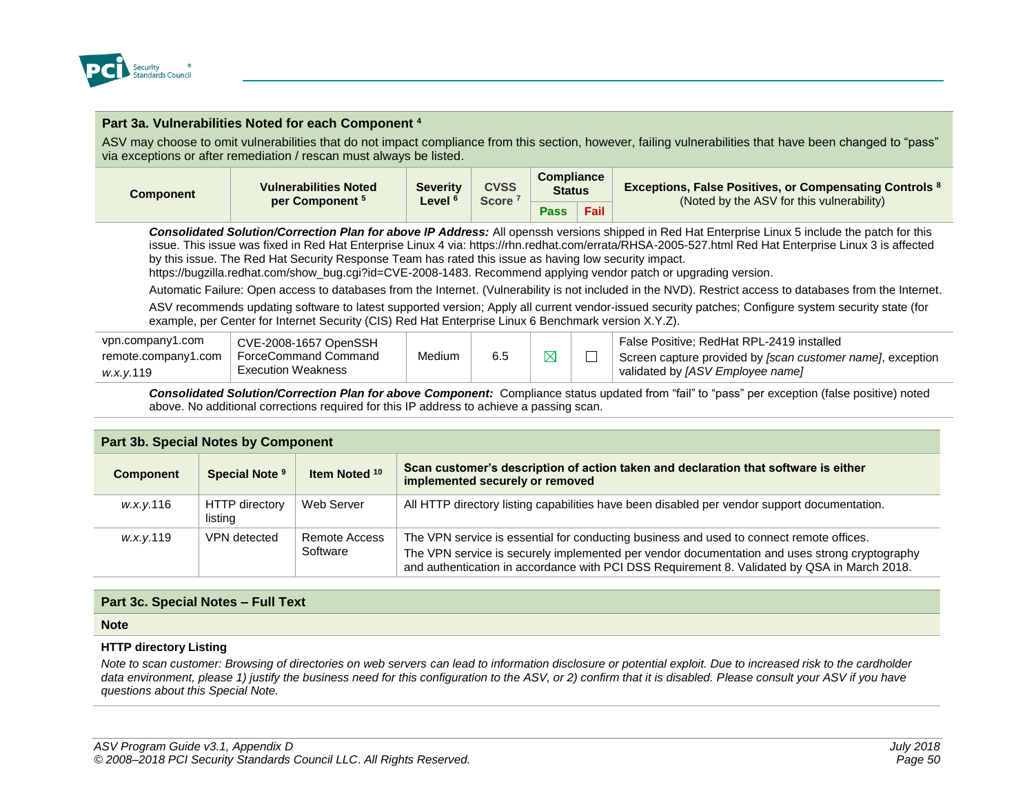## Part 3a. Vulnerabilities Noted for each Component [4]

ASV may choose to omit vulnerabilities that do not impact compliance from this section, however, failing vulnerabilities that have been changed to "pass" via exceptions or after remediation / rescan must always be listed.

| Component | Vulnerabilities Noted per Component [5] | Severity Level [6] | CVSS Score [7] | Compliance Status | | Exceptions, False Positives, or Compensating Controls [8] (Noted by the ASV for this vulnerability) |
|---|---|---|---|---|---|---|
| | | | | Pass | Fail | |
| ***Consolidated Solution/Correction Plan for above IP Address:*** All openssh versions shipped in Red Hat Enterprise Linux 5 include the patch for this issue. This issue was fixed in Red Hat Enterprise Linux 4 via: https://rhn.redhat.com/errata/RHSA-2005-527.html Red Hat Enterprise Linux 3 is affected by this issue. The Red Hat Security Response Team has rated this issue as having low security impact. https://bugzilla.redhat.com/show_bug.cgi?id=CVE-2008-1483. Recommend applying vendor patch or upgrading version. Automatic Failure: Open access to databases from the Internet. (Vulnerability is not included in the NVD). Restrict access to databases from the Internet. ASV recommends updating software to latest supported version; Apply all current vendor-issued security patches; Configure system security state (for example, per Center for Internet Security (CIS) Red Hat Enterprise Linux 6 Benchmark version X.Y.Z). | | | | | | |
| vpn.company1.com remote.company1.com *w.x.y*.119 | CVE-2008-1657 OpenSSH ForceCommand Command Execution Weakness | Medium | 6.5 | ☒ | ☐ | False Positive; RedHat RPL-2419 installed Screen capture provided by *[scan customer name]*, exception validated by *[ASV Employee name]* |
| ***Consolidated Solution/Correction Plan for above Component:*** Compliance status updated from "fail" to "pass" per exception (false positive) noted above. No additional corrections required for this IP address to achieve a passing scan. | | | | | | |

## Part 3b. Special Notes by Component

| Component | Special Note [9] | Item Noted [10] | Scan customer's description of action taken and declaration that software is either implemented securely or removed |
|---|---|---|---|
| *w.x.y*.116 | HTTP directory listing | Web Server | All HTTP directory listing capabilities have been disabled per vendor support documentation. |
| *w.x.y*.119 | VPN detected | Remote Access Software | The VPN service is essential for conducting business and used to connect remote offices. The VPN service is securely implemented per vendor documentation and uses strong cryptography and authentication in accordance with PCI DSS Requirement 8. Validated by QSA in March 2018. |

## Part 3c. Special Notes – Full Text

**Note**

**HTTP directory Listing**

*Note to scan customer: Browsing of directories on web servers can lead to information disclosure or potential exploit. Due to increased risk to the cardholder data environment, please 1) justify the business need for this configuration to the ASV, or 2) confirm that it is disabled. Please consult your ASV if you have questions about this Special Note.*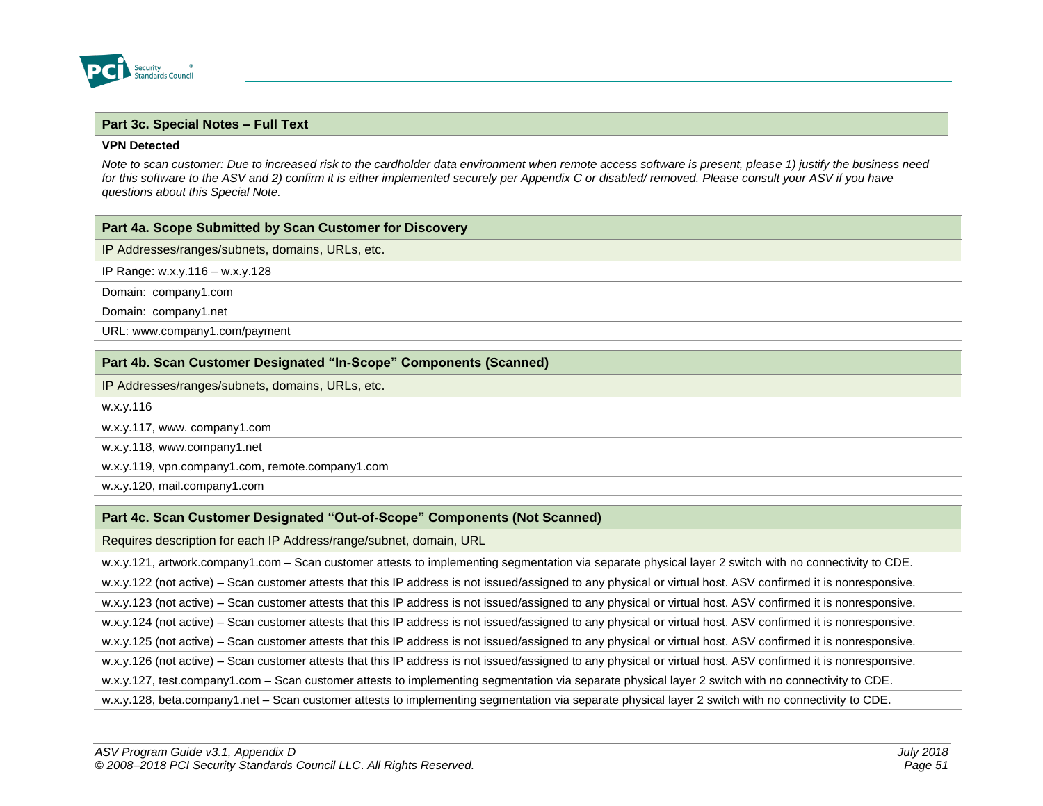| Part 3c. Special Notes – Full Text |
| --- |
| **VPN Detected** |
| *Note to scan customer: Due to increased risk to the cardholder data environment when remote access software is present, please 1) justify the business need for this software to the ASV and 2) confirm it is either implemented securely per Appendix C or disabled/ removed. Please consult your ASV if you have questions about this Special Note.* |

| Part 4a. Scope Submitted by Scan Customer for Discovery |
| --- |
| IP Addresses/ranges/subnets, domains, URLs, etc. |
| IP Range: w.x.y.116 – w.x.y.128 |
| Domain: company1.com |
| Domain: company1.net |
| URL: www.company1.com/payment |

| Part 4b. Scan Customer Designated "In-Scope" Components (Scanned) |
| --- |
| IP Addresses/ranges/subnets, domains, URLs, etc. |
| w.x.y.116 |
| w.x.y.117, www. company1.com |
| w.x.y.118, www.company1.net |
| w.x.y.119, vpn.company1.com, remote.company1.com |
| w.x.y.120, mail.company1.com |

| Part 4c. Scan Customer Designated "Out-of-Scope" Components (Not Scanned) |
| --- |
| Requires description for each IP Address/range/subnet, domain, URL |
| w.x.y.121, artwork.company1.com – Scan customer attests to implementing segmentation via separate physical layer 2 switch with no connectivity to CDE. |
| w.x.y.122 (not active) – Scan customer attests that this IP address is not issued/assigned to any physical or virtual host. ASV confirmed it is nonresponsive. |
| w.x.y.123 (not active) – Scan customer attests that this IP address is not issued/assigned to any physical or virtual host. ASV confirmed it is nonresponsive. |
| w.x.y.124 (not active) – Scan customer attests that this IP address is not issued/assigned to any physical or virtual host. ASV confirmed it is nonresponsive. |
| w.x.y.125 (not active) – Scan customer attests that this IP address is not issued/assigned to any physical or virtual host. ASV confirmed it is nonresponsive. |
| w.x.y.126 (not active) – Scan customer attests that this IP address is not issued/assigned to any physical or virtual host. ASV confirmed it is nonresponsive. |
| w.x.y.127, test.company1.com – Scan customer attests to implementing segmentation via separate physical layer 2 switch with no connectivity to CDE. |
| w.x.y.128, beta.company1.net – Scan customer attests to implementing segmentation via separate physical layer 2 switch with no connectivity to CDE. |